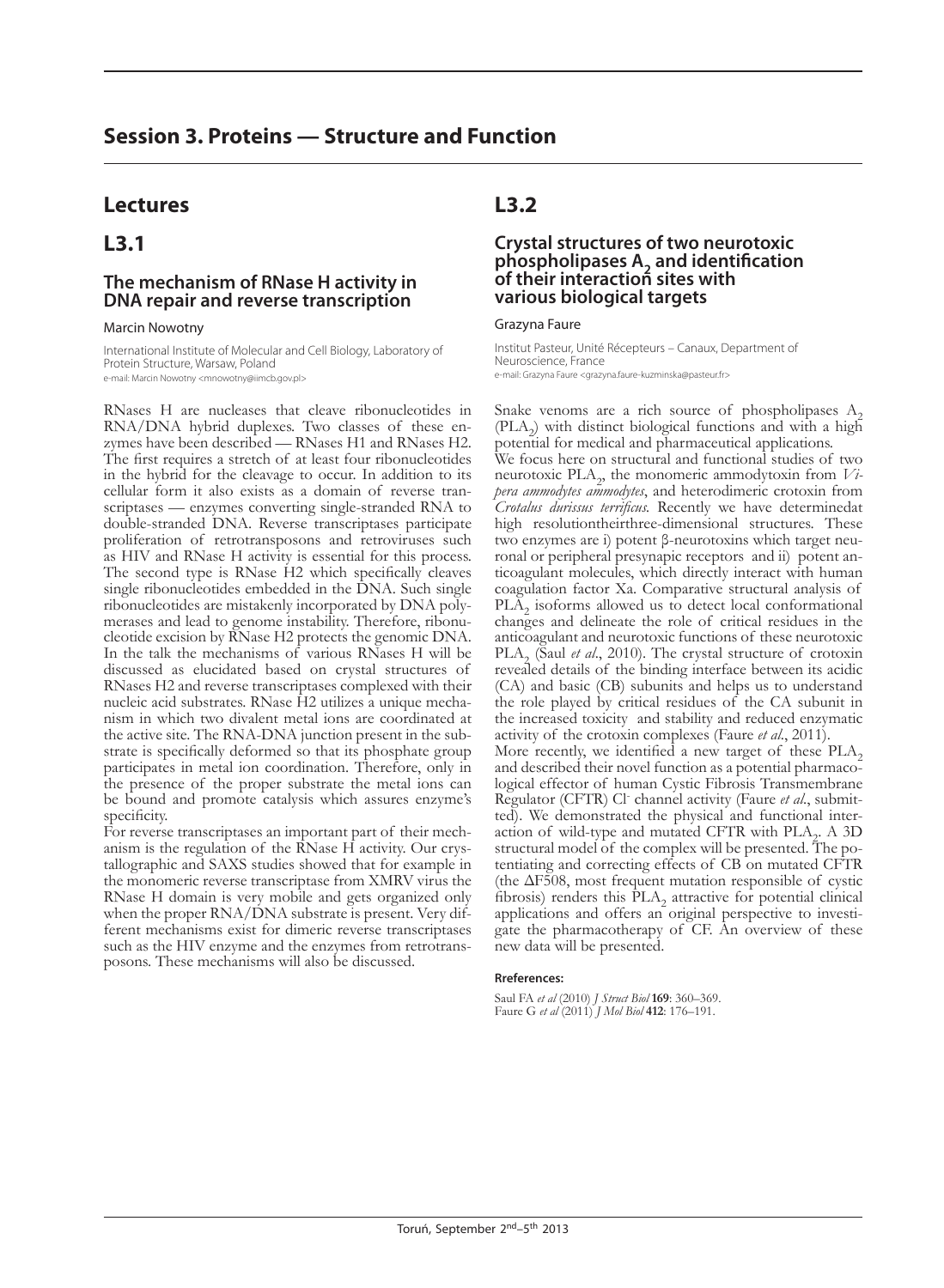# Session 3. Proteins — Structure and Function

## Lectures

## L3.1

### The mechanism of RNase H activity in DNA repair and reverse transcription

Marcin Nowotny

International Institute of Molecular and Cell Biology, Laboratory of Protein Structure, Warsaw, Poland
e-mail: Marcin Nowotny <mnowotny@iimcb.gov.pl>

RNases H are nucleases that cleave ribonucleotides in RNA/DNA hybrid duplexes. Two classes of these enzymes have been described — RNases H1 and RNases H2. The first requires a stretch of at least four ribonucleotides in the hybrid for the cleavage to occur. In addition to its cellular form it also exists as a domain of reverse transcriptases — enzymes converting single-stranded RNA to double-stranded DNA. Reverse transcriptases participate proliferation of retrotransposons and retroviruses such as HIV and RNase H activity is essential for this process. The second type is RNase H2 which specifically cleaves single ribonucleotides embedded in the DNA. Such single ribonucleotides are mistakenly incorporated by DNA polymerases and lead to genome instability. Therefore, ribonucleotide excision by RNase H2 protects the genomic DNA. In the talk the mechanisms of various RNases H will be discussed as elucidated based on crystal structures of RNases H2 and reverse transcriptases complexed with their nucleic acid substrates. RNase H2 utilizes a unique mechanism in which two divalent metal ions are coordinated at the active site. The RNA-DNA junction present in the substrate is specifically deformed so that its phosphate group participates in metal ion coordination. Therefore, only in the presence of the proper substrate the metal ions can be bound and promote catalysis which assures enzyme's specificity.

For reverse transcriptases an important part of their mechanism is the regulation of the RNase H activity. Our crystallographic and SAXS studies showed that for example in the monomeric reverse transcriptase from XMRV virus the RNase H domain is very mobile and gets organized only when the proper RNA/DNA substrate is present. Very different mechanisms exist for dimeric reverse transcriptases such as the HIV enzyme and the enzymes from retrotransposons. These mechanisms will also be discussed.

## L3.2

### Crystal structures of two neurotoxic phospholipases $A_2$ and identification of their interaction sites with various biological targets

Grazyna Faure

Institut Pasteur, Unité Récepteurs – Canaux, Department of Neuroscience, France
e-mail: Grazyna Faure <grazyna.faure-kuzminska@pasteur.fr>

Snake venoms are a rich source of phospholipases $A_2$ ($PLA_2$) with distinct biological functions and with a high potential for medical and pharmaceutical applications.

We focus here on structural and functional studies of two neurotoxic $PLA_2$, the monomeric ammodytoxin from *Vipera ammodytes ammodytes*, and heterodimeric crotoxin from *Crotalus durissus terrificus.* Recently we have determinedat high resolutiontheirthree-dimensional structures. These two enzymes are i) potent β-neurotoxins which target neuronal or peripheral presynapic receptors and ii) potent anticoagulant molecules, which directly interact with human coagulation factor Xa. Comparative structural analysis of $PLA_2$ isoforms allowed us to detect local conformational changes and delineate the role of critical residues in the anticoagulant and neurotoxic functions of these neurotoxic $PLA_2$ (Saul *et al*., 2010). The crystal structure of crotoxin revealed details of the binding interface between its acidic (CA) and basic (CB) subunits and helps us to understand the role played by critical residues of the CA subunit in the increased toxicity and stability and reduced enzymatic activity of the crotoxin complexes (Faure *et al*., 2011).

More recently, we identified a new target of these $PLA_2$ and described their novel function as a potential pharmacological effector of human Cystic Fibrosis Transmembrane Regulator (CFTR) $Cl^-$ channel activity (Faure *et al*., submitted). We demonstrated the physical and functional interaction of wild-type and mutated CFTR with $PLA_2$. A 3D structural model of the complex will be presented. The potentiating and correcting effects of CB on mutated CFTR (the ΔF508, most frequent mutation responsible of cystic fibrosis) renders this $PLA_2$ attractive for potential clinical applications and offers an original perspective to investigate the pharmacotherapy of CF. An overview of these new data will be presented.

#### Rreferences:

Saul FA *et al* (2010) *J Struct Biol* **169**: 360–369.
Faure G *et al* (2011) *J Mol Biol* **412**: 176–191.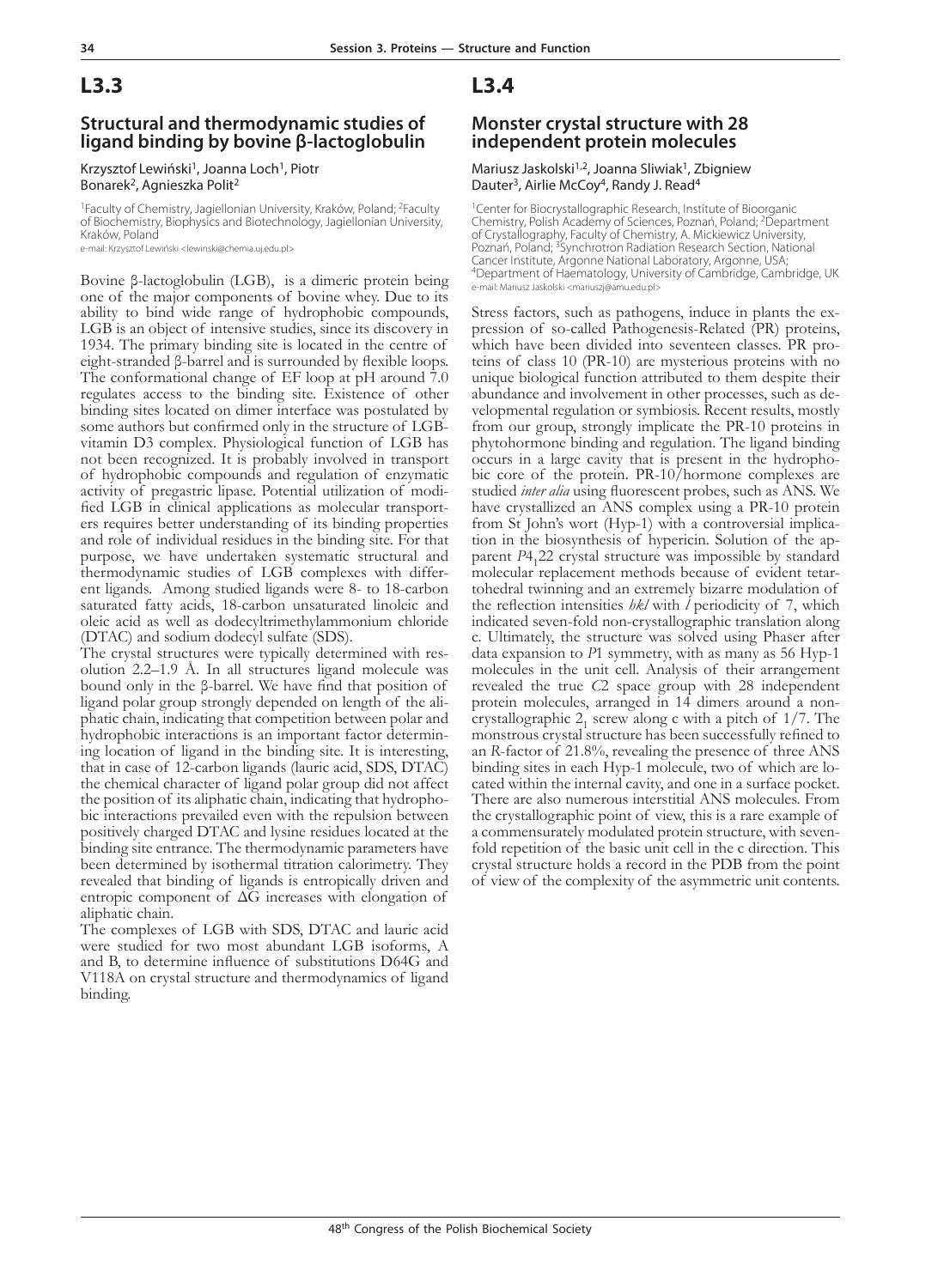## L3.3

### Structural and thermodynamic studies of ligand binding by bovine β-lactoglobulin

Krzysztof Lewiński[1], Joanna Loch[1], Piotr Bonarek[2], Agnieszka Polit[2]

[1]Faculty of Chemistry, Jagiellonian University, Kraków, Poland; [2]Faculty of Biochemistry, Biophysics and Biotechnology, Jagiellonian University, Kraków, Poland

e-mail: Krzysztof Lewiński <lewinski@chemia.uj.edu.pl>

Bovine β-lactoglobulin (LGB), is a dimeric protein being one of the major components of bovine whey. Due to its ability to bind wide range of hydrophobic compounds, LGB is an object of intensive studies, since its discovery in 1934. The primary binding site is located in the centre of eight-stranded β-barrel and is surrounded by flexible loops. The conformational change of EF loop at pH around 7.0 regulates access to the binding site. Existence of other binding sites located on dimer interface was postulated by some authors but confirmed only in the structure of LGB-vitamin D3 complex. Physiological function of LGB has not been recognized. It is probably involved in transport of hydrophobic compounds and regulation of enzymatic activity of pregastric lipase. Potential utilization of modified LGB in clinical applications as molecular transporters requires better understanding of its binding properties and role of individual residues in the binding site. For that purpose, we have undertaken systematic structural and thermodynamic studies of LGB complexes with different ligands. Among studied ligands were 8- to 18-carbon saturated fatty acids, 18-carbon unsaturated linoleic and oleic acid as well as dodecyltrimethylammonium chloride (DTAC) and sodium dodecyl sulfate (SDS).

The crystal structures were typically determined with resolution 2.2–1.9 Å. In all structures ligand molecule was bound only in the β-barrel. We have find that position of ligand polar group strongly depended on length of the aliphatic chain, indicating that competition between polar and hydrophobic interactions is an important factor determining location of ligand in the binding site. It is interesting, that in case of 12-carbon ligands (lauric acid, SDS, DTAC) the chemical character of ligand polar group did not affect the position of its aliphatic chain, indicating that hydrophobic interactions prevailed even with the repulsion between positively charged DTAC and lysine residues located at the binding site entrance. The thermodynamic parameters have been determined by isothermal titration calorimetry. They revealed that binding of ligands is entropically driven and entropic component of ΔG increases with elongation of aliphatic chain.

The complexes of LGB with SDS, DTAC and lauric acid were studied for two most abundant LGB isoforms, A and B, to determine influence of substitutions D64G and V118A on crystal structure and thermodynamics of ligand binding.

## L3.4

### Monster crystal structure with 28 independent protein molecules

Mariusz Jaskolski[1,2], Joanna Sliwiak[1], Zbigniew Dauter[3], Airlie McCoy[4], Randy J. Read[4]

[1]Center for Biocrystallographic Research, Institute of Bioorganic Chemistry, Polish Academy of Sciences, Poznań, Poland; [2]Department of Crystallography, Faculty of Chemistry, A. Mickiewicz University, Poznań, Poland; [3]Synchrotron Radiation Research Section, National Cancer Institute, Argonne National Laboratory, Argonne, USA; [4]Department of Haematology, University of Cambridge, Cambridge, UK

e-mail: Mariusz Jaskolski <mariuszj@amu.edu.pl>

Stress factors, such as pathogens, induce in plants the expression of so-called Pathogenesis-Related (PR) proteins, which have been divided into seventeen classes. PR proteins of class 10 (PR-10) are mysterious proteins with no unique biological function attributed to them despite their abundance and involvement in other processes, such as developmental regulation or symbiosis. Recent results, mostly from our group, strongly implicate the PR-10 proteins in phytohormone binding and regulation. The ligand binding occurs in a large cavity that is present in the hydrophobic core of the protein. PR-10/hormone complexes are studied *inter alia* using fluorescent probes, such as ANS. We have crystallized an ANS complex using a PR-10 protein from St John's wort (Hyp-1) with a controversial implication in the biosynthesis of hypericin. Solution of the apparent $P4_122$ crystal structure was impossible by standard molecular replacement methods because of evident tetartohedral twinning and an extremely bizarre modulation of the reflection intensities *hkl* with *l* periodicity of 7, which indicated seven-fold non-crystallographic translation along c. Ultimately, the structure was solved using Phaser after data expansion to *P*1 symmetry, with as many as 56 Hyp-1 molecules in the unit cell. Analysis of their arrangement revealed the true *C*2 space group with 28 independent protein molecules, arranged in 14 dimers around a non-crystallographic $2_1$ screw along c with a pitch of 1/7. The monstrous crystal structure has been successfully refined to an *R*-factor of 21.8%, revealing the presence of three ANS binding sites in each Hyp-1 molecule, two of which are located within the internal cavity, and one in a surface pocket. There are also numerous interstitial ANS molecules. From the crystallographic point of view, this is a rare example of a commensurately modulated protein structure, with seven-fold repetition of the basic unit cell in the c direction. This crystal structure holds a record in the PDB from the point of view of the complexity of the asymmetric unit contents.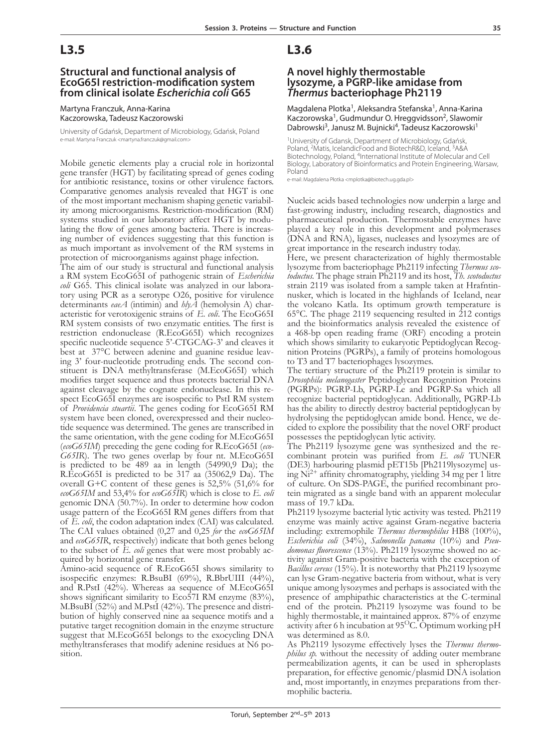# L3.5

## Structural and functional analysis of EcoG65I restriction-modification system from clinical isolate *Escherichia coli* G65

Martyna Franczuk, Anna-Karina Kaczorowska, Tadeusz Kaczorowski

University of Gdańsk, Department of Microbiology, Gdańsk, Poland
e-mail: Martyna Franczuk <martyna.franczuk@gmail.com>

Mobile genetic elements play a crucial role in horizontal gene transfer (HGT) by facilitating spread of genes coding for antibiotic resistance, toxins or other virulence factors. Comparative genomes analysis revealed that HGT is one of the most important mechanism shaping genetic variability among microorganisms. Restriction-modification (RM) systems studied in our laboratory affect HGT by modulating the flow of genes among bacteria. There is increasing number of evidences suggesting that this function is as much important as involvement of the RM systems in protection of microorganisms against phage infection.

The aim of our study is structural and functional analysis a RM system EcoG65I of pathogenic strain of *Escherichia coli* G65. This clinical isolate was analyzed in our laboratory using PCR as a serotype O26, positive for virulence determinants *eaeA* (intimin) and *hlyA* (hemolysin A) characteristic for verotoxigenic strains of *E. coli*. The EcoG65I RM system consists of two enzymatic entities. The first is restriction endonuclease (R.EcoG65I) which recognizes specific nucleotide sequence 5'-CTGCAG-3' and cleaves it best at 37°C between adenine and guanine residue leaving 3' four-nucleotide protruding ends. The second constituent is DNA methyltransferase (M.EcoG65I) which modifies target sequence and thus protects bacterial DNA against cleavage by the cognate endonuclease. In this respect EcoG65I enzymes are isospecific to PstI RM system of *Providencia stuartii*. The genes coding for EcoG65I RM system have been cloned, overexpressed and their nucleotide sequence was determined. The genes are transcribed in the same orientation, with the gene coding for M.EcoG65I (*ecoG65IM*) preceding the gene coding for R.EcoG65I (*ecoG65IR*). The two genes overlap by four nt. M.EcoG65I is predicted to be 489 aa in length (54990,9 Da); the R.EcoG65I is predicted to be 317 aa (35062,9 Da). The overall G+C content of these genes is 52,5% (51,6% for *ecoG65IM* and 53,4% for *ecoG65IR*) which is close to *E. coli* genomic DNA (50.7%). In order to determine how codon usage pattern of the EcoG65I RM genes differs from that of *E. coli*, the codon adaptation index (CAI) was calculated. The CAI values obtained (0,27 and 0,25 *for* the *ecoG65IM* and *ecoG65IR*, respectively) indicate that both genes belong to the subset of *E. coli* genes that were most probably acquired by horizontal gene transfer.

Amino-acid sequence of R.EcoG65I shows similarity to isospecific enzymes: R.BsuBI (69%), R.BbrUIII (44%), and R.PstI (42%). Whereas aa sequence of M.EcoG65I shows significant similarity to Eco57I RM enzyme (83%), M.BsuBI (52%) and M.PstI (42%). The presence and distribution of highly conserved nine aa sequence motifs and a putative target recognition domain in the enzyme structure suggest that M.EcoG65I belongs to the exocycling DNA methyltransferases that modify adenine residues at N6 position.

# L3.6

## A novel highly thermostable lysozyme, a PGRP-like amidase from *Thermus* bacteriophage Ph2119

Magdalena Plotka[1], Aleksandra Stefanska[1], Anna-Karina Kaczorowska[1], Gudmundur O. Hreggvidsson[2], Slawomir Dabrowski[3], Janusz M. Bujnicki[4], Tadeusz Kaczorowski[1]

[1]University of Gdansk, Department of Microbiology, Gdańsk, Poland, [2]Matis, IcelandicFood and BiotechR&D, Iceland, [3]A&A Biotechnology, Poland, [4]International Institute of Molecular and Cell Biology, Laboratory of Bioinformatics and Protein Engineering, Warsaw, Poland
e-mail: Magdalena Plotka <mplotka@biotech.ug.gda.pl>

Nucleic acids based technologies now underpin a large and fast-growing industry, including research, diagnostics and pharmaceutical production. Thermostable enzymes have played a key role in this development and polymerases (DNA and RNA), ligases, nucleases and lysozymes are of great importance in the research industry today.

Here, we present characterization of highly thermostable lysozyme from bacteriophage Ph2119 infecting *Thermus scotoductus*. The phage strain Ph2119 and its host, *Th. scotoductus* strain 2119 was isolated from a sample taken at Hrafntinnusker, which is located in the highlands of Iceland, near the volcano Katla. Its optimum growth temperature is 65°C. The phage 2119 sequencing resulted in 212 contigs and the bioinformatics analysis revealed the existence of a 468-bp open reading frame (ORF) encoding a protein which shows similarity to eukaryotic Peptidoglycan Recognition Proteins (PGRPs), a family of proteins homologous to T3 and T7 bacteriophages lysozymes.

The tertiary structure of the Ph2119 protein is similar to *Drosophila melanogaster* Peptidoglycan Recognition Proteins (PGRPs): PGRP-Lb, PGRP-Le and PGRP-Sa which all recognize bacterial peptidoglycan. Additionally, PGRP-Lb has the ability to directly destroy bacterial peptidoglycan by hydrolysing the peptidoglycan amide bond. Hence, we decided to explore the possibility that the novel ORF product possesses the peptidoglycan lytic activity.

The Ph2119 lysozyme gene was synthesized and the recombinant protein was purified from *E. coli* TUNER (DE3) harbouring plasmid pET15b [Ph2119lysozyme] using $Ni^{2+}$ affinity chromatography, yielding 34 mg per 1 litre of culture. On SDS-PAGE, the purified recombinant protein migrated as a single band with an apparent molecular mass of 19.7 kDa.

Ph2119 lysozyme bacterial lytic activity was tested. Ph2119 enzyme was mainly active against Gram-negative bacteria including: extremophile *Thermus thermophilus* HB8 (100%), *Escherichia coli* (34%), *Salmonella panama* (10%) and *Pseudomonas fluorescence* (13%). Ph2119 lysozyme showed no activity against Gram-positive bacteria with the exception of *Bacillus cereus* (15%). It is noteworthy that Ph2119 lysozyme can lyse Gram-negative bacteria from without, what is very unique among lysozymes and perhaps is associated with the presence of amphipathic characteristics at the C-terminal end of the protein. Ph2119 lysozyme was found to be highly thermostable, it maintained approx. 87% of enzyme activity after 6 h incubation at 95$^{O}$C. Optimum working pH was determined as 8.0.

As Ph2119 lysozyme effectively lyses the *Thermus thermophilus sp.* without the necessity of adding outer membrane permeabilization agents, it can be used in spheroplasts preparation, for effective genomic/plasmid DNA isolation and, most importantly, in enzymes preparations from thermophilic bacteria.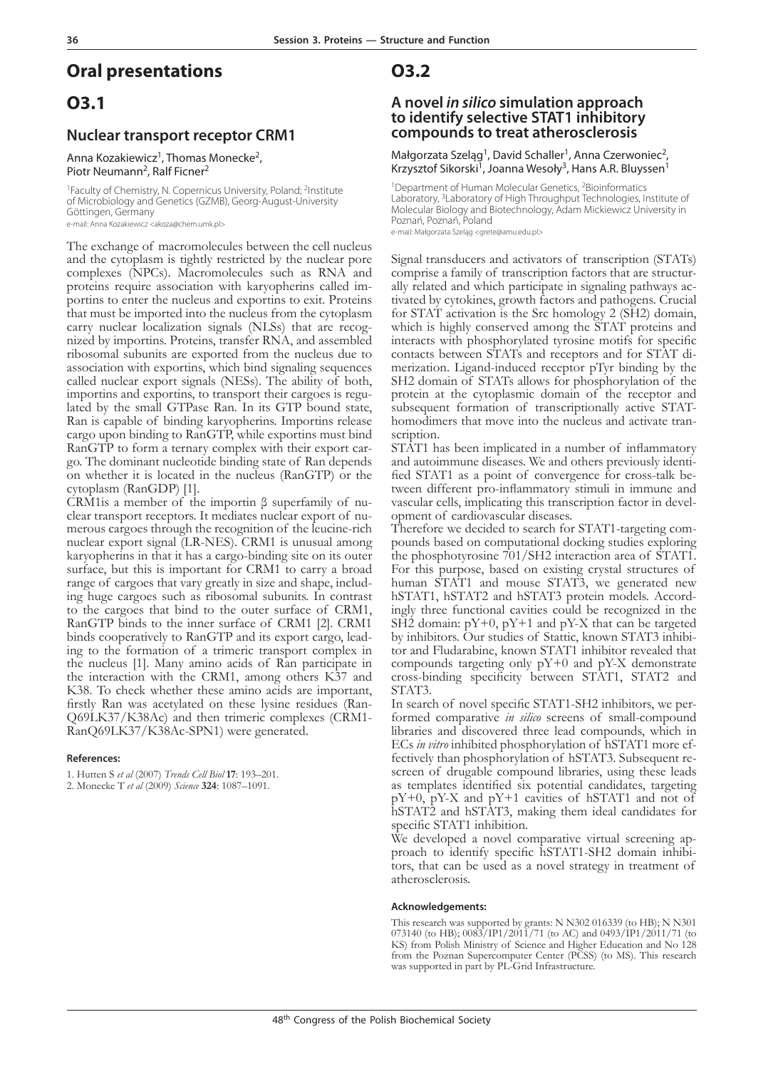# Oral presentations

## O3.1

### Nuclear transport receptor CRM1

Anna Kozakiewicz[1], Thomas Monecke[2], Piotr Neumann[2], Ralf Ficner[2]

[1]Faculty of Chemistry, N. Copernicus University, Poland; [2]Institute of Microbiology and Genetics (GZMB), Georg-August-University Göttingen, Germany

e-mail: Anna Kozakiewicz <akoza@chem.umk.pl>

The exchange of macromolecules between the cell nucleus and the cytoplasm is tightly restricted by the nuclear pore complexes (NPCs). Macromolecules such as RNA and proteins require association with karyopherins called importins to enter the nucleus and exportins to exit. Proteins that must be imported into the nucleus from the cytoplasm carry nuclear localization signals (NLSs) that are recognized by importins. Proteins, transfer RNA, and assembled ribosomal subunits are exported from the nucleus due to association with exportins, which bind signaling sequences called nuclear export signals (NESs). The ability of both, importins and exportins, to transport their cargoes is regulated by the small GTPase Ran. In its GTP bound state, Ran is capable of binding karyopherins. Importins release cargo upon binding to RanGTP, while exportins must bind RanGTP to form a ternary complex with their export cargo. The dominant nucleotide binding state of Ran depends on whether it is located in the nucleus (RanGTP) or the cytoplasm (RanGDP) [1].

CRM1is a member of the importin β superfamily of nuclear transport receptors. It mediates nuclear export of numerous cargoes through the recognition of the leucine-rich nuclear export signal (LR-NES). CRM1 is unusual among karyopherins in that it has a cargo-binding site on its outer surface, but this is important for CRM1 to carry a broad range of cargoes that vary greatly in size and shape, including huge cargoes such as ribosomal subunits. In contrast to the cargoes that bind to the outer surface of CRM1, RanGTP binds to the inner surface of CRM1 [2]. CRM1 binds cooperatively to RanGTP and its export cargo, leading to the formation of a trimeric transport complex in the nucleus [1]. Many amino acids of Ran participate in the interaction with the CRM1, among others K37 and K38. To check whether these amino acids are important, firstly Ran was acetylated on these lysine residues (RanQ69LK37/K38Ac) and then trimeric complexes (CRM1-RanQ69LK37/K38Ac-SPN1) were generated.

#### References:

1. Hutten S *et al* (2007) *Trends Cell Biol* **17**: 193–201.
2. Monecke T *et al* (2009) *Science* **324**: 1087–1091.

## O3.2

### A novel *in silico* simulation approach to identify selective STAT1 inhibitory compounds to treat atherosclerosis

Małgorzata Szeląg[1], David Schaller[1], Anna Czerwoniec[2], Krzysztof Sikorski[1], Joanna Wesoły[3], Hans A.R. Bluyssen[1]

[1]Department of Human Molecular Genetics, [2]Bioinformatics Laboratory, [3]Laboratory of High Throughput Technologies, Institute of Molecular Biology and Biotechnology, Adam Mickiewicz University in Poznań, Poznań, Poland

e-mail: Małgorzata Szeląg <grete@amu.edu.pl>

Signal transducers and activators of transcription (STATs) comprise a family of transcription factors that are structurally related and which participate in signaling pathways activated by cytokines, growth factors and pathogens. Crucial for STAT activation is the Src homology 2 (SH2) domain, which is highly conserved among the STAT proteins and interacts with phosphorylated tyrosine motifs for specific contacts between STATs and receptors and for STAT dimerization. Ligand-induced receptor pTyr binding by the SH2 domain of STATs allows for phosphorylation of the protein at the cytoplasmic domain of the receptor and subsequent formation of transcriptionally active STAT-homodimers that move into the nucleus and activate transcription.

STAT1 has been implicated in a number of inflammatory and autoimmune diseases. We and others previously identified STAT1 as a point of convergence for cross-talk between different pro-inflammatory stimuli in immune and vascular cells, implicating this transcription factor in development of cardiovascular diseases.

Therefore we decided to search for STAT1-targeting compounds based on computational docking studies exploring the phosphotyrosine 701/SH2 interaction area of STAT1. For this purpose, based on existing crystal structures of human STAT1 and mouse STAT3, we generated new hSTAT1, hSTAT2 and hSTAT3 protein models. Accordingly three functional cavities could be recognized in the SH2 domain: pY+0, pY+1 and pY-X that can be targeted by inhibitors. Our studies of Stattic, known STAT3 inhibitor and Fludarabine, known STAT1 inhibitor revealed that compounds targeting only pY+0 and pY-X demonstrate cross-binding specificity between STAT1, STAT2 and STAT3.

In search of novel specific STAT1-SH2 inhibitors, we performed comparative *in silico* screens of small-compound libraries and discovered three lead compounds, which in ECs *in vitro* inhibited phosphorylation of hSTAT1 more effectively than phosphorylation of hSTAT3. Subsequent rescreen of drugable compound libraries, using these leads as templates identified six potential candidates, targeting pY+0, pY-X and pY+1 cavities of hSTAT1 and not of hSTAT2 and hSTAT3, making them ideal candidates for specific STAT1 inhibition.

We developed a novel comparative virtual screening approach to identify specific hSTAT1-SH2 domain inhibitors, that can be used as a novel strategy in treatment of atherosclerosis.

#### Acknowledgements:

This research was supported by grants: N N302 016339 (to HB); N N301 073140 (to HB); 0083/IP1/2011/71 (to AC) and 0493/IP1/2011/71 (to KS) from Polish Ministry of Science and Higher Education and No 128 from the Poznan Supercomputer Center (PCSS) (to MS). This research was supported in part by PL-Grid Infrastructure.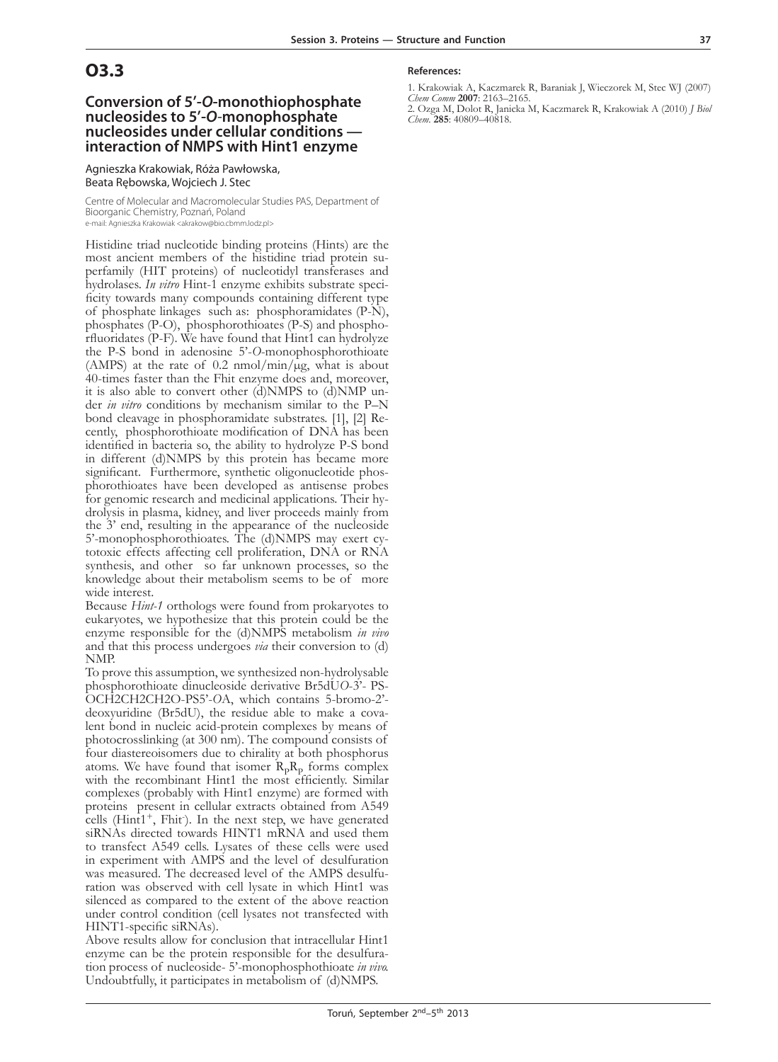# O3.3

## Conversion of 5′-*O*-monothiophosphate nucleosides to 5′-*O*-monophosphate nucleosides under cellular conditions — interaction of NMPS with Hint1 enzyme

Agnieszka Krakowiak, Róża Pawłowska, Beata Rębowska, Wojciech J. Stec

Centre of Molecular and Macromolecular Studies PAS, Department of Bioorganic Chemistry, Poznań, Poland
e-mail: Agnieszka Krakowiak <akrakow@bio.cbmm.lodz.pl>

Histidine triad nucleotide binding proteins (Hints) are the most ancient members of the histidine triad protein superfamily (HIT proteins) of nucleotidyl transferases and hydrolases. *In vitro* Hint-1 enzyme exhibits substrate specificity towards many compounds containing different type of phosphate linkages such as: phosphoramidates (P-N), phosphates (P-O), phosphorothioates (P-S) and phosphorfluoridates (P-F). We have found that Hint1 can hydrolyze the P-S bond in adenosine 5'-*O*-monophosphorothioate (AMPS) at the rate of 0.2 nmol/min/μg, what is about 40-times faster than the Fhit enzyme does and, moreover, it is also able to convert other (d)NMPS to (d)NMP under *in vitro* conditions by mechanism similar to the P–N bond cleavage in phosphoramidate substrates. [1], [2] Recently, phosphorothioate modification of DNA has been identified in bacteria so, the ability to hydrolyze P-S bond in different (d)NMPS by this protein has became more significant. Furthermore, synthetic oligonucleotide phosphorothioates have been developed as antisense probes for genomic research and medicinal applications. Their hydrolysis in plasma, kidney, and liver proceeds mainly from the 3' end, resulting in the appearance of the nucleoside 5'-monophosphorothioates. The (d)NMPS may exert cytotoxic effects affecting cell proliferation, DNA or RNA synthesis, and other so far unknown processes, so the knowledge about their metabolism seems to be of more wide interest.

Because *Hint-1* orthologs were found from prokaryotes to eukaryotes, we hypothesize that this protein could be the enzyme responsible for the (d)NMPS metabolism *in vivo* and that this process undergoes *via* their conversion to (d)NMP.

To prove this assumption, we synthesized non-hydrolysable phosphorothioate dinucleoside derivative Br5dU*O*-3'- PS-OCH2CH2CH2O-PS5'-*O*A, which contains 5-bromo-2'-deoxyuridine (Br5dU), the residue able to make a covalent bond in nucleic acid-protein complexes by means of photocrosslinking (at 300 nm). The compound consists of four diastereoisomers due to chirality at both phosphorus atoms. We have found that isomer $R_PR_P$ forms complex with the recombinant Hint1 the most efficiently. Similar complexes (probably with Hint1 enzyme) are formed with proteins present in cellular extracts obtained from A549 cells (Hint1$^+$, Fhit$^-$). In the next step, we have generated siRNAs directed towards HINT1 mRNA and used them to transfect A549 cells. Lysates of these cells were used in experiment with AMPS and the level of desulfuration was measured. The decreased level of the AMPS desulfuration was observed with cell lysate in which Hint1 was silenced as compared to the extent of the above reaction under control condition (cell lysates not transfected with HINT1-specific siRNAs).

Above results allow for conclusion that intracellular Hint1 enzyme can be the protein responsible for the desulfuration process of nucleoside- 5'-monophosphothioate *in vivo*. Undoubtfully, it participates in metabolism of (d)NMPS.

**References:**

1. Krakowiak A, Kaczmarek R, Baraniak J, Wieczorek M, Stec WJ (2007) *Chem Comm* **2007**: 2163–2165.
2. Ozga M, Dolot R, Janicka M, Kaczmarek R, Krakowiak A (2010) *J Biol Chem.* **285**: 40809–40818.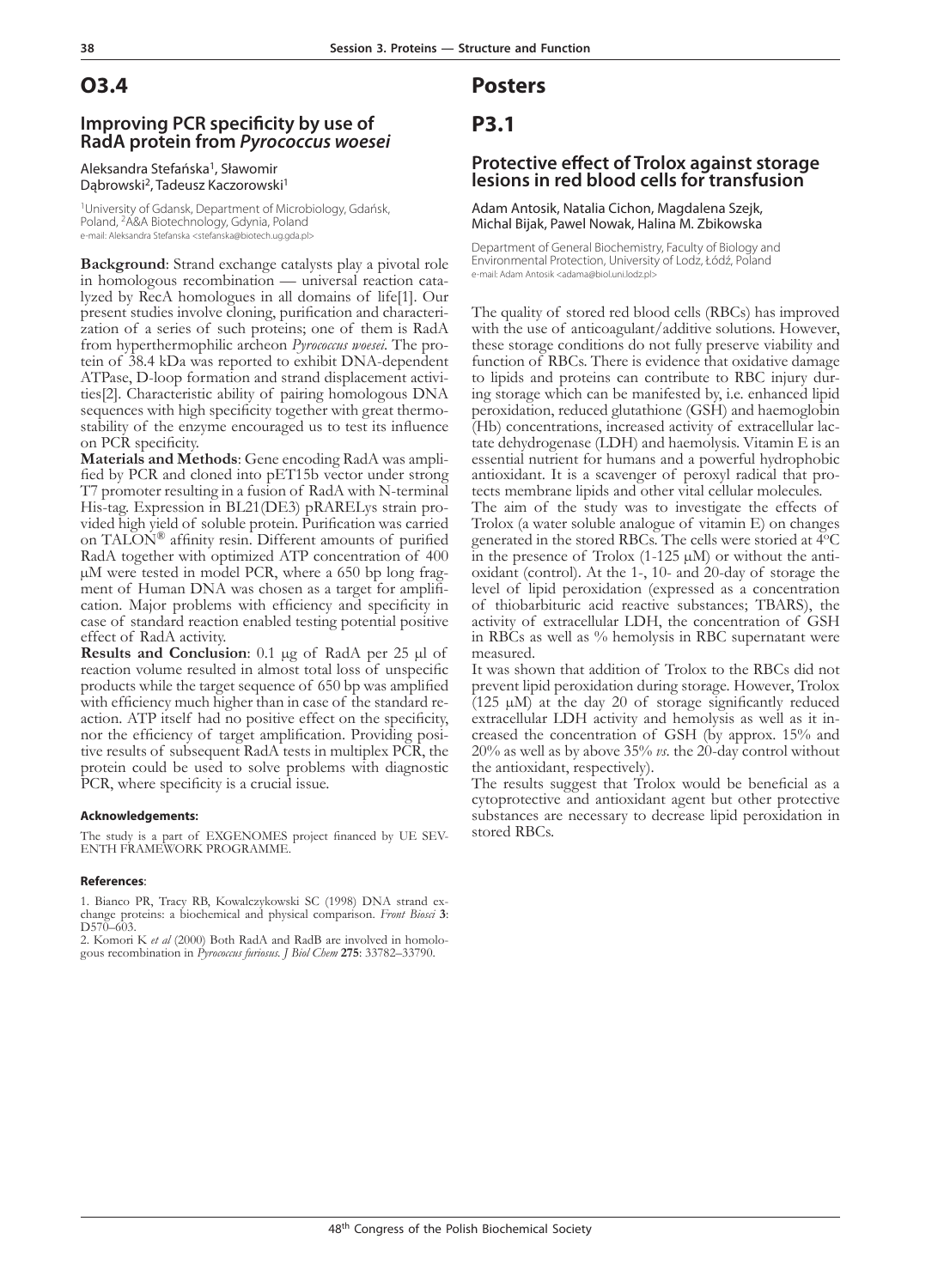## O3.4

### Improving PCR specificity by use of RadA protein from *Pyrococcus woesei*

Aleksandra Stefańska[1], Sławomir Dąbrowski[2], Tadeusz Kaczorowski[1]

[1]University of Gdansk, Department of Microbiology, Gdańsk, Poland, [2]A&A Biotechnology, Gdynia, Poland
e-mail: Aleksandra Stefanska <stefanska@biotech.ug.gda.pl>

**Background**: Strand exchange catalysts play a pivotal role in homologous recombination — universal reaction catalyzed by RecA homologues in all domains of life[1]. Our present studies involve cloning, purification and characterization of a series of such proteins; one of them is RadA from hyperthermophilic archeon *Pyrococcus woesei*. The protein of 38.4 kDa was reported to exhibit DNA-dependent ATPase, D-loop formation and strand displacement activities[2]. Characteristic ability of pairing homologous DNA sequences with high specificity together with great thermostability of the enzyme encouraged us to test its influence on PCR specificity.

**Materials and Methods**: Gene encoding RadA was amplified by PCR and cloned into pET15b vector under strong T7 promoter resulting in a fusion of RadA with N-terminal His-tag. Expression in BL21(DE3) pRARELys strain provided high yield of soluble protein. Purification was carried on TALON® affinity resin. Different amounts of purified RadA together with optimized ATP concentration of 400 μM were tested in model PCR, where a 650 bp long fragment of Human DNA was chosen as a target for amplification. Major problems with efficiency and specificity in case of standard reaction enabled testing potential positive effect of RadA activity.

**Results and Conclusion**: 0.1 μg of RadA per 25 μl of reaction volume resulted in almost total loss of unspecific products while the target sequence of 650 bp was amplified with efficiency much higher than in case of the standard reaction. ATP itself had no positive effect on the specificity, nor the efficiency of target amplification. Providing positive results of subsequent RadA tests in multiplex PCR, the protein could be used to solve problems with diagnostic PCR, where specificity is a crucial issue.

#### Acknowledgements:

The study is a part of EXGENOMES project financed by UE SEVENTH FRAMEWORK PROGRAMME.

#### References:

1. Bianco PR, Tracy RB, Kowalczykowski SC (1998) DNA strand exchange proteins: a biochemical and physical comparison. *Front Biosci* **3**: D570–603.
2. Komori K *et al* (2000) Both RadA and RadB are involved in homologous recombination in *Pyrococcus furiosus*. *J Biol Chem* **275**: 33782–33790.

# Posters

## P3.1

### Protective effect of Trolox against storage lesions in red blood cells for transfusion

Adam Antosik, Natalia Cichon, Magdalena Szejk, Michal Bijak, Pawel Nowak, Halina M. Zbikowska

Department of General Biochemistry, Faculty of Biology and Environmental Protection, University of Lodz, Łódź, Poland
e-mail: Adam Antosik <adama@biol.uni.lodz.pl>

The quality of stored red blood cells (RBCs) has improved with the use of anticoagulant/additive solutions. However, these storage conditions do not fully preserve viability and function of RBCs. There is evidence that oxidative damage to lipids and proteins can contribute to RBC injury during storage which can be manifested by, i.e. enhanced lipid peroxidation, reduced glutathione (GSH) and haemoglobin (Hb) concentrations, increased activity of extracellular lactate dehydrogenase (LDH) and haemolysis. Vitamin E is an essential nutrient for humans and a powerful hydrophobic antioxidant. It is a scavenger of peroxyl radical that protects membrane lipids and other vital cellular molecules.

The aim of the study was to investigate the effects of Trolox (a water soluble analogue of vitamin E) on changes generated in the stored RBCs. The cells were storied at 4°C in the presence of Trolox (1-125 μM) or without the antioxidant (control). At the 1-, 10- and 20-day of storage the level of lipid peroxidation (expressed as a concentration of thiobarbituric acid reactive substances; TBARS), the activity of extracellular LDH, the concentration of GSH in RBCs as well as % hemolysis in RBC supernatant were measured.

It was shown that addition of Trolox to the RBCs did not prevent lipid peroxidation during storage. However, Trolox (125 μM) at the day 20 of storage significantly reduced extracellular LDH activity and hemolysis as well as it increased the concentration of GSH (by approx. 15% and 20% as well as by above 35% *vs.* the 20-day control without the antioxidant, respectively).

The results suggest that Trolox would be beneficial as a cytoprotective and antioxidant agent but other protective substances are necessary to decrease lipid peroxidation in stored RBCs.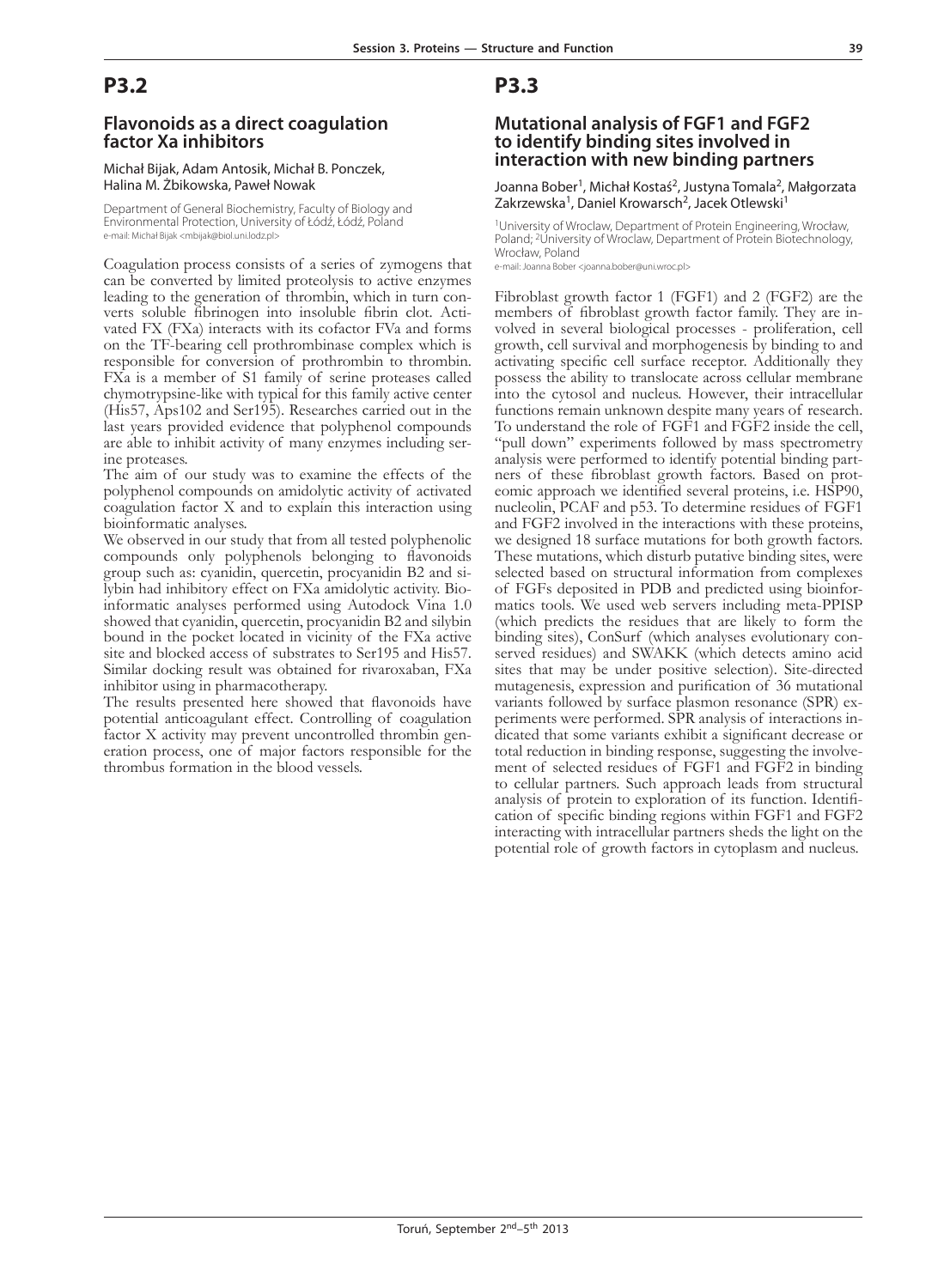# P3.2

## Flavonoids as a direct coagulation factor Xa inhibitors

Michał Bijak, Adam Antosik, Michał B. Ponczek, Halina M. Żbikowska, Paweł Nowak

Department of General Biochemistry, Faculty of Biology and Environmental Protection, University of Łódź, Łódź, Poland
e-mail: Michał Bijak <mbijak@biol.uni.lodz.pl>

Coagulation process consists of a series of zymogens that can be converted by limited proteolysis to active enzymes leading to the generation of thrombin, which in turn converts soluble fibrinogen into insoluble fibrin clot. Activated FX (FXa) interacts with its cofactor FVa and forms on the TF-bearing cell prothrombinase complex which is responsible for conversion of prothrombin to thrombin. FXa is a member of S1 family of serine proteases called chymotrypsine-like with typical for this family active center (His57, Aps102 and Ser195). Researches carried out in the last years provided evidence that polyphenol compounds are able to inhibit activity of many enzymes including serine proteases.

The aim of our study was to examine the effects of the polyphenol compounds on amidolytic activity of activated coagulation factor X and to explain this interaction using bioinformatic analyses.

We observed in our study that from all tested polyphenolic compounds only polyphenols belonging to flavonoids group such as: cyanidin, quercetin, procyanidin B2 and silybin had inhibitory effect on FXa amidolytic activity. Bioinformatic analyses performed using Autodock Vina 1.0 showed that cyanidin, quercetin, procyanidin B2 and silybin bound in the pocket located in vicinity of the FXa active site and blocked access of substrates to Ser195 and His57. Similar docking result was obtained for rivaroxaban, FXa inhibitor using in pharmacotherapy.

The results presented here showed that flavonoids have potential anticoagulant effect. Controlling of coagulation factor X activity may prevent uncontrolled thrombin generation process, one of major factors responsible for the thrombus formation in the blood vessels.

# P3.3

## Mutational analysis of FGF1 and FGF2 to identify binding sites involved in interaction with new binding partners

Joanna Bober[1], Michał Kostaś[2], Justyna Tomala[2], Małgorzata Zakrzewska[1], Daniel Krowarsch[2], Jacek Otlewski[1]

[1]University of Wroclaw, Department of Protein Engineering, Wrocław, Poland; [2]University of Wroclaw, Department of Protein Biotechnology, Wrocław, Poland
e-mail: Joanna Bober <joanna.bober@uni.wroc.pl>

Fibroblast growth factor 1 (FGF1) and 2 (FGF2) are the members of fibroblast growth factor family. They are involved in several biological processes - proliferation, cell growth, cell survival and morphogenesis by binding to and activating specific cell surface receptor. Additionally they possess the ability to translocate across cellular membrane into the cytosol and nucleus. However, their intracellular functions remain unknown despite many years of research. To understand the role of FGF1 and FGF2 inside the cell, "pull down" experiments followed by mass spectrometry analysis were performed to identify potential binding partners of these fibroblast growth factors. Based on proteomic approach we identified several proteins, i.e. HSP90, nucleolin, PCAF and p53. To determine residues of FGF1 and FGF2 involved in the interactions with these proteins, we designed 18 surface mutations for both growth factors. These mutations, which disturb putative binding sites, were selected based on structural information from complexes of FGFs deposited in PDB and predicted using bioinformatics tools. We used web servers including meta-PPISP (which predicts the residues that are likely to form the binding sites), ConSurf (which analyses evolutionary conserved residues) and SWAKK (which detects amino acid sites that may be under positive selection). Site-directed mutagenesis, expression and purification of 36 mutational variants followed by surface plasmon resonance (SPR) experiments were performed. SPR analysis of interactions indicated that some variants exhibit a significant decrease or total reduction in binding response, suggesting the involvement of selected residues of FGF1 and FGF2 in binding to cellular partners. Such approach leads from structural analysis of protein to exploration of its function. Identification of specific binding regions within FGF1 and FGF2 interacting with intracellular partners sheds the light on the potential role of growth factors in cytoplasm and nucleus.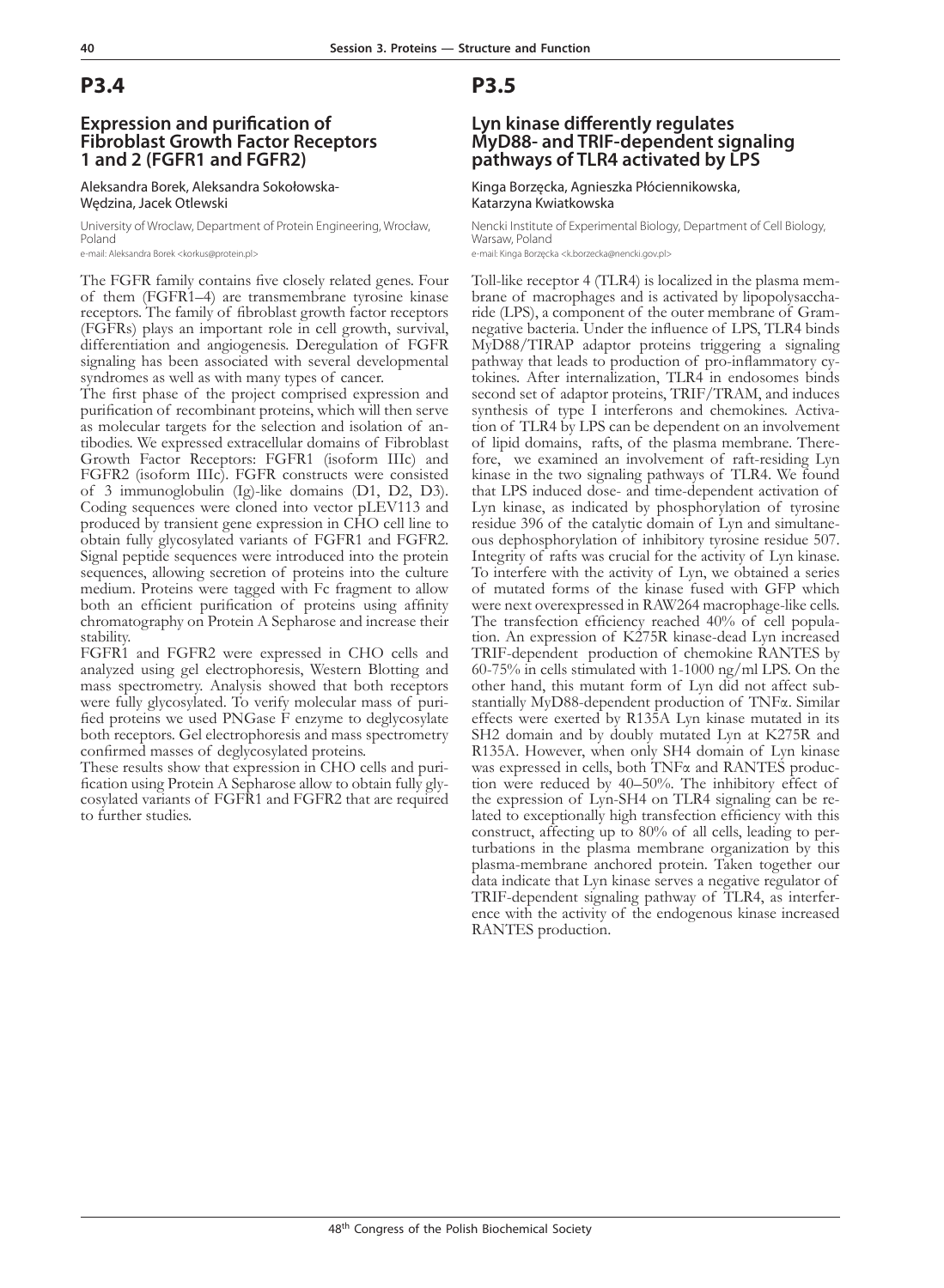# P3.4

## Expression and purification of Fibroblast Growth Factor Receptors 1 and 2 (FGFR1 and FGFR2)

Aleksandra Borek, Aleksandra Sokołowska-Wędzina, Jacek Otlewski

University of Wroclaw, Department of Protein Engineering, Wrocław, Poland
e-mail: Aleksandra Borek <korkus@protein.pl>

The FGFR family contains five closely related genes. Four of them (FGFR1–4) are transmembrane tyrosine kinase receptors. The family of fibroblast growth factor receptors (FGFRs) plays an important role in cell growth, survival, differentiation and angiogenesis. Deregulation of FGFR signaling has been associated with several developmental syndromes as well as with many types of cancer.

The first phase of the project comprised expression and purification of recombinant proteins, which will then serve as molecular targets for the selection and isolation of antibodies. We expressed extracellular domains of Fibroblast Growth Factor Receptors: FGFR1 (isoform IIIc) and FGFR2 (isoform IIIc). FGFR constructs were consisted of 3 immunoglobulin (Ig)-like domains (D1, D2, D3). Coding sequences were cloned into vector pLEV113 and produced by transient gene expression in CHO cell line to obtain fully glycosylated variants of FGFR1 and FGFR2. Signal peptide sequences were introduced into the protein sequences, allowing secretion of proteins into the culture medium. Proteins were tagged with Fc fragment to allow both an efficient purification of proteins using affinity chromatography on Protein A Sepharose and increase their stability.

FGFR1 and FGFR2 were expressed in CHO cells and analyzed using gel electrophoresis, Western Blotting and mass spectrometry. Analysis showed that both receptors were fully glycosylated. To verify molecular mass of purified proteins we used PNGase F enzyme to deglycosylate both receptors. Gel electrophoresis and mass spectrometry confirmed masses of deglycosylated proteins.

These results show that expression in CHO cells and purification using Protein A Sepharose allow to obtain fully glycosylated variants of FGFR1 and FGFR2 that are required to further studies.

# P3.5

## Lyn kinase differently regulates MyD88- and TRIF-dependent signaling pathways of TLR4 activated by LPS

Kinga Borzęcka, Agnieszka Płóciennikowska, Katarzyna Kwiatkowska

Nencki Institute of Experimental Biology, Department of Cell Biology, Warsaw, Poland
e-mail: Kinga Borzęcka <k.borzecka@nencki.gov.pl>

Toll-like receptor 4 (TLR4) is localized in the plasma membrane of macrophages and is activated by lipopolysaccharide (LPS), a component of the outer membrane of Gram-negative bacteria. Under the influence of LPS, TLR4 binds MyD88/TIRAP adaptor proteins triggering a signaling pathway that leads to production of pro-inflammatory cytokines. After internalization, TLR4 in endosomes binds second set of adaptor proteins, TRIF/TRAM, and induces synthesis of type I interferons and chemokines. Activation of TLR4 by LPS can be dependent on an involvement of lipid domains, rafts, of the plasma membrane. Therefore, we examined an involvement of raft-residing Lyn kinase in the two signaling pathways of TLR4. We found that LPS induced dose- and time-dependent activation of Lyn kinase, as indicated by phosphorylation of tyrosine residue 396 of the catalytic domain of Lyn and simultaneous dephosphorylation of inhibitory tyrosine residue 507. Integrity of rafts was crucial for the activity of Lyn kinase. To interfere with the activity of Lyn, we obtained a series of mutated forms of the kinase fused with GFP which were next overexpressed in RAW264 macrophage-like cells. The transfection efficiency reached 40% of cell population. An expression of K275R kinase-dead Lyn increased TRIF-dependent production of chemokine RANTES by 60-75% in cells stimulated with 1-1000 ng/ml LPS. On the other hand, this mutant form of Lyn did not affect substantially MyD88-dependent production of TNFα. Similar effects were exerted by R135A Lyn kinase mutated in its SH2 domain and by doubly mutated Lyn at K275R and R135A. However, when only SH4 domain of Lyn kinase was expressed in cells, both TNFα and RANTES production were reduced by 40–50%. The inhibitory effect of the expression of Lyn-SH4 on TLR4 signaling can be related to exceptionally high transfection efficiency with this construct, affecting up to 80% of all cells, leading to perturbations in the plasma membrane organization by this plasma-membrane anchored protein. Taken together our data indicate that Lyn kinase serves a negative regulator of TRIF-dependent signaling pathway of TLR4, as interference with the activity of the endogenous kinase increased RANTES production.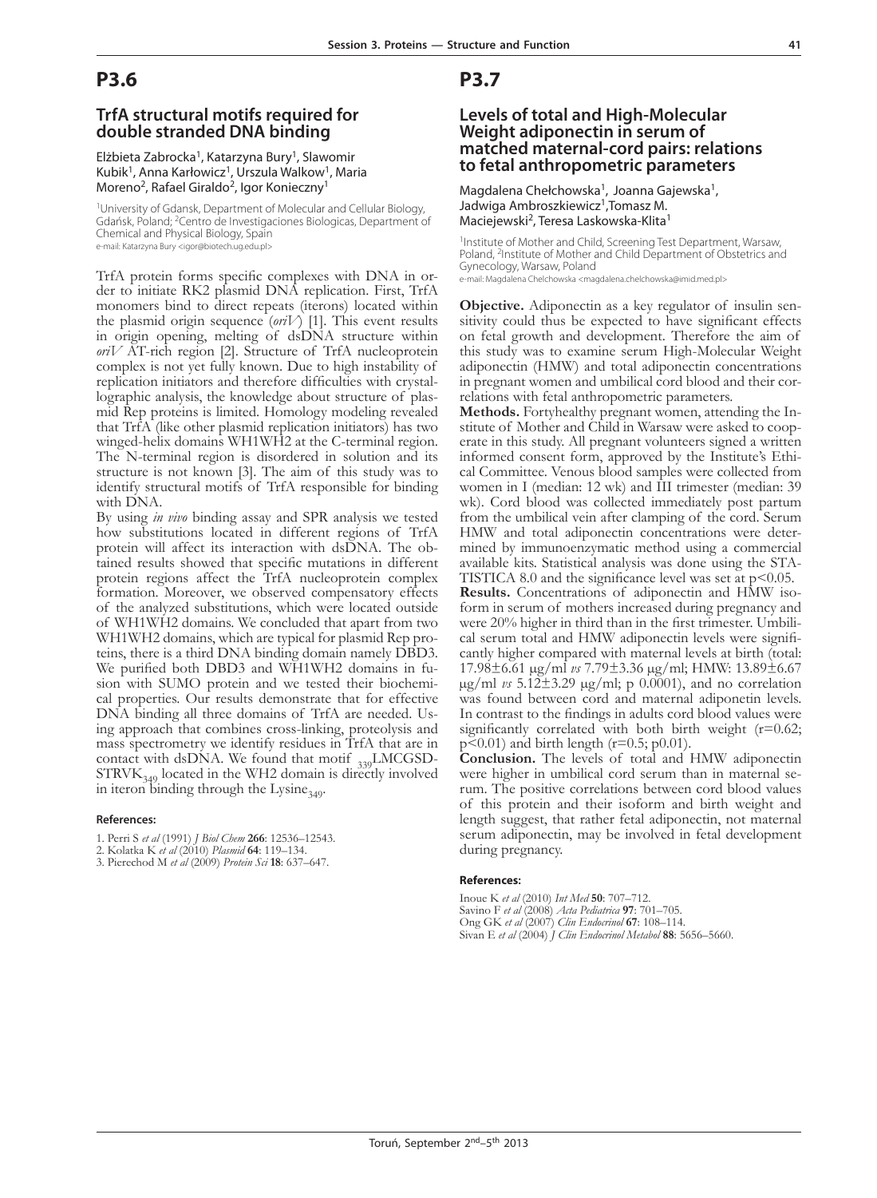# P3.6

## TrfA structural motifs required for double stranded DNA binding

Elżbieta Zabrocka[1], Katarzyna Bury[1], Slawomir Kubik[1], Anna Karłowicz[1], Urszula Walkow[1], Maria Moreno[2], Rafael Giraldo[2], Igor Konieczny[1]

[1]University of Gdansk, Department of Molecular and Cellular Biology, Gdańsk, Poland; [2]Centro de Investigaciones Biologicas, Department of Chemical and Physical Biology, Spain
e-mail: Katarzyna Bury <igor@biotech.ug.edu.pl>

TrfA protein forms specific complexes with DNA in order to initiate RK2 plasmid DNA replication. First, TrfA monomers bind to direct repeats (iterons) located within the plasmid origin sequence (*oriV*) [1]. This event results in origin opening, melting of dsDNA structure within *oriV* AT-rich region [2]. Structure of TrfA nucleoprotein complex is not yet fully known. Due to high instability of replication initiators and therefore difficulties with crystallographic analysis, the knowledge about structure of plasmid Rep proteins is limited. Homology modeling revealed that TrfA (like other plasmid replication initiators) has two winged-helix domains WH1WH2 at the C-terminal region. The N-terminal region is disordered in solution and its structure is not known [3]. The aim of this study was to identify structural motifs of TrfA responsible for binding with DNA.

By using *in vivo* binding assay and SPR analysis we tested how substitutions located in different regions of TrfA protein will affect its interaction with dsDNA. The obtained results showed that specific mutations in different protein regions affect the TrfA nucleoprotein complex formation. Moreover, we observed compensatory effects of the analyzed substitutions, which were located outside of WH1WH2 domains. We concluded that apart from two WH1WH2 domains, which are typical for plasmid Rep proteins, there is a third DNA binding domain namely DBD3. We purified both DBD3 and WH1WH2 domains in fusion with SUMO protein and we tested their biochemical properties. Our results demonstrate that for effective DNA binding all three domains of TrfA are needed. Using approach that combines cross-linking, proteolysis and mass spectrometry we identify residues in TrfA that are in contact with dsDNA. We found that motif $_{339}$LMCGSDSTRVK$_{349}$ located in the WH2 domain is directly involved in iteron binding through the Lysine$_{349}$.

#### References:

1. Perri S *et al* (1991) *J Biol Chem* **266**: 12536–12543.
2. Kolatka K *et al* (2010) *Plasmid* **64**: 119–134.
3. Pierechod M *et al* (2009) *Protein Sci* **18**: 637–647.

# P3.7

## Levels of total and High-Molecular Weight adiponectin in serum of matched maternal-cord pairs: relations to fetal anthropometric parameters

Magdalena Chełchowska[1], Joanna Gajewska[1], Jadwiga Ambroszkiewicz[1], Tomasz M. Maciejewski[2], Teresa Laskowska-Klita[1]

[1]Institute of Mother and Child, Screening Test Department, Warsaw, Poland, [2]Institute of Mother and Child Department of Obstetrics and Gynecology, Warsaw, Poland
e-mail: Magdalena Chelchowska <magdalena.chelchowska@imid.med.pl>

**Objective.** Adiponectin as a key regulator of insulin sensitivity could thus be expected to have significant effects on fetal growth and development. Therefore the aim of this study was to examine serum High-Molecular Weight adiponectin (HMW) and total adiponectin concentrations in pregnant women and umbilical cord blood and their correlations with fetal anthropometric parameters.

**Methods.** Fortyhealthy pregnant women, attending the Institute of Mother and Child in Warsaw were asked to cooperate in this study. All pregnant volunteers signed a written informed consent form, approved by the Institute's Ethical Committee. Venous blood samples were collected from women in I (median: 12 wk) and III trimester (median: 39 wk). Cord blood was collected immediately post partum from the umbilical vein after clamping of the cord. Serum HMW and total adiponectin concentrations were determined by immunoenzymatic method using a commercial available kits. Statistical analysis was done using the STATISTICA 8.0 and the significance level was set at $p<0.05$.

**Results.** Concentrations of adiponectin and HMW isoform in serum of mothers increased during pregnancy and were 20% higher in third than in the first trimester. Umbilical serum total and HMW adiponectin levels were significantly higher compared with maternal levels at birth (total: $17.98\pm6.61$ μg/ml *vs* $7.79\pm3.36$ μg/ml; HMW: $13.89\pm6.67$ μg/ml *vs* $5.12\pm3.29$ μg/ml; p 0.0001), and no correlation was found between cord and maternal adiponetin levels. In contrast to the findings in adults cord blood values were significantly correlated with both birth weight ($r=0.62$; $p<0.01$) and birth length ($r=0.5$; p0.01).

**Conclusion.** The levels of total and HMW adiponectin were higher in umbilical cord serum than in maternal serum. The positive correlations between cord blood values of this protein and their isoform and birth weight and length suggest, that rather fetal adiponectin, not maternal serum adiponectin, may be involved in fetal development during pregnancy.

#### References:

Inoue K *et al* (2010) *Int Med* **50**: 707–712.
Savino F *et al* (2008) *Acta Pediatrica* **97**: 701–705.
Ong GK *et al* (2007) *Clin Endocrinol* **67**: 108–114.
Sivan E *et al* (2004) *J Clin Endocrinol Metabol* **88**: 5656–5660.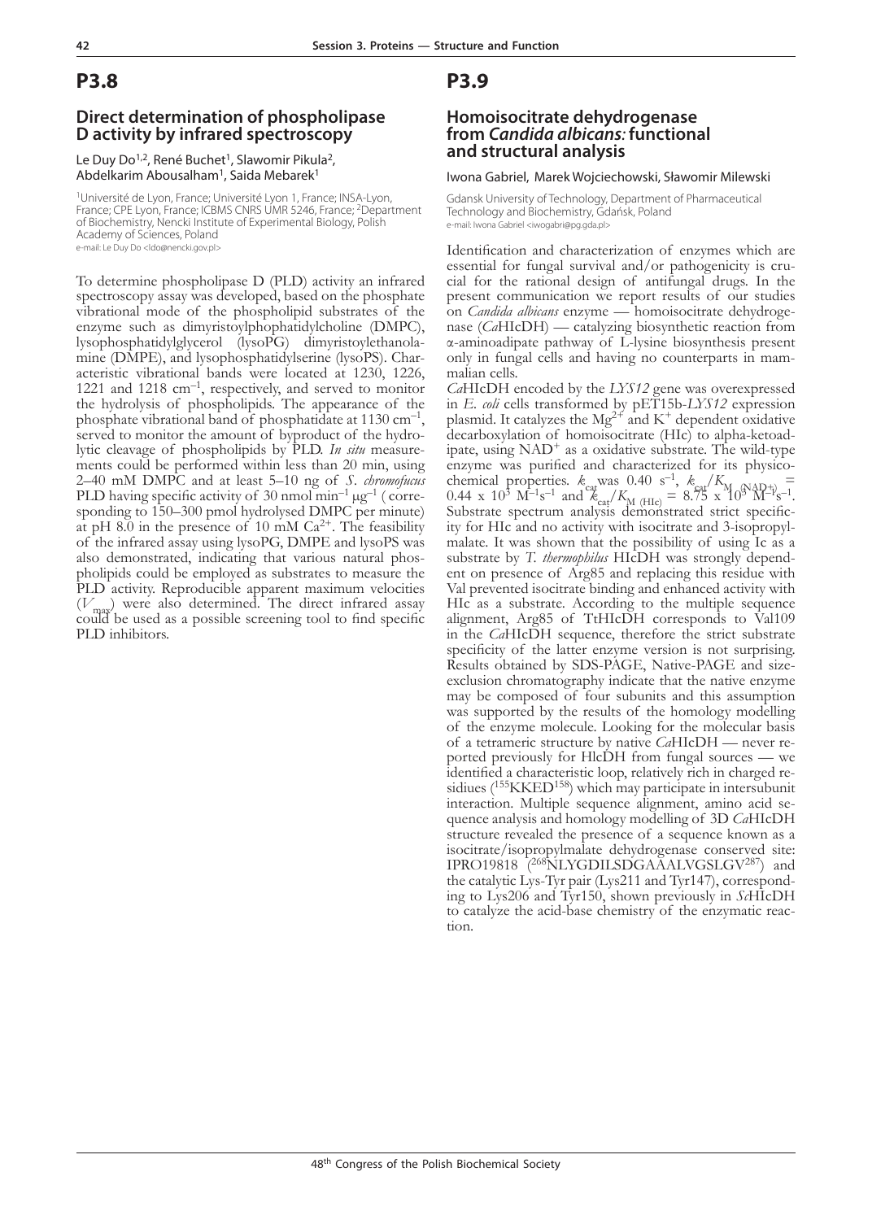# P3.8

## Direct determination of phospholipase D activity by infrared spectroscopy

Le Duy Do[1,2], René Buchet[1], Slawomir Pikula[2], Abdelkarim Abousalham[1], Saida Mebarek[1]

[1]Université de Lyon, France; Université Lyon 1, France; INSA-Lyon, France; CPE Lyon, France; ICBMS CNRS UMR 5246, France; [2]Department of Biochemistry, Nencki Institute of Experimental Biology, Polish Academy of Sciences, Poland
e-mail: Le Duy Do <ldo@nencki.gov.pl>

To determine phospholipase D (PLD) activity an infrared spectroscopy assay was developed, based on the phosphate vibrational mode of the phospholipid substrates of the enzyme such as dimyristoylphophatidylcholine (DMPC), lysophosphatidylglycerol (lysoPG) dimyristoylethanolamine (DMPE), and lysophosphatidylserine (lysoPS). Characteristic vibrational bands were located at 1230, 1226, 1221 and 1218 $cm^{-1}$, respectively, and served to monitor the hydrolysis of phospholipids. The appearance of the phosphate vibrational band of phosphatidate at 1130 $cm^{-1}$, served to monitor the amount of byproduct of the hydrolytic cleavage of phospholipids by PLD. *In situ* measurements could be performed within less than 20 min, using 2–40 mM DMPC and at least 5–10 ng of *S. chromofucus* PLD having specific activity of 30 nmol $min^{-1}$ $\mu g^{-1}$ (corresponding to 150–300 pmol hydrolysed DMPC per minute) at pH 8.0 in the presence of 10 mM $Ca^{2+}$. The feasibility of the infrared assay using lysoPG, DMPE and lysoPS was also demonstrated, indicating that various natural phospholipids could be employed as substrates to measure the PLD activity. Reproducible apparent maximum velocities ($V_{max}$) were also determined. The direct infrared assay could be used as a possible screening tool to find specific PLD inhibitors.

# P3.9

## Homoisocitrate dehydrogenase from *Candida albicans:* functional and structural analysis

Iwona Gabriel, Marek Wojciechowski, Sławomir Milewski

Gdansk University of Technology, Department of Pharmaceutical Technology and Biochemistry, Gdańsk, Poland
e-mail: Iwona Gabriel <iwogabri@pg.gda.pl>

Identification and characterization of enzymes which are essential for fungal survival and/or pathogenicity is crucial for the rational design of antifungal drugs. In the present communication we report results of our studies on *Candida albicans* enzyme — homoisocitrate dehydrogenase (*Ca*HIcDH) — catalyzing biosynthetic reaction from α-aminoadipate pathway of L-lysine biosynthesis present only in fungal cells and having no counterparts in mammalian cells.

*Ca*HIcDH encoded by the *LYS12* gene was overexpressed in *E. coli* cells transformed by pET15b-*LYS12* expression plasmid. It catalyzes the $Mg^{2+}$ and $K^+$ dependent oxidative decarboxylation of homoisocitrate (HIc) to alpha-ketoadipate, using $NAD^+$ as a oxidative substrate. The wild-type enzyme was purified and characterized for its physicochemical properties. $k_{cat}$ was 0.40 $s^{-1}$, $k_{cat}/K_{M\,(NAD+)}$ = $0.44 \times 10^3$ $M^{-1}s^{-1}$ and $k_{cat}/K_{M\,(HIc)}$ = $8.75 \times 10^3$ $M^{-1}s^{-1}$. Substrate spectrum analysis demonstrated strict specificity for HIc and no activity with isocitrate and 3-isopropylmalate. It was shown that the possibility of using Ic as a substrate by *T. thermophilus* HIcDH was strongly dependent on presence of Arg85 and replacing this residue with Val prevented isocitrate binding and enhanced activity with HIc as a substrate. According to the multiple sequence alignment, Arg85 of TtHIcDH corresponds to Val109 in the *Ca*HIcDH sequence, therefore the strict substrate specificity of the latter enzyme version is not surprising. Results obtained by SDS-PAGE, Native-PAGE and size-exclusion chromatography indicate that the native enzyme may be composed of four subunits and this assumption was supported by the results of the homology modelling of the enzyme molecule. Looking for the molecular basis of a tetrameric structure by native *Ca*HIcDH — never reported previously for HlcDH from fungal sources — we identified a characteristic loop, relatively rich in charged residiues ([155]KKED[158]) which may participate in intersubunit interaction. Multiple sequence alignment, amino acid sequence analysis and homology modelling of 3D *Ca*HIcDH structure revealed the presence of a sequence known as a isocitrate/isopropylmalate dehydrogenase conserved site: IPRO19818 ([268]NLYGDILSDGAAALVGSLGV[287]) and the catalytic Lys-Tyr pair (Lys211 and Tyr147), corresponding to Lys206 and Tyr150, shown previously in *Sc*HIcDH to catalyze the acid-base chemistry of the enzymatic reaction.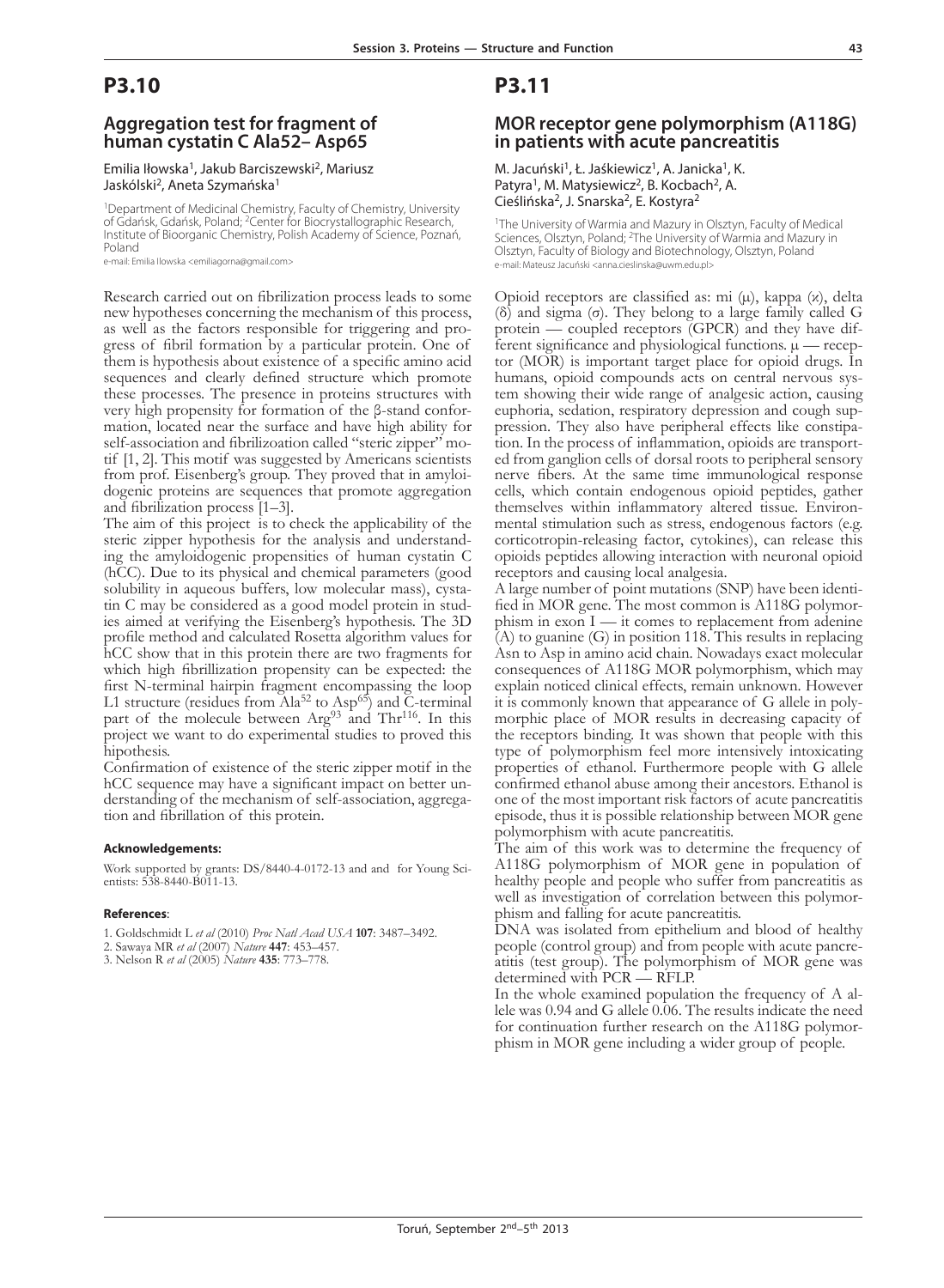# P3.10

## Aggregation test for fragment of human cystatin C Ala52– Asp65

Emilia Iłowska[1], Jakub Barciszewski[2], Mariusz Jaskólski[2], Aneta Szymańska[1]

[1]Department of Medicinal Chemistry, Faculty of Chemistry, University of Gdańsk, Gdańsk, Poland; [2]Center for Biocrystallographic Research, Institute of Bioorganic Chemistry, Polish Academy of Science, Poznań, Poland

e-mail: Emilia Ilowska <emiliagorna@gmail.com>

Research carried out on fibrilization process leads to some new hypotheses concerning the mechanism of this process, as well as the factors responsible for triggering and progress of fibril formation by a particular protein. One of them is hypothesis about existence of a specific amino acid sequences and clearly defined structure which promote these processes. The presence in proteins structures with very high propensity for formation of the β-stand conformation, located near the surface and have high ability for self-association and fibrilizoation called "steric zipper" motif [1, 2]. This motif was suggested by Americans scientists from prof. Eisenberg's group. They proved that in amyloidogenic proteins are sequences that promote aggregation and fibrilization process [1–3].

The aim of this project is to check the applicability of the steric zipper hypothesis for the analysis and understanding the amyloidogenic propensities of human cystatin C (hCC). Due to its physical and chemical parameters (good solubility in aqueous buffers, low molecular mass), cystatin C may be considered as a good model protein in studies aimed at verifying the Eisenberg's hypothesis. The 3D profile method and calculated Rosetta algorithm values for hCC show that in this protein there are two fragments for which high fibrillization propensity can be expected: the first N-terminal hairpin fragment encompassing the loop L1 structure (residues from $Ala^{52}$ to $Asp^{65}$) and C-terminal part of the molecule between $Arg^{93}$ and $Thr^{116}$. In this project we want to do experimental studies to proved this hipothesis.

Confirmation of existence of the steric zipper motif in the hCC sequence may have a significant impact on better understanding of the mechanism of self-association, aggregation and fibrillation of this protein.

#### Acknowledgements:

Work supported by grants: DS/8440-4-0172-13 and and for Young Scientists: 538-8440-B011-13.

#### References:

1. Goldschmidt L *et al* (2010) *Proc Natl Acad USA* **107**: 3487–3492.
2. Sawaya MR *et al* (2007) *Nature* **447**: 453–457.
3. Nelson R *et al* (2005) *Nature* **435**: 773–778.

# P3.11

## MOR receptor gene polymorphism (A118G) in patients with acute pancreatitis

M. Jacuński[1], Ł. Jaśkiewicz[1], A. Janicka[1], K. Patyra[1], M. Matysiewicz[2], B. Kocbach[2], A. Cieślińska[2], J. Snarska[2], E. Kostyra[2]

[1]The University of Warmia and Mazury in Olsztyn, Faculty of Medical Sciences, Olsztyn, Poland; [2]The University of Warmia and Mazury in Olsztyn, Faculty of Biology and Biotechnology, Olsztyn, Poland

e-mail: Mateusz Jacuński <anna.cieslinska@uwm.edu.pl>

Opioid receptors are classified as: mi (μ), kappa (ϰ), delta (δ) and sigma (σ). They belong to a large family called G protein — coupled receptors (GPCR) and they have different significance and physiological functions. μ — receptor (MOR) is important target place for opioid drugs. In humans, opioid compounds acts on central nervous system showing their wide range of analgesic action, causing euphoria, sedation, respiratory depression and cough suppression. They also have peripheral effects like constipation. In the process of inflammation, opioids are transported from ganglion cells of dorsal roots to peripheral sensory nerve fibers. At the same time immunological response cells, which contain endogenous opioid peptides, gather themselves within inflammatory altered tissue. Environmental stimulation such as stress, endogenous factors (e.g. corticotropin-releasing factor, cytokines), can release this opioids peptides allowing interaction with neuronal opioid receptors and causing local analgesia.

A large number of point mutations (SNP) have been identified in MOR gene. The most common is A118G polymorphism in exon I — it comes to replacement from adenine (A) to guanine (G) in position 118. This results in replacing Asn to Asp in amino acid chain. Nowadays exact molecular consequences of A118G MOR polymorphism, which may explain noticed clinical effects, remain unknown. However it is commonly known that appearance of G allele in polymorphic place of MOR results in decreasing capacity of the receptors binding. It was shown that people with this type of polymorphism feel more intensively intoxicating properties of ethanol. Furthermore people with G allele confirmed ethanol abuse among their ancestors. Ethanol is one of the most important risk factors of acute pancreatitis episode, thus it is possible relationship between MOR gene polymorphism with acute pancreatitis.

The aim of this work was to determine the frequency of A118G polymorphism of MOR gene in population of healthy people and people who suffer from pancreatitis as well as investigation of correlation between this polymorphism and falling for acute pancreatitis.

DNA was isolated from epithelium and blood of healthy people (control group) and from people with acute pancreatitis (test group). The polymorphism of MOR gene was determined with PCR — RFLP.

In the whole examined population the frequency of A allele was 0.94 and G allele 0.06. The results indicate the need for continuation further research on the A118G polymorphism in MOR gene including a wider group of people.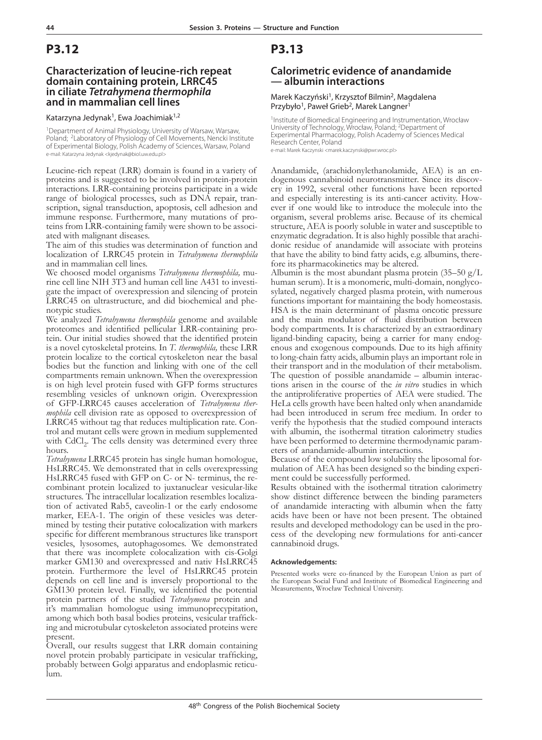# P3.12

## Characterization of leucine-rich repeat domain containing protein, LRRC45 in ciliate *Tetrahymena thermophila* and in mammalian cell lines

Katarzyna Jedynak[1], Ewa Joachimiak[1,2]

[1]Department of Animal Physiology, University of Warsaw, Warsaw, Poland; [2]Laboratory of Physiology of Cell Movements, Nencki Institute of Experimental Biology, Polish Academy of Sciences, Warsaw, Poland
e-mail: Katarzyna Jedynak <kjedynak@biol.uw.edu.pl>

Leucine-rich repeat (LRR) domain is found in a variety of proteins and is suggested to be involved in protein-protein interactions. LRR-containing proteins participate in a wide range of biological processes, such as DNA repair, transcription, signal transduction, apoptosis, cell adhesion and immune response. Furthermore, many mutations of proteins from LRR-containing family were shown to be associated with malignant diseases.

The aim of this studies was determination of function and localization of LRRC45 protein in *Tetrahymena thermophila* and in mammalian cell lines.

We choosed model organisms *Tetrahymena thermophila,* murine cell line NIH 3T3 and human cell line A431 to investigate the impact of overexpression and silencing of protein LRRC45 on ultrastructure, and did biochemical and phenotypic studies.

We analyzed *Tetrahymena thermophila* genome and available proteomes and identified pellicular LRR-containing protein. Our initial studies showed that the identified protein is a novel cytoskeletal proteins. In *T. thermophila,* these LRR protein localize to the cortical cytoskeleton near the basal bodies but the function and linking with one of the cell compartments remain unknown. When the overexpression is on high level protein fused with GFP forms structures resembling vesicles of unknown origin. Overexpression of GFP-LRRC45 causes acceleration of *Tetrahymena thermophila* cell division rate as opposed to overexpression of LRRC45 without tag that reduces multiplication rate. Control and mutant cells were grown in medium supplemented with $CdCl_2$. The cells density was determined every three hours.

*Tetrahymena* LRRC45 protein has single human homologue, HsLRRC45. We demonstrated that in cells overexpressing HsLRRC45 fused with GFP on C- or N- terminus, the recombinant protein localized to juxtanuclear vesicular-like structures. The intracellular localization resembles localization of activated Rab5, caveolin-1 or the early endosome marker, EEA-1. The origin of these vesicles was determined by testing their putative colocalization with markers specific for different membranous structures like transport vesicles, lysosomes, autophagosomes. We demonstrated that there was incomplete colocalization with cis-Golgi marker GM130 and overexpressed and nativ HsLRRC45 protein. Furthermore the level of HsLRRC45 protein depends on cell line and is inversely proportional to the GM130 protein level. Finally, we identified the potential protein partners of the studied *Tetrahymena* protein and it's mammalian homologue using immunoprecypitation, among which both basal bodies proteins, vesicular trafficking and microtubular cytoskeleton associated proteins were present.

Overall, our results suggest that LRR domain containing novel protein probably participate in vesicular trafficking, probably between Golgi apparatus and endoplasmic reticulum.

# P3.13

## Calorimetric evidence of anandamide — albumin interactions

Marek Kaczyński[1], Krzysztof Bilmin[2], Magdalena Przybyło[1], Paweł Grieb[2], Marek Langner[1]

[1]Institute of Biomedical Engineering and Instrumentation, Wrocław University of Technology, Wrocław, Poland; [2]Department of Experimental Pharmacology, Polish Academy of Sciences Medical Research Center, Poland
e-mail: Marek Kaczynski <marek.kaczynski@pwr.wroc.pl>

Anandamide, (arachidonylethanolamide, AEA) is an endogenous cannabinoid neurotransmitter. Since its discovery in 1992, several other functions have been reported and especially interesting is its anti-cancer activity. However if one would like to introduce the molecule into the organism, several problems arise. Because of its chemical structure, AEA is poorly soluble in water and susceptible to enzymatic degradation. It is also highly possible that arachidonic residue of anandamide will associate with proteins that have the ability to bind fatty acids, e.g. albumins, therefore its pharmacokinetics may be altered.

Albumin is the most abundant plasma protein (35–50 g/L human serum). It is a monomeric, multi-domain, nonglycosylated, negatively charged plasma protein, with numerous functions important for maintaining the body homeostasis. HSA is the main determinant of plasma oncotic pressure and the main modulator of fluid distribution between body compartments. It is characterized by an extraordinary ligand-binding capacity, being a carrier for many endogenous and exogenous compounds. Due to its high affinity to long-chain fatty acids, albumin plays an important role in their transport and in the modulation of their metabolism. The question of possible anandamide – albumin interactions arisen in the course of the *in vitro* studies in which the antiproliferative properties of AEA were studied. The HeLa cells growth have been halted only when anandamide had been introduced in serum free medium. In order to verify the hypothesis that the studied compound interacts with albumin, the isothermal titration calorimetry studies have been performed to determine thermodynamic parameters of anandamide-albumin interactions.

Because of the compound low solubility the liposomal formulation of AEA has been designed so the binding experiment could be successfully performed.

Results obtained with the isothermal titration calorimetry show distinct difference between the binding parameters of anandamide interacting with albumin when the fatty acids have been or have not been present. The obtained results and developed methodology can be used in the process of the developing new formulations for anti-cancer cannabinoid drugs.

### Acknowledgements:

Presented works were co-financed by the European Union as part of the European Social Fund and Institute of Biomedical Engineering and Measurements, Wrocław Technical University.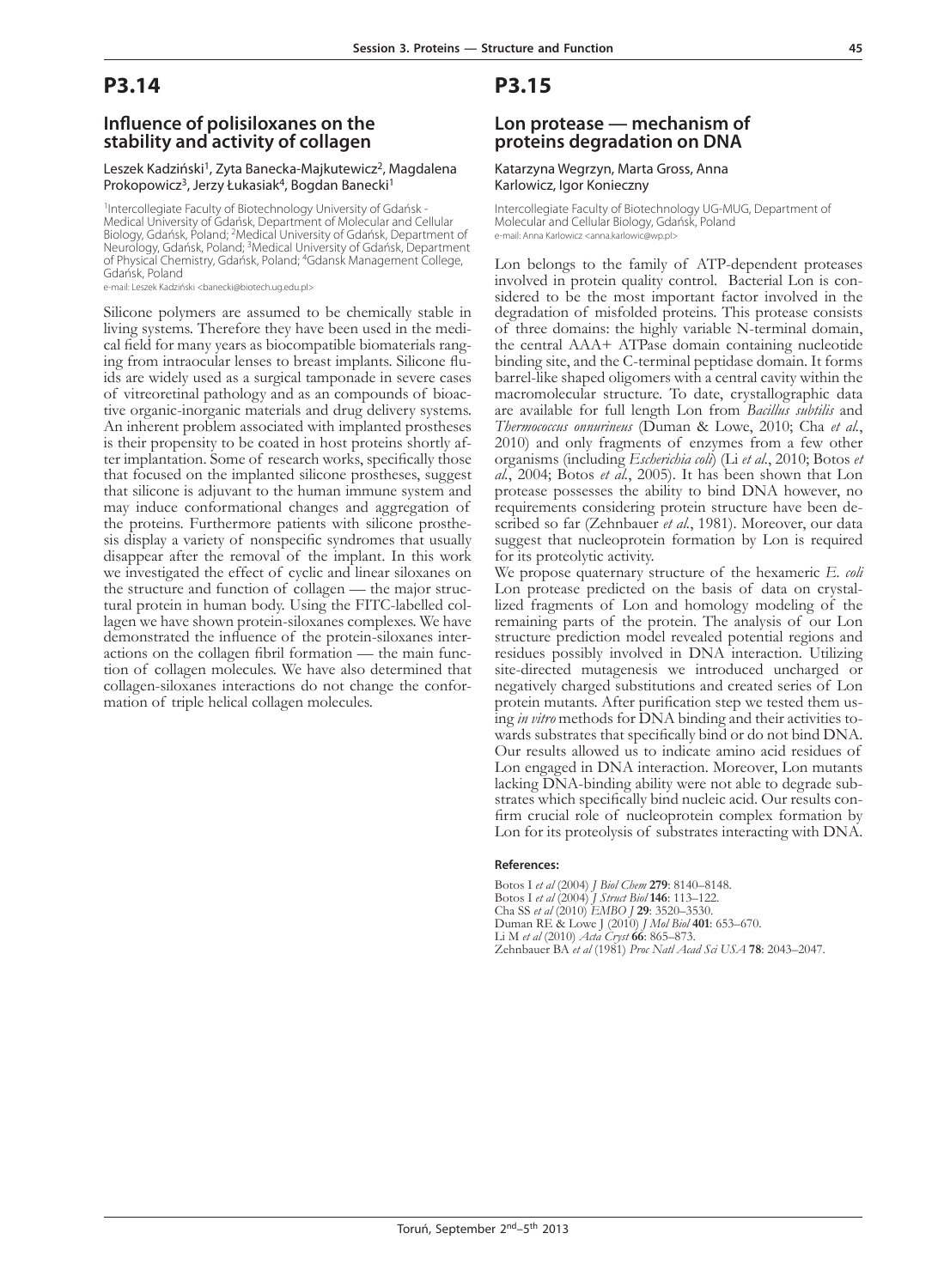# P3.14

## Influence of polisiloxanes on the stability and activity of collagen

Leszek Kadziński[1], Zyta Banecka-Majkutewicz[2], Magdalena Prokopowicz[3], Jerzy Łukasiak[4], Bogdan Banecki[1]

[1]Intercollegiate Faculty of Biotechnology University of Gdańsk - Medical University of Gdańsk, Department of Molecular and Cellular Biology, Gdańsk, Poland; [2]Medical University of Gdańsk, Department of Neurology, Gdańsk, Poland; [3]Medical University of Gdańsk, Department of Physical Chemistry, Gdańsk, Poland; [4]Gdansk Management College, Gdańsk, Poland

e-mail: Leszek Kadziński <banecki@biotech.ug.edu.pl>

Silicone polymers are assumed to be chemically stable in living systems. Therefore they have been used in the medical field for many years as biocompatible biomaterials ranging from intraocular lenses to breast implants. Silicone fluids are widely used as a surgical tamponade in severe cases of vitreoretinal pathology and as an compounds of bioactive organic-inorganic materials and drug delivery systems. An inherent problem associated with implanted prostheses is their propensity to be coated in host proteins shortly after implantation. Some of research works, specifically those that focused on the implanted silicone prostheses, suggest that silicone is adjuvant to the human immune system and may induce conformational changes and aggregation of the proteins. Furthermore patients with silicone prosthesis display a variety of nonspecific syndromes that usually disappear after the removal of the implant. In this work we investigated the effect of cyclic and linear siloxanes on the structure and function of collagen — the major structural protein in human body. Using the FITC-labelled collagen we have shown protein-siloxanes complexes. We have demonstrated the influence of the protein-siloxanes interactions on the collagen fibril formation — the main function of collagen molecules. We have also determined that collagen-siloxanes interactions do not change the conformation of triple helical collagen molecules.

# P3.15

## Lon protease — mechanism of proteins degradation on DNA

Katarzyna Wegrzyn, Marta Gross, Anna Karlowicz, Igor Konieczny

Intercollegiate Faculty of Biotechnology UG-MUG, Department of Molecular and Cellular Biology, Gdańsk, Poland

e-mail: Anna Karlowicz <anna.karlowic@wp.pl>

Lon belongs to the family of ATP-dependent proteases involved in protein quality control. Bacterial Lon is considered to be the most important factor involved in the degradation of misfolded proteins. This protease consists of three domains: the highly variable N-terminal domain, the central AAA+ ATPase domain containing nucleotide binding site, and the C-terminal peptidase domain. It forms barrel-like shaped oligomers with a central cavity within the macromolecular structure. To date, crystallographic data are available for full length Lon from *Bacillus subtilis* and *Thermococcus onnurineus* (Duman & Lowe, 2010; Cha *et al.*, 2010) and only fragments of enzymes from a few other organisms (including *Escherichia coli*) (Li *et al.*, 2010; Botos *et al.*, 2004; Botos *et al.*, 2005). It has been shown that Lon protease possesses the ability to bind DNA however, no requirements considering protein structure have been described so far (Zehnbauer *et al.*, 1981). Moreover, our data suggest that nucleoprotein formation by Lon is required for its proteolytic activity.

We propose quaternary structure of the hexameric *E. coli* Lon protease predicted on the basis of data on crystallized fragments of Lon and homology modeling of the remaining parts of the protein. The analysis of our Lon structure prediction model revealed potential regions and residues possibly involved in DNA interaction. Utilizing site-directed mutagenesis we introduced uncharged or negatively charged substitutions and created series of Lon protein mutants. After purification step we tested them using *in vitro* methods for DNA binding and their activities towards substrates that specifically bind or do not bind DNA. Our results allowed us to indicate amino acid residues of Lon engaged in DNA interaction. Moreover, Lon mutants lacking DNA-binding ability were not able to degrade substrates which specifically bind nucleic acid. Our results confirm crucial role of nucleoprotein complex formation by Lon for its proteolysis of substrates interacting with DNA.

### References:

Botos I *et al* (2004) *J Biol Chem* **279**: 8140–8148.
Botos I *et al* (2004) *J Struct Biol* **146**: 113–122.
Cha SS *et al* (2010) *EMBO J* **29**: 3520–3530.
Duman RE & Lowe J (2010) *J Mol Biol* **401**: 653–670.
Li M *et al* (2010) *Acta Cryst* **66**: 865–873.
Zehnbauer BA *et al* (1981) *Proc Natl Acad Sci USA* **78**: 2043–2047.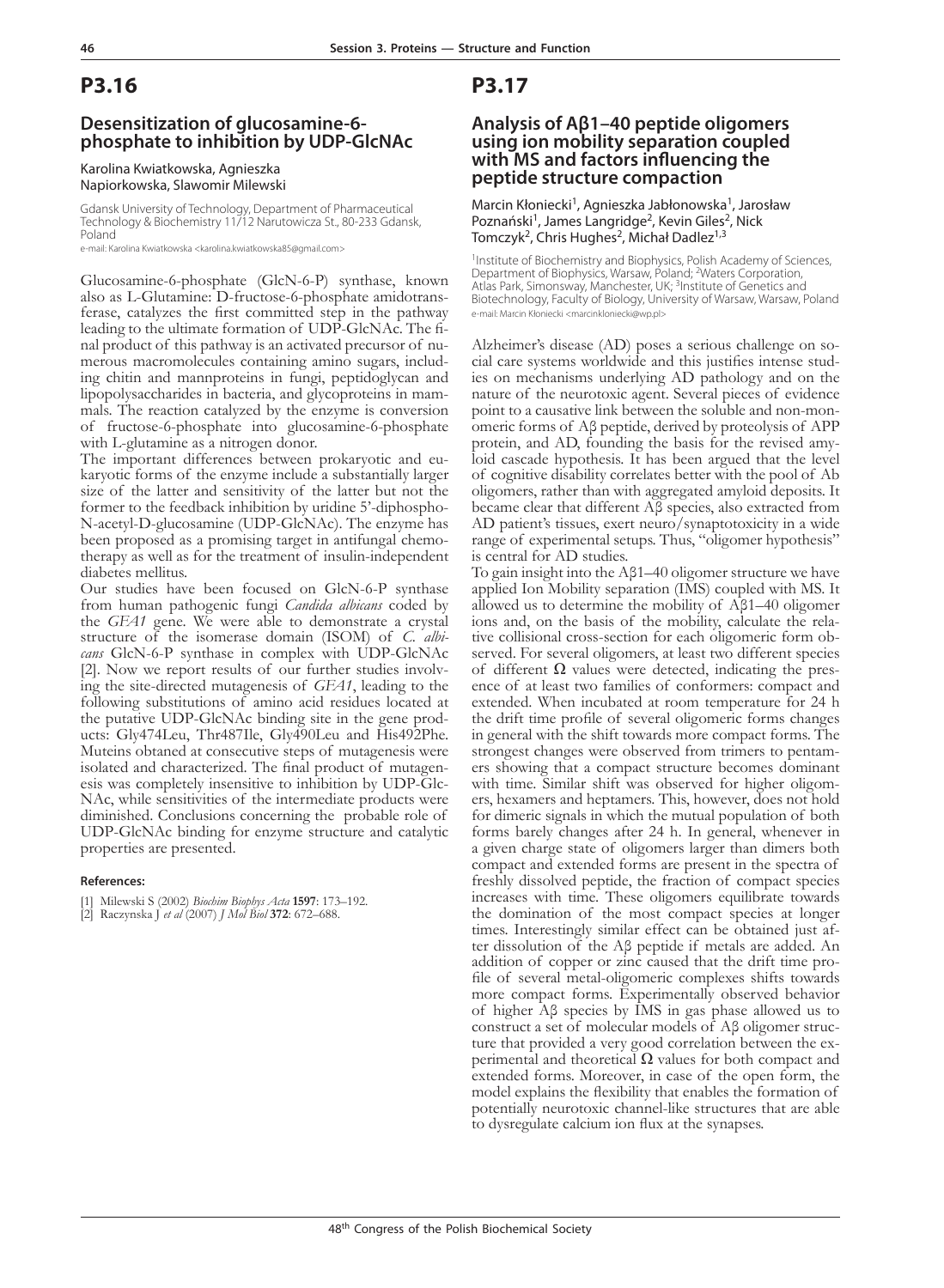# P3.16

## Desensitization of glucosamine-6-phosphate to inhibition by UDP-GlcNAc

Karolina Kwiatkowska, Agnieszka Napiorkowska, Slawomir Milewski

Gdansk University of Technology, Department of Pharmaceutical Technology & Biochemistry 11/12 Narutowicza St., 80-233 Gdansk, Poland
e-mail: Karolina Kwiatkowska <karolina.kwiatkowska85@gmail.com>

Glucosamine-6-phosphate (GlcN-6-P) synthase, known also as L-Glutamine: D-fructose-6-phosphate amidotransferase, catalyzes the first committed step in the pathway leading to the ultimate formation of UDP-GlcNAc. The final product of this pathway is an activated precursor of numerous macromolecules containing amino sugars, including chitin and mannproteins in fungi, peptidoglycan and lipopolysaccharides in bacteria, and glycoproteins in mammals. The reaction catalyzed by the enzyme is conversion of fructose-6-phosphate into glucosamine-6-phosphate with L-glutamine as a nitrogen donor.

The important differences between prokaryotic and eukaryotic forms of the enzyme include a substantially larger size of the latter and sensitivity of the latter but not the former to the feedback inhibition by uridine 5'-diphospho-N-acetyl-D-glucosamine (UDP-GlcNAc). The enzyme has been proposed as a promising target in antifungal chemotherapy as well as for the treatment of insulin-independent diabetes mellitus.

Our studies have been focused on GlcN-6-P synthase from human pathogenic fungi *Candida albicans* coded by the *GFA1* gene. We were able to demonstrate a crystal structure of the isomerase domain (ISOM) of *C. albicans* GlcN-6-P synthase in complex with UDP-GlcNAc [2]. Now we report results of our further studies involving the site-directed mutagenesis of *GFA1*, leading to the following substitutions of amino acid residues located at the putative UDP-GlcNAc binding site in the gene products: Gly474Leu, Thr487Ile, Gly490Leu and His492Phe. Muteins obtained at consecutive steps of mutagenesis were isolated and characterized. The final product of mutagenesis was completely insensitive to inhibition by UDP-GlcNAc, while sensitivities of the intermediate products were diminished. Conclusions concerning the probable role of UDP-GlcNAc binding for enzyme structure and catalytic properties are presented.

**References:**

[1] Milewski S (2002) *Biochim Biophys Acta* **1597**: 173–192.
[2] Raczynska J *et al* (2007) *J Mol Biol* **372**: 672–688.

# P3.17

## Analysis of Aβ1–40 peptide oligomers using ion mobility separation coupled with MS and factors influencing the peptide structure compaction

Marcin Kłoniecki[1], Agnieszka Jabłonowska[1], Jarosław Poznański[1], James Langridge[2], Kevin Giles[2], Nick Tomczyk[2], Chris Hughes[2], Michał Dadlez[1,3]

[1]Institute of Biochemistry and Biophysics, Polish Academy of Sciences, Department of Biophysics, Warsaw, Poland; [2]Waters Corporation, Atlas Park, Simonsway, Manchester, UK; [3]Institute of Genetics and Biotechnology, Faculty of Biology, University of Warsaw, Warsaw, Poland
e-mail: Marcin Kłoniecki <marcinkloniecki@wp.pl>

Alzheimer's disease (AD) poses a serious challenge on social care systems worldwide and this justifies intense studies on mechanisms underlying AD pathology and on the nature of the neurotoxic agent. Several pieces of evidence point to a causative link between the soluble and non-monomeric forms of Aβ peptide, derived by proteolysis of APP protein, and AD, founding the basis for the revised amyloid cascade hypothesis. It has been argued that the level of cognitive disability correlates better with the pool of Ab oligomers, rather than with aggregated amyloid deposits. It became clear that different Aβ species, also extracted from AD patient's tissues, exert neuro/synaptotoxicity in a wide range of experimental setups. Thus, "oligomer hypothesis" is central for AD studies.

To gain insight into the Aβ1–40 oligomer structure we have applied Ion Mobility separation (IMS) coupled with MS. It allowed us to determine the mobility of Aβ1–40 oligomer ions and, on the basis of the mobility, calculate the relative collisional cross-section for each oligomeric form observed. For several oligomers, at least two different species of different $\Omega$ values were detected, indicating the presence of at least two families of conformers: compact and extended. When incubated at room temperature for 24 h the drift time profile of several oligomeric forms changes in general with the shift towards more compact forms. The strongest changes were observed from trimers to pentamers showing that a compact structure becomes dominant with time. Similar shift was observed for higher oligomers, hexamers and heptamers. This, however, does not hold for dimeric signals in which the mutual population of both forms barely changes after 24 h. In general, whenever in a given charge state of oligomers larger than dimers both compact and extended forms are present in the spectra of freshly dissolved peptide, the fraction of compact species increases with time. These oligomers equilibrate towards the domination of the most compact species at longer times. Interestingly similar effect can be obtained just after dissolution of the Aβ peptide if metals are added. An addition of copper or zinc caused that the drift time profile of several metal-oligomeric complexes shifts towards more compact forms. Experimentally observed behavior of higher Aβ species by IMS in gas phase allowed us to construct a set of molecular models of Aβ oligomer structure that provided a very good correlation between the experimental and theoretical $\Omega$ values for both compact and extended forms. Moreover, in case of the open form, the model explains the flexibility that enables the formation of potentially neurotoxic channel-like structures that are able to dysregulate calcium ion flux at the synapses.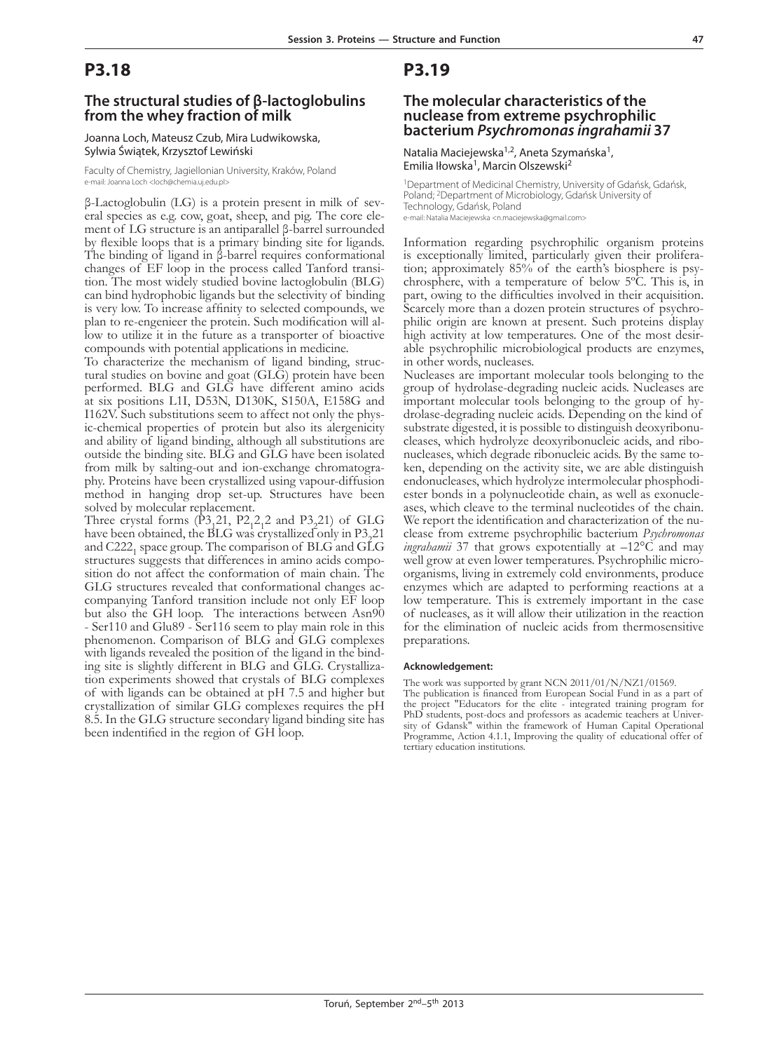# P3.18

## The structural studies of β-lactoglobulins from the whey fraction of milk

Joanna Loch, Mateusz Czub, Mira Ludwikowska, Sylwia Świątek, Krzysztof Lewiński

Faculty of Chemistry, Jagiellonian University, Kraków, Poland
e-mail: Joanna Loch <loch@chemia.uj.edu.pl>

β-Lactoglobulin (LG) is a protein present in milk of several species as e.g. cow, goat, sheep, and pig. The core element of LG structure is an antiparallel β-barrel surrounded by flexible loops that is a primary binding site for ligands. The binding of ligand in β-barrel requires conformational changes of EF loop in the process called Tanford transition. The most widely studied bovine lactoglobulin (BLG) can bind hydrophobic ligands but the selectivity of binding is very low. To increase affinity to selected compounds, we plan to re-engenieer the protein. Such modification will allow to utilize it in the future as a transporter of bioactive compounds with potential applications in medicine.

To characterize the mechanism of ligand binding, structural studies on bovine and goat (GLG) protein have been performed. BLG and GLG have different amino acids at six positions L1I, D53N, D130K, S150A, E158G and I162V. Such substitutions seem to affect not only the physic-chemical properties of protein but also its alergenicity and ability of ligand binding, although all substitutions are outside the binding site. BLG and GLG have been isolated from milk by salting-out and ion-exchange chromatography. Proteins have been crystallized using vapour-diffusion method in hanging drop set-up. Structures have been solved by molecular replacement.

Three crystal forms ($P3_121$, $P2_12_12$ and $P3_221$) of GLG have been obtained, the BLG was crystallized only in $P3_221$ and $C222_1$ space group. The comparison of BLG and GLG structures suggests that differences in amino acids composition do not affect the conformation of main chain. The GLG structures revealed that conformational changes accompanying Tanford transition include not only EF loop but also the GH loop. The interactions between Asn90 - Ser110 and Glu89 - Ser116 seem to play main role in this phenomenon. Comparison of BLG and GLG complexes with ligands revealed the position of the ligand in the binding site is slightly different in BLG and GLG. Crystallization experiments showed that crystals of BLG complexes of with ligands can be obtained at pH 7.5 and higher but crystallization of similar GLG complexes requires the pH 8.5. In the GLG structure secondary ligand binding site has been indentified in the region of GH loop.

# P3.19

## The molecular characteristics of the nuclease from extreme psychrophilic bacterium *Psychromonas ingrahamii* 37

Natalia Maciejewska[1,2], Aneta Szymańska[1], Emilia Iłowska[1], Marcin Olszewski[2]

[1]Department of Medicinal Chemistry, University of Gdańsk, Gdańsk, Poland; [2]Department of Microbiology, Gdańsk University of Technology, Gdańsk, Poland
e-mail: Natalia Maciejewska <n.maciejewska@gmail.com>

Information regarding psychrophilic organism proteins is exceptionally limited, particularly given their proliferation; approximately 85% of the earth's biosphere is psychrosphere, with a temperature of below 5ºC. This is, in part, owing to the difficulties involved in their acquisition. Scarcely more than a dozen protein structures of psychrophilic origin are known at present. Such proteins display high activity at low temperatures. One of the most desirable psychrophilic microbiological products are enzymes, in other words, nucleases.

Nucleases are important molecular tools belonging to the group of hydrolase-degrading nucleic acids. Nucleases are important molecular tools belonging to the group of hydrolase-degrading nucleic acids. Depending on the kind of substrate digested, it is possible to distinguish deoxyribonucleases, which hydrolyze deoxyribonucleic acids, and ribonucleases, which degrade ribonucleic acids. By the same token, depending on the activity site, we are able distinguish endonucleases, which hydrolyze intermolecular phosphodiester bonds in a polynucleotide chain, as well as exonucleases, which cleave to the terminal nucleotides of the chain. We report the identification and characterization of the nuclease from extreme psychrophilic bacterium *Psychromonas ingrahamii* 37 that grows expotentially at –12°C and may well grow at even lower temperatures. Psychrophilic microorganisms, living in extremely cold environments, produce enzymes which are adapted to performing reactions at a low temperature. This is extremely important in the case of nucleases, as it will allow their utilization in the reaction for the elimination of nucleic acids from thermosensitive preparations.

#### Acknowledgement:

The work was supported by grant NCN 2011/01/N/NZ1/01569.
The publication is financed from European Social Fund in as a part of the project "Educators for the elite - integrated training program for PhD students, post-docs and professors as academic teachers at University of Gdansk" within the framework of Human Capital Operational Programme, Action 4.1.1, Improving the quality of educational offer of tertiary education institutions.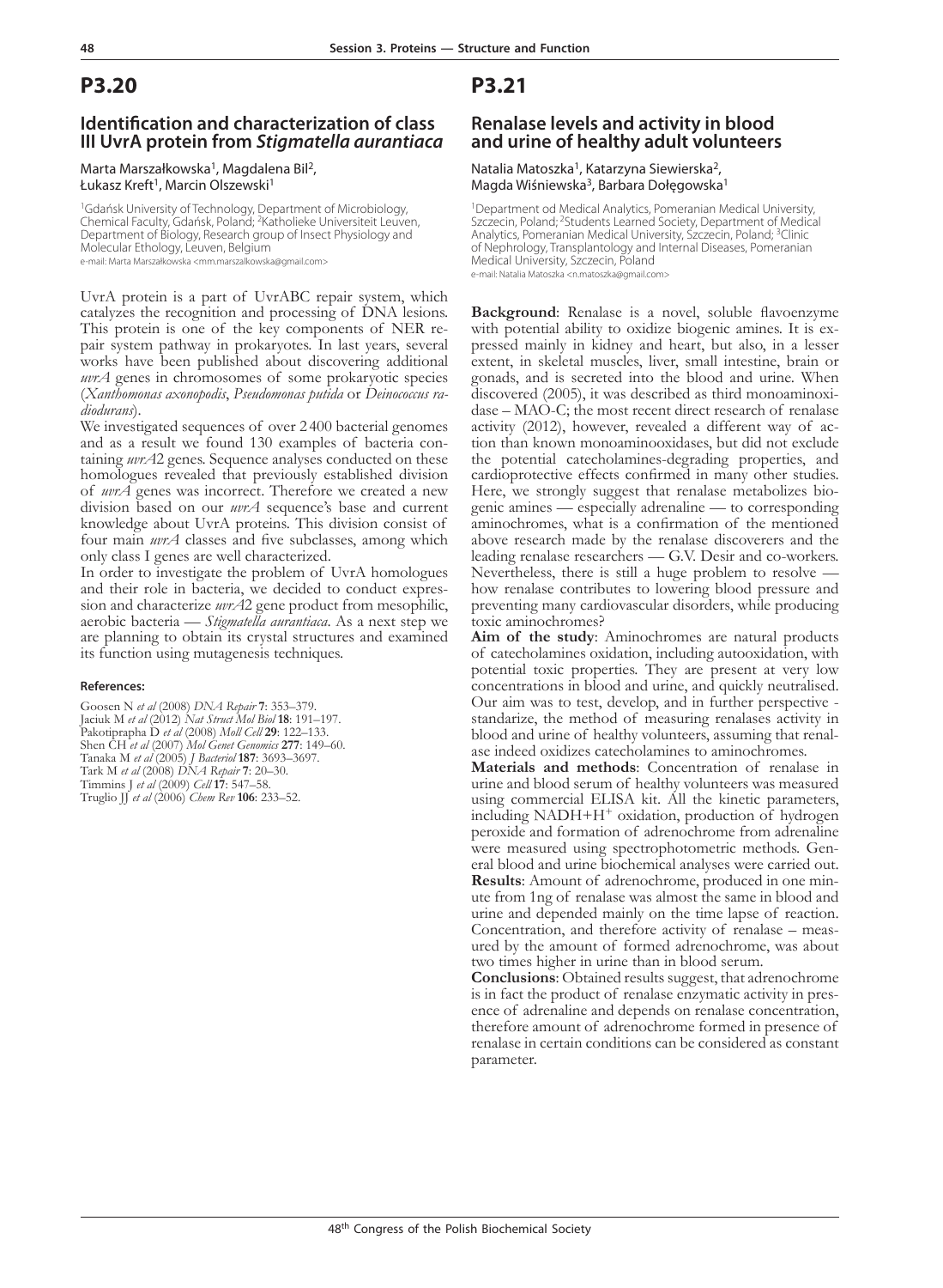## P3.20

### Identification and characterization of class III UvrA protein from *Stigmatella aurantiaca*

Marta Marszałkowska[1], Magdalena Bil[2], Łukasz Kreft[1], Marcin Olszewski[1]

[1]Gdańsk University of Technology, Department of Microbiology, Chemical Faculty, Gdańsk, Poland; [2]Katholieke Universiteit Leuven, Department of Biology, Research group of Insect Physiology and Molecular Ethology, Leuven, Belgium
e-mail: Marta Marszałkowska <mm.marszalkowska@gmail.com>

UvrA protein is a part of UvrABC repair system, which catalyzes the recognition and processing of DNA lesions. This protein is one of the key components of NER repair system pathway in prokaryotes. In last years, several works have been published about discovering additional *uvrA* genes in chromosomes of some prokaryotic species (*Xanthomonas axonopodis*, *Pseudomonas putida* or *Deinococcus radiodurans*).

We investigated sequences of over 2 400 bacterial genomes and as a result we found 130 examples of bacteria containing *uvrA*2 genes. Sequence analyses conducted on these homologues revealed that previously established division of *uvrA* genes was incorrect. Therefore we created a new division based on our *uvrA* sequence's base and current knowledge about UvrA proteins. This division consist of four main *uvrA* classes and five subclasses, among which only class I genes are well characterized.

In order to investigate the problem of UvrA homologues and their role in bacteria, we decided to conduct expression and characterize *uvrA*2 gene product from mesophilic, aerobic bacteria — *Stigmatella aurantiaca*. As a next step we are planning to obtain its crystal structures and examined its function using mutagenesis techniques.

#### References:

Goosen N *et al* (2008) *DNA Repair* **7**: 353–379.
Jaciuk M *et al* (2012) *Nat Struct Mol Biol* **18**: 191–197.
Pakotiprapha D *et al* (2008) *Moll Cell* **29**: 122–133.
Shen CH *et al* (2007) *Mol Genet Genomics* **277**: 149–60.
Tanaka M *et al* (2005) *J Bacteriol* **187**: 3693–3697.
Tark M *et al* (2008) *DNA Repair* **7**: 20–30.
Timmins J *et al* (2009) *Cell* **17**: 547–58.
Truglio JJ *et al* (2006) *Chem Rev* **106**: 233–52.

## P3.21

### Renalase levels and activity in blood and urine of healthy adult volunteers

Natalia Matoszka[1], Katarzyna Siewierska[2], Magda Wiśniewska[3], Barbara Dołęgowska[1]

[1]Department od Medical Analytics, Pomeranian Medical University, Szczecin, Poland; [2]Students Learned Society, Department of Medical Analytics, Pomeranian Medical University, Szczecin, Poland; [3]Clinic of Nephrology, Transplantology and Internal Diseases, Pomeranian Medical University, Szczecin, Poland
e-mail: Natalia Matoszka <n.matoszka@gmail.com>

**Background**: Renalase is a novel, soluble flavoenzyme with potential ability to oxidize biogenic amines. It is expressed mainly in kidney and heart, but also, in a lesser extent, in skeletal muscles, liver, small intestine, brain or gonads, and is secreted into the blood and urine. When discovered (2005), it was described as third monoaminoxidase – MAO-C; the most recent direct research of renalase activity (2012), however, revealed a different way of action than known monoaminooxidases, but did not exclude the potential catecholamines-degrading properties, and cardioprotective effects confirmed in many other studies. Here, we strongly suggest that renalase metabolizes biogenic amines — especially adrenaline — to corresponding aminochromes, what is a confirmation of the mentioned above research made by the renalase discoverers and the leading renalase researchers — G.V. Desir and co-workers. Nevertheless, there is still a huge problem to resolve — how renalase contributes to lowering blood pressure and preventing many cardiovascular disorders, while producing toxic aminochromes?

**Aim of the study**: Aminochromes are natural products of catecholamines oxidation, including autooxidation, with potential toxic properties. They are present at very low concentrations in blood and urine, and quickly neutralised. Our aim was to test, develop, and in further perspective - standarize, the method of measuring renalases activity in blood and urine of healthy volunteers, assuming that renalase indeed oxidizes catecholamines to aminochromes.

**Materials and methods**: Concentration of renalase in urine and blood serum of healthy volunteers was measured using commercial ELISA kit. All the kinetic parameters, including $NADH+H^{+}$ oxidation, production of hydrogen peroxide and formation of adrenochrome from adrenaline were measured using spectrophotometric methods. General blood and urine biochemical analyses were carried out.

**Results**: Amount of adrenochrome, produced in one minute from 1ng of renalase was almost the same in blood and urine and depended mainly on the time lapse of reaction. Concentration, and therefore activity of renalase – measured by the amount of formed adrenochrome, was about two times higher in urine than in blood serum.

**Conclusions**: Obtained results suggest, that adrenochrome is in fact the product of renalase enzymatic activity in presence of adrenaline and depends on renalase concentration, therefore amount of adrenochrome formed in presence of renalase in certain conditions can be considered as constant parameter.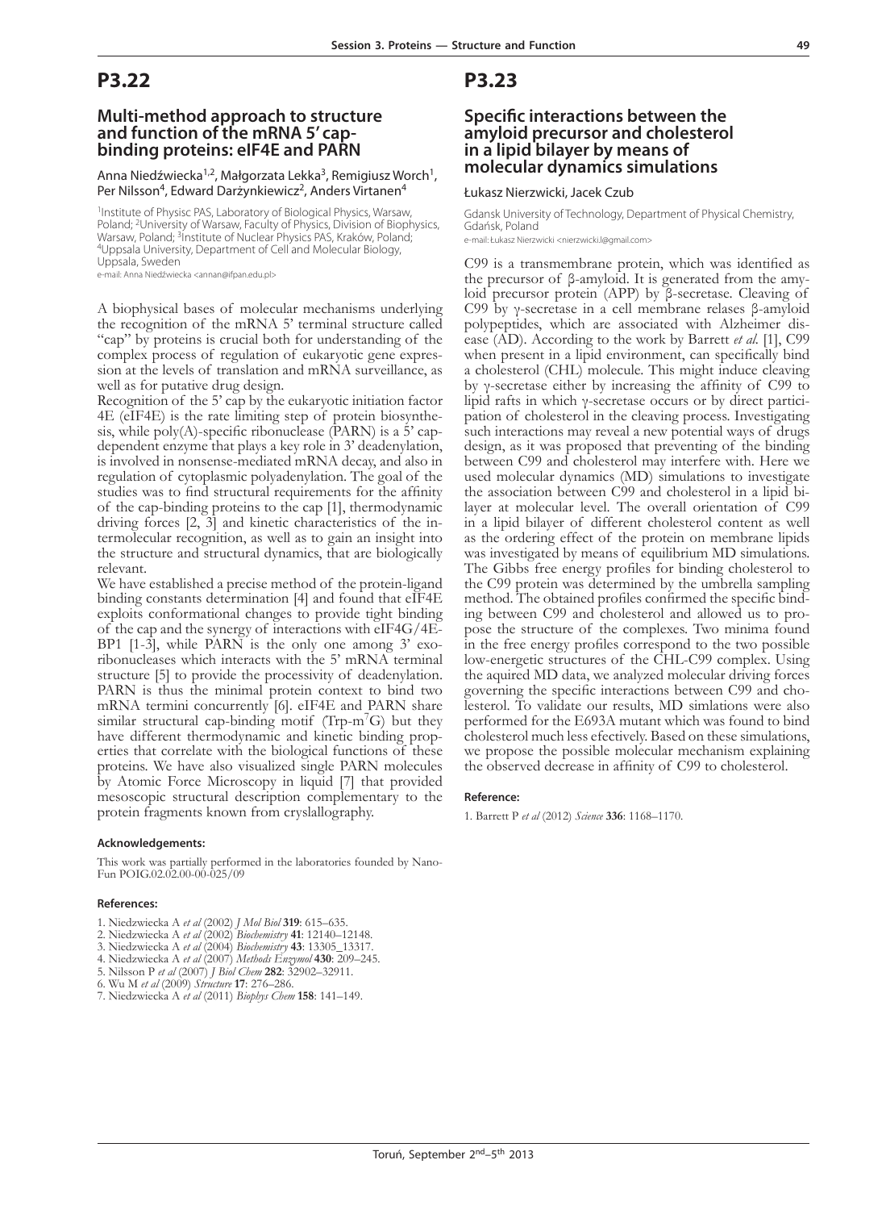# P3.22

## Multi-method approach to structure and function of the mRNA 5' cap-binding proteins: eIF4E and PARN

Anna Niedźwiecka[1,2], Małgorzata Lekka[3], Remigiusz Worch[1], Per Nilsson[4], Edward Darżynkiewicz[2], Anders Virtanen[4]

[1]Institute of Physisc PAS, Laboratory of Biological Physics, Warsaw, Poland; [2]University of Warsaw, Faculty of Physics, Division of Biophysics, Warsaw, Poland; [3]Institute of Nuclear Physics PAS, Kraków, Poland; [4]Uppsala University, Department of Cell and Molecular Biology, Uppsala, Sweden

e-mail: Anna Niedźwiecka <annan@ifpan.edu.pl>

A biophysical bases of molecular mechanisms underlying the recognition of the mRNA 5' terminal structure called "cap" by proteins is crucial both for understanding of the complex process of regulation of eukaryotic gene expression at the levels of translation and mRNA surveillance, as well as for putative drug design.

Recognition of the 5' cap by the eukaryotic initiation factor 4E (eIF4E) is the rate limiting step of protein biosynthesis, while poly(A)-specific ribonuclease (PARN) is a 5' cap-dependent enzyme that plays a key role in 3' deadenylation, is involved in nonsense-mediated mRNA decay, and also in regulation of cytoplasmic polyadenylation. The goal of the studies was to find structural requirements for the affinity of the cap-binding proteins to the cap [1], thermodynamic driving forces [2, 3] and kinetic characteristics of the intermolecular recognition, as well as to gain an insight into the structure and structural dynamics, that are biologically relevant.

We have established a precise method of the protein-ligand binding constants determination [4] and found that eIF4E exploits conformational changes to provide tight binding of the cap and the synergy of interactions with eIF4G/4E-BP1 [1-3], while PARN is the only one among 3' exoribonucleases which interacts with the 5' mRNA terminal structure [5] to provide the processivity of deadenylation. PARN is thus the minimal protein context to bind two mRNA termini concurrently [6]. eIF4E and PARN share similar structural cap-binding motif (Trp-m$^7$G) but they have different thermodynamic and kinetic binding properties that correlate with the biological functions of these proteins. We have also visualized single PARN molecules by Atomic Force Microscopy in liquid [7] that provided mesoscopic structural description complementary to the protein fragments known from cryslallography.

### Acknowledgements:

This work was partially performed in the laboratories founded by NanoFun POIG.02.02.00-00-025/09

### References:

1. Niedzwiecka A *et al* (2002) *J Mol Biol* **319**: 615–635.
2. Niedzwiecka A *et al* (2002) *Biochemistry* **41**: 12140–12148.
3. Niedzwiecka A *et al* (2004) *Biochemistry* **43**: 13305_13317.
4. Niedzwiecka A *et al* (2007) *Methods Enzymol* **430**: 209–245.
5. Nilsson P *et al* (2007) *J Biol Chem* **282**: 32902–32911.
6. Wu M *et al* (2009) *Structure* **17**: 276–286.
7. Niedzwiecka A *et al* (2011) *Biophys Chem* **158**: 141–149.

# P3.23

## Specific interactions between the amyloid precursor and cholesterol in a lipid bilayer by means of molecular dynamics simulations

Łukasz Nierzwicki, Jacek Czub

Gdansk University of Technology, Department of Physical Chemistry, Gdańsk, Poland

e-mail: Łukasz Nierzwicki <nierzwicki.l@gmail.com>

C99 is a transmembrane protein, which was identified as the precursor of β-amyloid. It is generated from the amyloid precursor protein (APP) by β-secretase. Cleaving of C99 by γ-secretase in a cell membrane relases β-amyloid polypeptides, which are associated with Alzheimer disease (AD). According to the work by Barrett *et al.* [1], C99 when present in a lipid environment, can specifically bind a cholesterol (CHL) molecule. This might induce cleaving by γ-secretase either by increasing the affinity of C99 to lipid rafts in which γ-secretase occurs or by direct participation of cholesterol in the cleaving process. Investigating such interactions may reveal a new potential ways of drugs design, as it was proposed that preventing of the binding between C99 and cholesterol may interfere with. Here we used molecular dynamics (MD) simulations to investigate the association between C99 and cholesterol in a lipid bilayer at molecular level. The overall orientation of C99 in a lipid bilayer of different cholesterol content as well as the ordering effect of the protein on membrane lipids was investigated by means of equilibrium MD simulations. The Gibbs free energy profiles for binding cholesterol to the C99 protein was determined by the umbrella sampling method. The obtained profiles confirmed the specific binding between C99 and cholesterol and allowed us to propose the structure of the complexes. Two minima found in the free energy profiles correspond to the two possible low-energetic structures of the CHL-C99 complex. Using the aquired MD data, we analyzed molecular driving forces governing the specific interactions between C99 and cholesterol. To validate our results, MD simlations were also performed for the E693A mutant which was found to bind cholesterol much less efectively. Based on these simulations, we propose the possible molecular mechanism explaining the observed decrease in affinity of C99 to cholesterol.

### Reference:

1. Barrett P *et al* (2012) *Science* **336**: 1168–1170.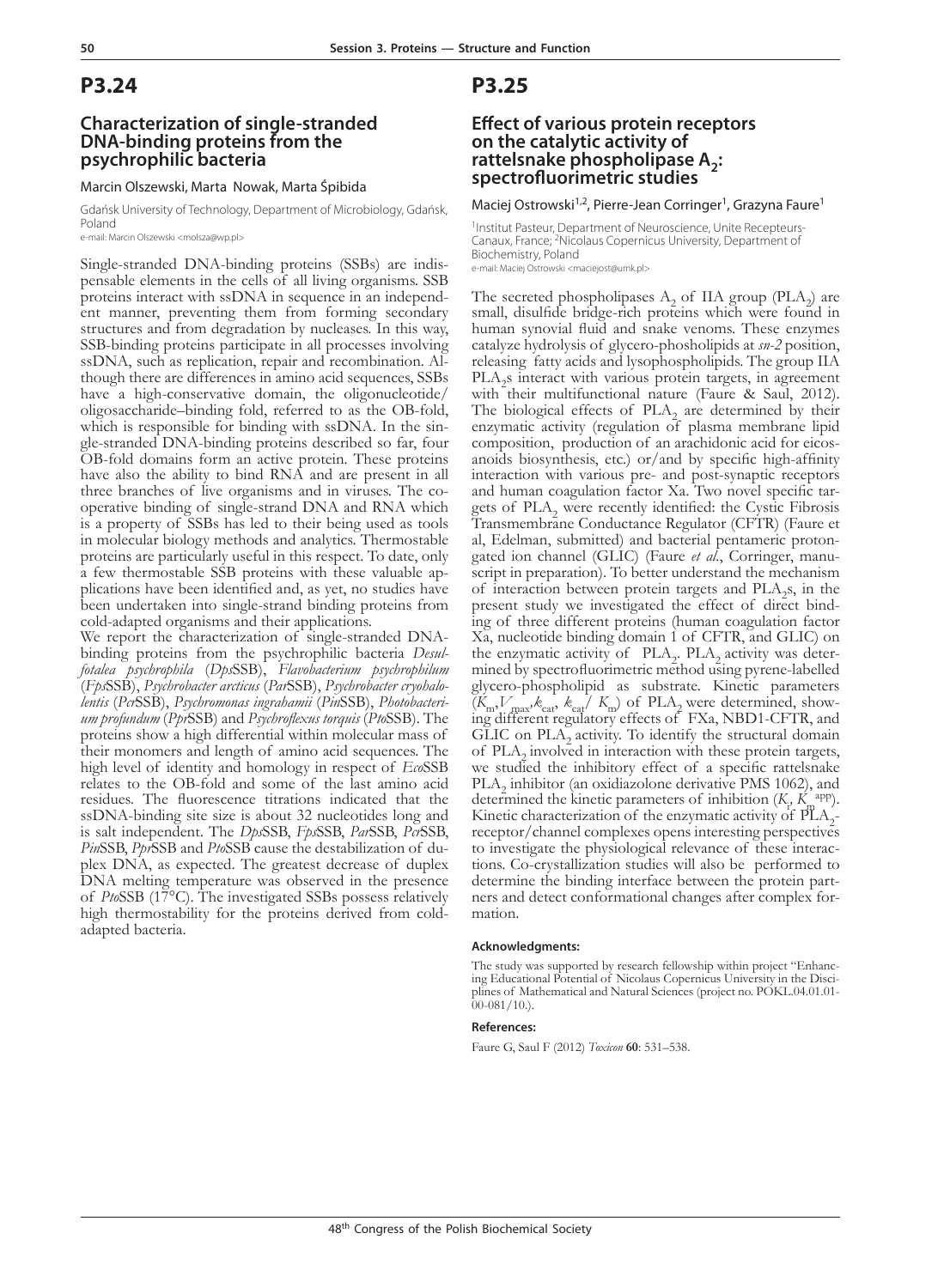# P3.24

## Characterization of single-stranded DNA-binding proteins from the psychrophilic bacteria

Marcin Olszewski, Marta Nowak, Marta Śpibida

Gdańsk University of Technology, Department of Microbiology, Gdańsk, Poland
e-mail: Marcin Olszewski <molsza@wp.pl>

Single-stranded DNA-binding proteins (SSBs) are indispensable elements in the cells of all living organisms. SSB proteins interact with ssDNA in sequence in an independent manner, preventing them from forming secondary structures and from degradation by nucleases. In this way, SSB-binding proteins participate in all processes involving ssDNA, such as replication, repair and recombination. Although there are differences in amino acid sequences, SSBs have a high-conservative domain, the oligonucleotide/oligosaccharide–binding fold, referred to as the OB-fold, which is responsible for binding with ssDNA. In the single-stranded DNA-binding proteins described so far, four OB-fold domains form an active protein. These proteins have also the ability to bind RNA and are present in all three branches of live organisms and in viruses. The cooperative binding of single-strand DNA and RNA which is a property of SSBs has led to their being used as tools in molecular biology methods and analytics. Thermostable proteins are particularly useful in this respect. To date, only a few thermostable SSB proteins with these valuable applications have been identified and, as yet, no studies have been undertaken into single-strand binding proteins from cold-adapted organisms and their applications.

We report the characterization of single-stranded DNA-binding proteins from the psychrophilic bacteria *Desulfotalea psychrophila* (*Dps*SSB), *Flavobacterium psychrophilum* (*Fps*SSB), *Psychrobacter arcticus* (*Par*SSB), *Psychrobacter cryohalolentis* (*Pcr*SSB), *Psychromonas ingrahamii* (*Pin*SSB), *Photobacterium profundum* (*Ppr*SSB) and *Psychroflexus torquis* (*Pto*SSB). The proteins show a high differential within molecular mass of their monomers and length of amino acid sequences. The high level of identity and homology in respect of *Eco*SSB relates to the OB-fold and some of the last amino acid residues. The fluorescence titrations indicated that the ssDNA-binding site size is about 32 nucleotides long and is salt independent. The *Dps*SSB, *Fps*SSB, *Par*SSB, *Pcr*SSB, *Pin*SSB, *Ppr*SSB and *Pto*SSB cause the destabilization of duplex DNA, as expected. The greatest decrease of duplex DNA melting temperature was observed in the presence of *Pto*SSB (17°C). The investigated SSBs possess relatively high thermostability for the proteins derived from cold-adapted bacteria.

# P3.25

## Effect of various protein receptors on the catalytic activity of rattelsnake phospholipase $A_2$: spectrofluorimetric studies

Maciej Ostrowski[1,2], Pierre-Jean Corringer[1], Grazyna Faure[1]

[1]Institut Pasteur, Department of Neuroscience, Unite Recepteurs-Canaux, France; [2]Nicolaus Copernicus University, Department of Biochemistry, Poland
e-mail: Maciej Ostrowski <maciejost@umk.pl>

The secreted phospholipases $A_2$ of IIA group ($PLA_2$) are small, disulfide bridge-rich proteins which were found in human synovial fluid and snake venoms. These enzymes catalyze hydrolysis of glycero-phosholipids at *sn-2* position, releasing fatty acids and lysophospholipids. The group IIA $PLA_2$s interact with various protein targets, in agreement with their multifunctional nature (Faure & Saul, 2012). The biological effects of $PLA_2$ are determined by their enzymatic activity (regulation of plasma membrane lipid composition, production of an arachidonic acid for eicosanoids biosynthesis, etc.) or/and by specific high-affinity interaction with various pre- and post-synaptic receptors and human coagulation factor Xa. Two novel specific targets of $PLA_2$ were recently identified: the Cystic Fibrosis Transmembrane Conductance Regulator (CFTR) (Faure et al, Edelman, submitted) and bacterial pentameric proton-gated ion channel (GLIC) (Faure *et al.*, Corringer, manuscript in preparation). To better understand the mechanism of interaction between protein targets and $PLA_2$s, in the present study we investigated the effect of direct binding of three different proteins (human coagulation factor Xa, nucleotide binding domain 1 of CFTR, and GLIC) on the enzymatic activity of $PLA_2$. $PLA_2$ activity was determined by spectrofluorimetric method using pyrene-labelled glycero-phospholipid as substrate. Kinetic parameters ($K_m$, $V_{max}$, $k_{cat}$, $k_{cat}/K_m$) of $PLA_2$ were determined, showing different regulatory effects of FXa, NBD1-CFTR, and GLIC on $PLA_2$ activity. To identify the structural domain of $PLA_2$ involved in interaction with these protein targets, we studied the inhibitory effect of a specific rattelsnake $PLA_2$ inhibitor (an oxidiazolone derivative PMS 1062), and determined the kinetic parameters of inhibition ($K_i$, $K_m^{app}$). Kinetic characterization of the enzymatic activity of $PLA_2$-receptor/channel complexes opens interesting perspectives to investigate the physiological relevance of these interactions. Co-crystallization studies will also be performed to determine the binding interface between the protein partners and detect conformational changes after complex formation.

### Acknowledgments:

The study was supported by research fellowship within project "Enhancing Educational Potential of Nicolaus Copernicus University in the Disciplines of Mathematical and Natural Sciences (project no. POKL.04.01.01-00-081/10.).

### References:

Faure G, Saul F (2012) *Toxicon* **60**: 531–538.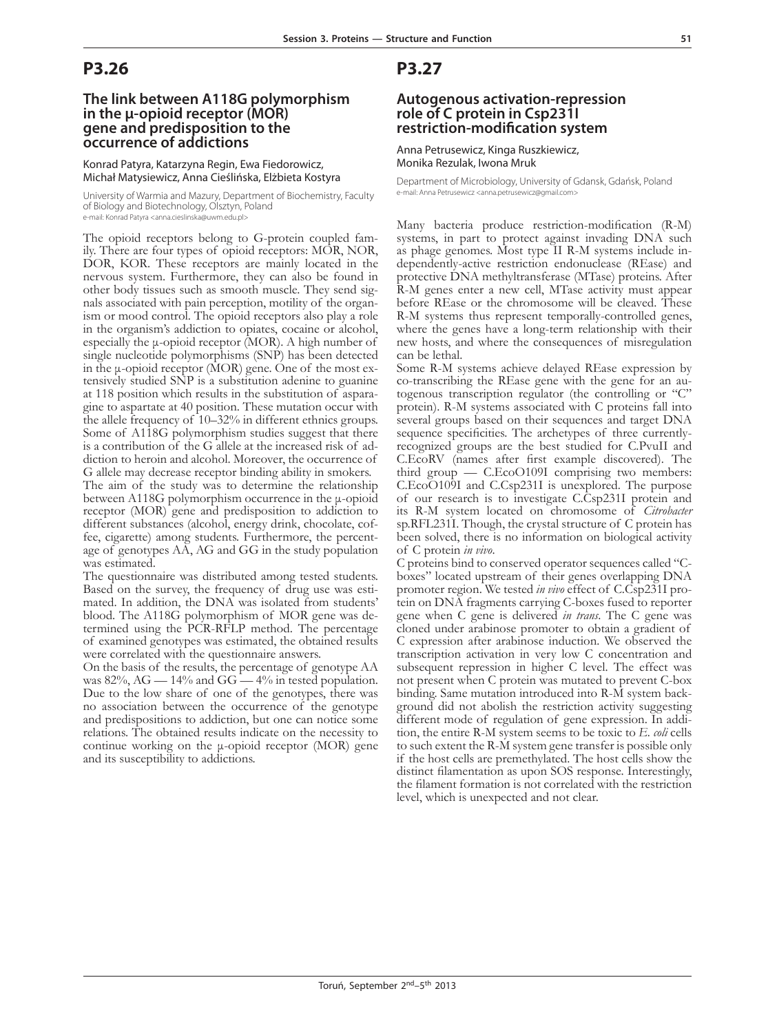# P3.26

## The link between A118G polymorphism in the μ-opioid receptor (MOR) gene and predisposition to the occurrence of addictions

Konrad Patyra, Katarzyna Regin, Ewa Fiedorowicz, Michał Matysiewicz, Anna Cieślińska, Elżbieta Kostyra

University of Warmia and Mazury, Department of Biochemistry, Faculty of Biology and Biotechnology, Olsztyn, Poland
e-mail: Konrad Patyra <anna.cieslinska@uwm.edu.pl>

The opioid receptors belong to G-protein coupled family. There are four types of opioid receptors: MOR, NOR, DOR, KOR. These receptors are mainly located in the nervous system. Furthermore, they can also be found in other body tissues such as smooth muscle. They send signals associated with pain perception, motility of the organism or mood control. The opioid receptors also play a role in the organism's addiction to opiates, cocaine or alcohol, especially the μ-opioid receptor (MOR). A high number of single nucleotide polymorphisms (SNP) has been detected in the μ-opioid receptor (MOR) gene. One of the most extensively studied SNP is a substitution adenine to guanine at 118 position which results in the substitution of asparagine to aspartate at 40 position. These mutation occur with the allele frequency of 10–32% in different ethnics groups. Some of A118G polymorphism studies suggest that there is a contribution of the G allele at the increased risk of addiction to heroin and alcohol. Moreover, the occurrence of G allele may decrease receptor binding ability in smokers.

The aim of the study was to determine the relationship between A118G polymorphism occurrence in the μ-opioid receptor (MOR) gene and predisposition to addiction to different substances (alcohol, energy drink, chocolate, coffee, cigarette) among students. Furthermore, the percentage of genotypes AA, AG and GG in the study population was estimated.

The questionnaire was distributed among tested students. Based on the survey, the frequency of drug use was estimated. In addition, the DNA was isolated from students' blood. The A118G polymorphism of MOR gene was determined using the PCR-RFLP method. The percentage of examined genotypes was estimated, the obtained results were correlated with the questionnaire answers.

On the basis of the results, the percentage of genotype AA was 82%, AG — 14% and GG — 4% in tested population. Due to the low share of one of the genotypes, there was no association between the occurrence of the genotype and predispositions to addiction, but one can notice some relations. The obtained results indicate on the necessity to continue working on the μ-opioid receptor (MOR) gene and its susceptibility to addictions.

# P3.27

## Autogenous activation-repression role of C protein in Csp231I restriction-modification system

Anna Petrusewicz, Kinga Ruszkiewicz, Monika Rezulak, Iwona Mruk

Department of Microbiology, University of Gdansk, Gdańsk, Poland
e-mail: Anna Petrusewicz <anna.petrusewicz@gmail.com>

Many bacteria produce restriction-modification (R-M) systems, in part to protect against invading DNA such as phage genomes. Most type II R-M systems include independently-active restriction endonuclease (REase) and protective DNA methyltransferase (MTase) proteins. After R-M genes enter a new cell, MTase activity must appear before REase or the chromosome will be cleaved. These R-M systems thus represent temporally-controlled genes, where the genes have a long-term relationship with their new hosts, and where the consequences of misregulation can be lethal.

Some R-M systems achieve delayed REase expression by co-transcribing the REase gene with the gene for an autogenous transcription regulator (the controlling or "C" protein). R-M systems associated with C proteins fall into several groups based on their sequences and target DNA sequence specificities. The archetypes of three currently-recognized groups are the best studied for C.PvuII and C.EcoRV (names after first example discovered). The third group — C.EcoO109I comprising two members: C.EcoO109I and C.Csp231I is unexplored. The purpose of our research is to investigate C.Csp231I protein and its R-M system located on chromosome of *Citrobacter* sp.RFL231I. Though, the crystal structure of C protein has been solved, there is no information on biological activity of C protein *in vivo*.

C proteins bind to conserved operator sequences called "C-boxes" located upstream of their genes overlapping DNA promoter region. We tested *in vivo* effect of C.Csp231I protein on DNA fragments carrying C-boxes fused to reporter gene when C gene is delivered *in trans*. The C gene was cloned under arabinose promoter to obtain a gradient of C expression after arabinose induction. We observed the transcription activation in very low C concentration and subsequent repression in higher C level. The effect was not present when C protein was mutated to prevent C-box binding. Same mutation introduced into R-M system background did not abolish the restriction activity suggesting different mode of regulation of gene expression. In addition, the entire R-M system seems to be toxic to *E. coli* cells to such extent the R-M system gene transfer is possible only if the host cells are premethylated. The host cells show the distinct filamentation as upon SOS response. Interestingly, the filament formation is not correlated with the restriction level, which is unexpected and not clear.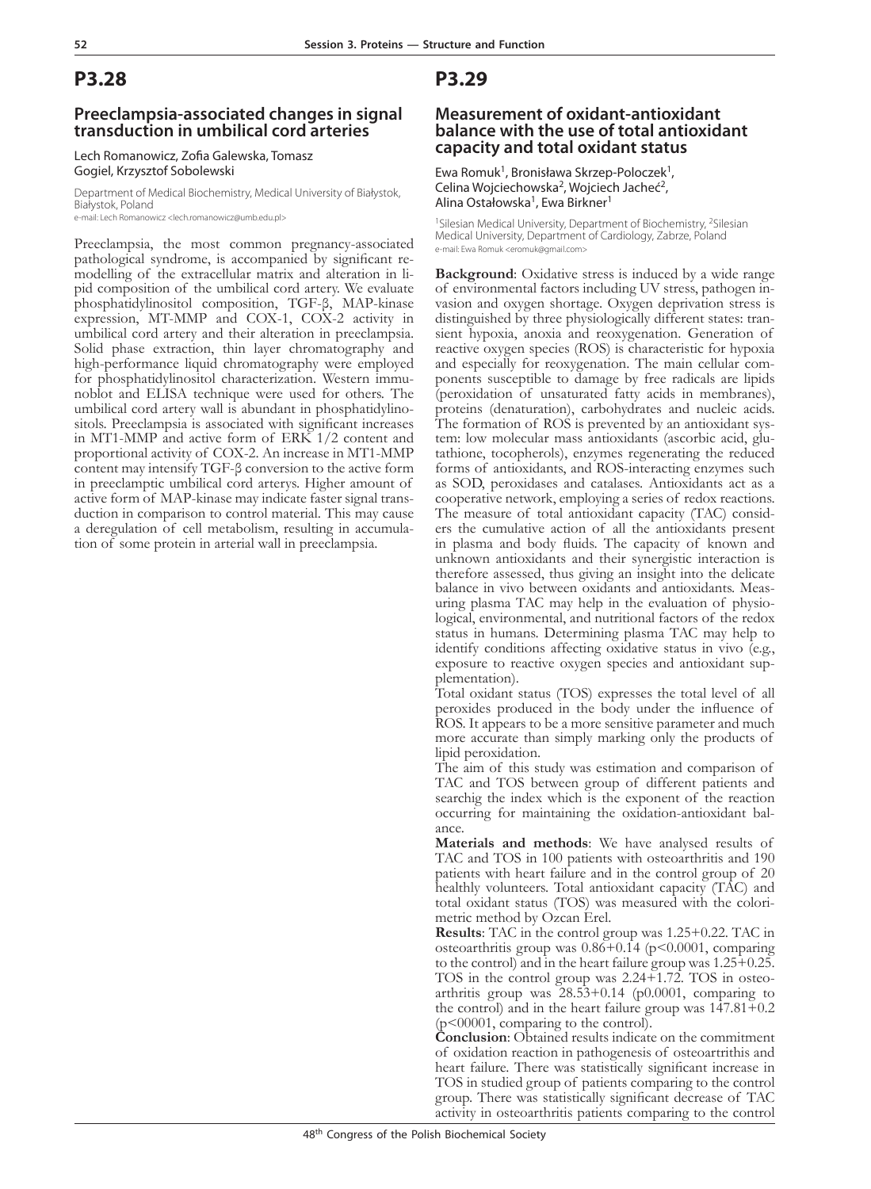# P3.28

## Preeclampsia-associated changes in signal transduction in umbilical cord arteries

Lech Romanowicz, Zofia Galewska, Tomasz Gogiel, Krzysztof Sobolewski

Department of Medical Biochemistry, Medical University of Białystok, Białystok, Poland
e-mail: Lech Romanowicz <lech.romanowicz@umb.edu.pl>

Preeclampsia, the most common pregnancy-associated pathological syndrome, is accompanied by significant remodelling of the extracellular matrix and alteration in lipid composition of the umbilical cord artery. We evaluate phosphatidylinositol composition, TGF-β, MAP-kinase expression, MT-MMP and COX-1, COX-2 activity in umbilical cord artery and their alteration in preeclampsia. Solid phase extraction, thin layer chromatography and high-performance liquid chromatography were employed for phosphatidylinositol characterization. Western immunoblot and ELISA technique were used for others. The umbilical cord artery wall is abundant in phosphatidylinositols. Preeclampsia is associated with significant increases in MT1-MMP and active form of ERK 1/2 content and proportional activity of COX-2. An increase in MT1-MMP content may intensify TGF-β conversion to the active form in preeclamptic umbilical cord arterys. Higher amount of active form of MAP-kinase may indicate faster signal transduction in comparison to control material. This may cause a deregulation of cell metabolism, resulting in accumulation of some protein in arterial wall in preeclampsia.

# P3.29

## Measurement of oxidant-antioxidant balance with the use of total antioxidant capacity and total oxidant status

Ewa Romuk[1], Bronisława Skrzep-Poloczek[1], Celina Wojciechowska[2], Wojciech Jacheć[2], Alina Ostałowska[1], Ewa Birkner[1]

[1]Silesian Medical University, Department of Biochemistry, [2]Silesian Medical University, Department of Cardiology, Zabrze, Poland
e-mail: Ewa Romuk <eromuk@gmail.com>

**Background**: Oxidative stress is induced by a wide range of environmental factors including UV stress, pathogen invasion and oxygen shortage. Oxygen deprivation stress is distinguished by three physiologically different states: transient hypoxia, anoxia and reoxygenation. Generation of reactive oxygen species (ROS) is characteristic for hypoxia and especially for reoxygenation. The main cellular components susceptible to damage by free radicals are lipids (peroxidation of unsaturated fatty acids in membranes), proteins (denaturation), carbohydrates and nucleic acids. The formation of ROS is prevented by an antioxidant system: low molecular mass antioxidants (ascorbic acid, glutathione, tocopherols), enzymes regenerating the reduced forms of antioxidants, and ROS-interacting enzymes such as SOD, peroxidases and catalases. Antioxidants act as a cooperative network, employing a series of redox reactions. The measure of total antioxidant capacity (TAC) considers the cumulative action of all the antioxidants present in plasma and body fluids. The capacity of known and unknown antioxidants and their synergistic interaction is therefore assessed, thus giving an insight into the delicate balance in vivo between oxidants and antioxidants. Measuring plasma TAC may help in the evaluation of physiological, environmental, and nutritional factors of the redox status in humans. Determining plasma TAC may help to identify conditions affecting oxidative status in vivo (e.g., exposure to reactive oxygen species and antioxidant supplementation).

Total oxidant status (TOS) expresses the total level of all peroxides produced in the body under the influence of ROS. It appears to be a more sensitive parameter and much more accurate than simply marking only the products of lipid peroxidation.

The aim of this study was estimation and comparison of TAC and TOS between group of different patients and searchig the index which is the exponent of the reaction occurring for maintaining the oxidation-antioxidant balance.

**Materials and methods**: We have analysed results of TAC and TOS in 100 patients with osteoarthritis and 190 patients with heart failure and in the control group of 20 healthly volunteers. Total antioxidant capacity (TAC) and total oxidant status (TOS) was measured with the colorimetric method by Ozcan Erel.

**Results**: TAC in the control group was 1.25+0.22. TAC in osteoarthritis group was 0.86+0.14 ($p<0.0001$, comparing to the control) and in the heart failure group was 1.25+0.25. TOS in the control group was 2.24+1.72. TOS in osteoarthritis group was 28.53+0.14 (p0.0001, comparing to the control) and in the heart failure group was 147.81+0.2 ($p<00001$, comparing to the control).

**Conclusion**: Obtained results indicate on the commitment of oxidation reaction in pathogenesis of osteoartrithis and heart failure. There was statistically significant increase in TOS in studied group of patients comparing to the control group. There was statistically significant decrease of TAC activity in osteoarthritis patients comparing to the control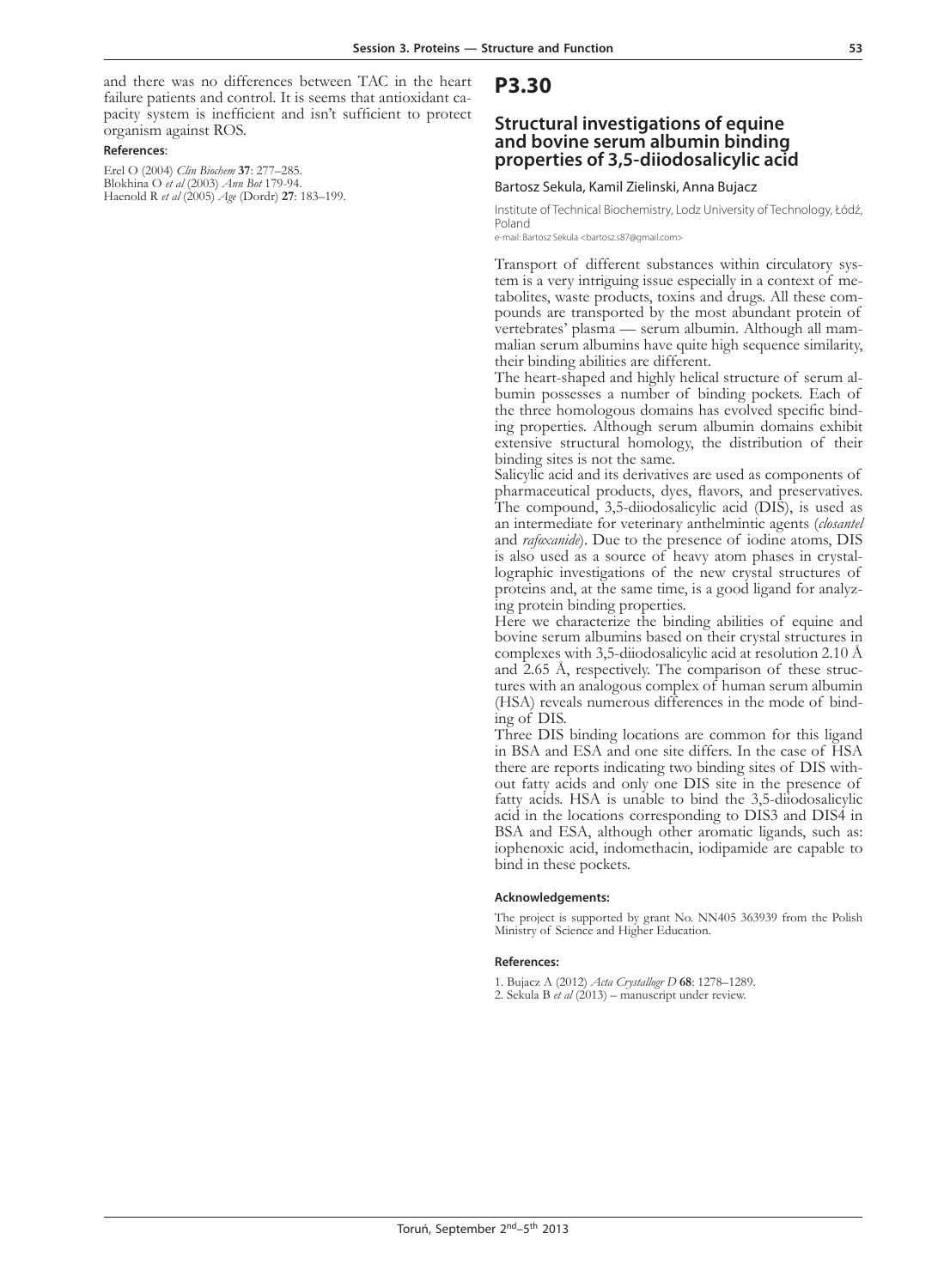and there was no differences between TAC in the heart failure patients and control. It is seems that antioxidant capacity system is inefficient and isn't sufficient to protect organism against ROS.

**References**:

Erel O (2004) *Clin Biochem* **37**: 277–285.
Blokhina O *et al* (2003) *Ann Bot* 179-94.
Haenold R *et al* (2005) *Age* (Dordr) **27**: 183–199.

# P3.30

## Structural investigations of equine and bovine serum albumin binding properties of 3,5-diiodosalicylic acid

Bartosz Sekula, Kamil Zielinski, Anna Bujacz

Institute of Technical Biochemistry, Lodz University of Technology, Łódź, Poland
e-mail: Bartosz Sekula <bartosz.s87@gmail.com>

Transport of different substances within circulatory system is a very intriguing issue especially in a context of metabolites, waste products, toxins and drugs. All these compounds are transported by the most abundant protein of vertebrates' plasma — serum albumin. Although all mammalian serum albumins have quite high sequence similarity, their binding abilities are different.

The heart-shaped and highly helical structure of serum albumin possesses a number of binding pockets. Each of the three homologous domains has evolved specific binding properties. Although serum albumin domains exhibit extensive structural homology, the distribution of their binding sites is not the same.

Salicylic acid and its derivatives are used as components of pharmaceutical products, dyes, flavors, and preservatives. The compound, 3,5-diiodosalicylic acid (DIS), is used as an intermediate for veterinary anthelmintic agents (*closantel* and *rafoxanide*). Due to the presence of iodine atoms, DIS is also used as a source of heavy atom phases in crystallographic investigations of the new crystal structures of proteins and, at the same time, is a good ligand for analyzing protein binding properties.

Here we characterize the binding abilities of equine and bovine serum albumins based on their crystal structures in complexes with 3,5-diiodosalicylic acid at resolution 2.10 Å and 2.65 Å, respectively. The comparison of these structures with an analogous complex of human serum albumin (HSA) reveals numerous differences in the mode of binding of DIS.

Three DIS binding locations are common for this ligand in BSA and ESA and one site differs. In the case of HSA there are reports indicating two binding sites of DIS without fatty acids and only one DIS site in the presence of fatty acids. HSA is unable to bind the 3,5-diiodosalicylic acid in the locations corresponding to DIS3 and DIS4 in BSA and ESA, although other aromatic ligands, such as: iophenoxic acid, indomethacin, iodipamide are capable to bind in these pockets.

**Acknowledgements:**

The project is supported by grant No. NN405 363939 from the Polish Ministry of Science and Higher Education.

**References:**

1. Bujacz A (2012) *Acta Crystallogr D* **68**: 1278–1289.
2. Sekula B *et al* (2013) – manuscript under review.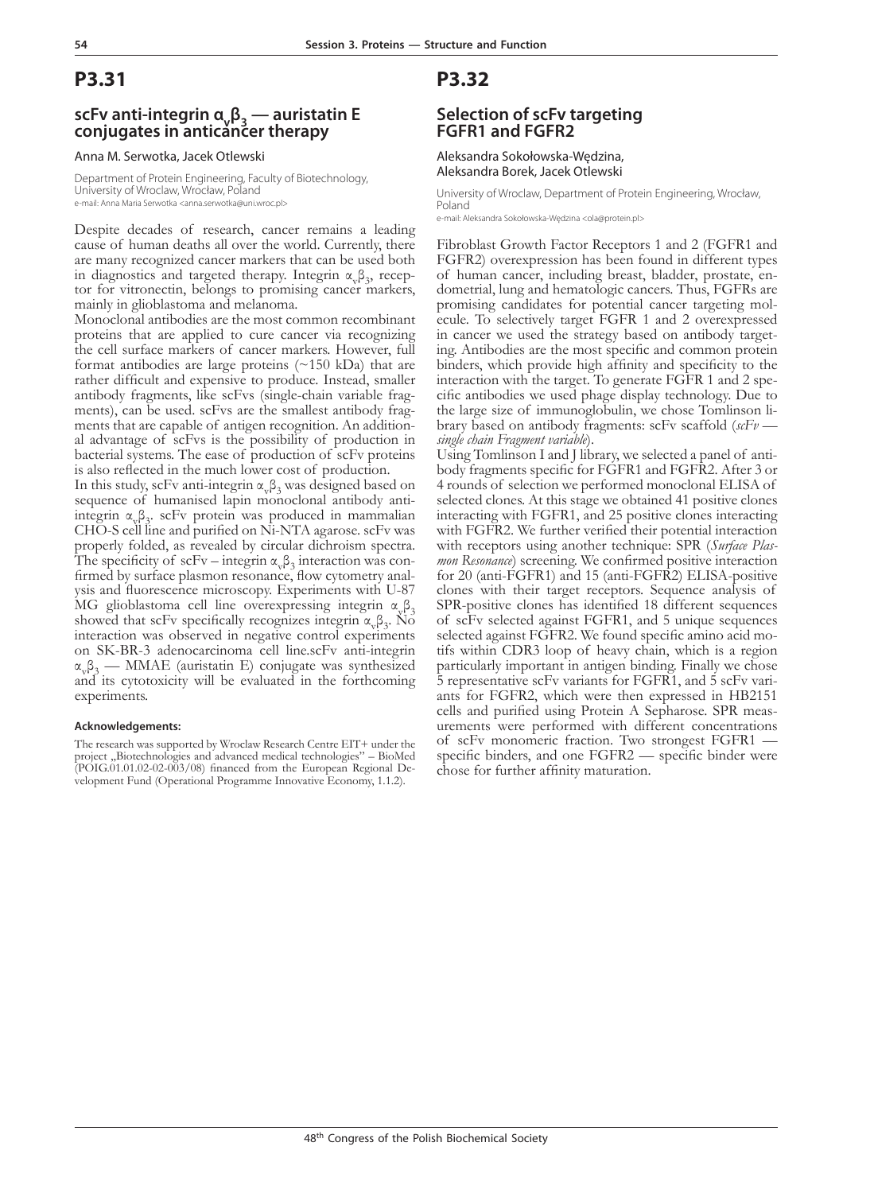# P3.31

## scFv anti-integrin $\alpha_v\beta_3$ — auristatin E conjugates in anticancer therapy

Anna M. Serwotka, Jacek Otlewski

Department of Protein Engineering, Faculty of Biotechnology, University of Wroclaw, Wrocław, Poland
e-mail: Anna Maria Serwotka <anna.serwotka@uni.wroc.pl>

Despite decades of research, cancer remains a leading cause of human deaths all over the world. Currently, there are many recognized cancer markers that can be used both in diagnostics and targeted therapy. Integrin $\alpha_v\beta_3$, receptor for vitronectin, belongs to promising cancer markers, mainly in glioblastoma and melanoma.

Monoclonal antibodies are the most common recombinant proteins that are applied to cure cancer via recognizing the cell surface markers of cancer markers. However, full format antibodies are large proteins (~150 kDa) that are rather difficult and expensive to produce. Instead, smaller antibody fragments, like scFvs (single-chain variable fragments), can be used. scFvs are the smallest antibody fragments that are capable of antigen recognition. An additional advantage of scFvs is the possibility of production in bacterial systems. The ease of production of scFv proteins is also reflected in the much lower cost of production.

In this study, scFv anti-integrin $\alpha_v\beta_3$ was designed based on sequence of humanised lapin monoclonal antibody anti-integrin $\alpha_v\beta_3$. scFv protein was produced in mammalian CHO-S cell line and purified on Ni-NTA agarose. scFv was properly folded, as revealed by circular dichroism spectra. The specificity of scFv – integrin $\alpha_v\beta_3$ interaction was confirmed by surface plasmon resonance, flow cytometry analysis and fluorescence microscopy. Experiments with U-87 MG glioblastoma cell line overexpressing integrin $\alpha_v\beta_3$ showed that scFv specifically recognizes integrin $\alpha_v\beta_3$. No interaction was observed in negative control experiments on SK-BR-3 adenocarcinoma cell line.scFv anti-integrin $\alpha_v\beta_3$ — MMAE (auristatin E) conjugate was synthesized and its cytotoxicity will be evaluated in the forthcoming experiments.

#### Acknowledgements:

The research was supported by Wroclaw Research Centre EIT+ under the project „Biotechnologies and advanced medical technologies" – BioMed (POIG.01.01.02-02-003/08) financed from the European Regional Development Fund (Operational Programme Innovative Economy, 1.1.2).

# P3.32

## Selection of scFv targeting FGFR1 and FGFR2

Aleksandra Sokołowska-Wędzina, Aleksandra Borek, Jacek Otlewski

University of Wroclaw, Department of Protein Engineering, Wrocław, Poland
e-mail: Aleksandra Sokołowska-Wędzina <ola@protein.pl>

Fibroblast Growth Factor Receptors 1 and 2 (FGFR1 and FGFR2) overexpression has been found in different types of human cancer, including breast, bladder, prostate, endometrial, lung and hematologic cancers. Thus, FGFRs are promising candidates for potential cancer targeting molecule. To selectively target FGFR 1 and 2 overexpressed in cancer we used the strategy based on antibody targeting. Antibodies are the most specific and common protein binders, which provide high affinity and specificity to the interaction with the target. To generate FGFR 1 and 2 specific antibodies we used phage display technology. Due to the large size of immunoglobulin, we chose Tomlinson library based on antibody fragments: scFv scaffold (*scFv — single chain Fragment variable*).

Using Tomlinson I and J library, we selected a panel of antibody fragments specific for FGFR1 and FGFR2. After 3 or 4 rounds of selection we performed monoclonal ELISA of selected clones. At this stage we obtained 41 positive clones interacting with FGFR1, and 25 positive clones interacting with FGFR2. We further verified their potential interaction with receptors using another technique: SPR (*Surface Plasmon Resonance*) screening. We confirmed positive interaction for 20 (anti-FGFR1) and 15 (anti-FGFR2) ELISA-positive clones with their target receptors. Sequence analysis of SPR-positive clones has identified 18 different sequences of scFv selected against FGFR1, and 5 unique sequences selected against FGFR2. We found specific amino acid motifs within CDR3 loop of heavy chain, which is a region particularly important in antigen binding. Finally we chose 5 representative scFv variants for FGFR1, and 5 scFv variants for FGFR2, which were then expressed in HB2151 cells and purified using Protein A Sepharose. SPR measurements were performed with different concentrations of scFv monomeric fraction. Two strongest FGFR1 — specific binders, and one FGFR2 — specific binder were chose for further affinity maturation.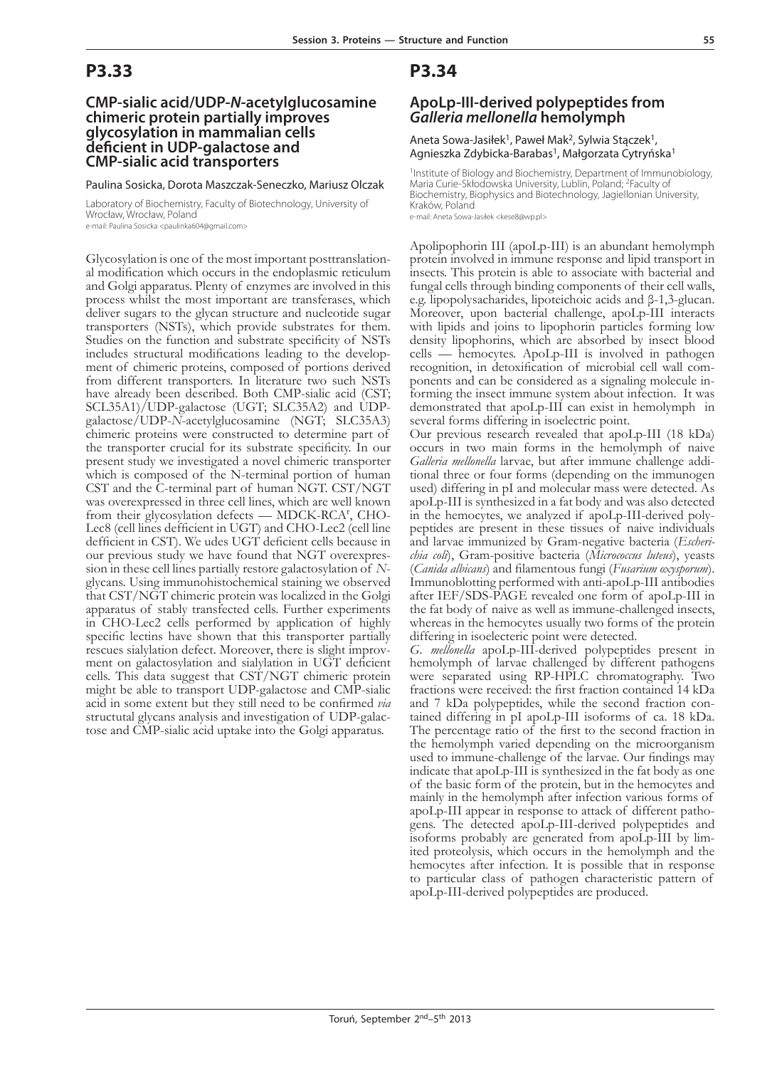# P3.33

## CMP-sialic acid/UDP-*N*-acetylglucosamine chimeric protein partially improves glycosylation in mammalian cells deficient in UDP-galactose and CMP-sialic acid transporters

Paulina Sosicka, Dorota Maszczak-Seneczko, Mariusz Olczak

Laboratory of Biochemistry, Faculty of Biotechnology, University of Wrocław, Wrocław, Poland
e-mail: Paulina Sosicka <paulinka604@gmail.com>

Glycosylation is one of the most important posttranslational modification which occurs in the endoplasmic reticulum and Golgi apparatus. Plenty of enzymes are involved in this process whilst the most important are transferases, which deliver sugars to the glycan structure and nucleotide sugar transporters (NSTs), which provide substrates for them. Studies on the function and substrate specificity of NSTs includes structural modifications leading to the development of chimeric proteins, composed of portions derived from different transporters. In literature two such NSTs have already been described. Both CMP-sialic acid (CST; SCL35A1)/UDP-galactose (UGT; SLC35A2) and UDP-galactose/UDP-*N*-acetylglucosamine (NGT; SLC35A3) chimeric proteins were constructed to determine part of the transporter crucial for its substrate specificity. In our present study we investigated a novel chimeric transporter which is composed of the N-terminal portion of human CST and the C-terminal part of human NGT. CST/NGT was overexpressed in three cell lines, which are well known from their glycosylation defects — MDCK-RCA[r], CHO-Lec8 (cell lines defficient in UGT) and CHO-Lec2 (cell line defficient in CST). We udes UGT deficient cells because in our previous study we have found that NGT overexpression in these cell lines partially restore galactosylation of *N*-glycans. Using immunohistochemical staining we observed that CST/NGT chimeric protein was localized in the Golgi apparatus of stably transfected cells. Further experiments in CHO-Lec2 cells performed by application of highly specific lectins have shown that this transporter partially rescues sialylation defect. Moreover, there is slight improvment on galactosylation and sialylation in UGT deficient cells. This data suggest that CST/NGT chimeric protein might be able to transport UDP-galactose and CMP-sialic acid to some extent but they still need to be confirmed *via* structutal glycans analysis and investigation of UDP-galactose and CMP-sialic acid uptake into the Golgi apparatus.

# P3.34

## ApoLp-III-derived polypeptides from *Galleria mellonella* hemolymph

Aneta Sowa-Jasiłek[1], Paweł Mak[2], Sylwia Stączek[1], Agnieszka Zdybicka-Barabas[1], Małgorzata Cytryńska[1]

[1]Institute of Biology and Biochemistry, Department of Immunobiology, Maria Curie-Skłodowska University, Lublin, Poland; [2]Faculty of Biochemistry, Biophysics and Biotechnology, Jagiellonian University, Kraków, Poland
e-mail: Aneta Sowa-Jasiłek <kese8@wp.pl>

Apolipophorin III (apoLp-III) is an abundant hemolymph protein involved in immune response and lipid transport in insects. This protein is able to associate with bacterial and fungal cells through binding components of their cell walls, e.g. lipopolysacharides, lipoteichoic acids and β-1,3-glucan. Moreover, upon bacterial challenge, apoLp-III interacts with lipids and joins to lipophorin particles forming low density lipophorins, which are absorbed by insect blood cells — hemocytes. ApoLp-III is involved in pathogen recognition, in detoxification of microbial cell wall components and can be considered as a signaling molecule informing the insect immune system about infection. It was demonstrated that apoLp-III can exist in hemolymph in several forms differing in isoelectric point.

Our previous research revealed that apoLp-III (18 kDa) occurs in two main forms in the hemolymph of naive *Galleria mellonella* larvae, but after immune challenge additional three or four forms (depending on the immunogen used) differing in pI and molecular mass were detected. As apoLp-III is synthesized in a fat body and was also detected in the hemocytes, we analyzed if apoLp-III-derived polypeptides are present in these tissues of naive individuals and larvae immunized by Gram-negative bacteria (*Escherichia coli*), Gram-positive bacteria (*Micrococcus luteus*), yeasts (*Canida albicans*) and filamentous fungi (*Fusarium oxysporum*). Immunoblotting performed with anti-apoLp-III antibodies after IEF/SDS-PAGE revealed one form of apoLp-III in the fat body of naive as well as immune-challenged insects, whereas in the hemocytes usually two forms of the protein differing in isoelecteric point were detected.

*G. mellonella* apoLp-III-derived polypeptides present in hemolymph of larvae challenged by different pathogens were separated using RP-HPLC chromatography. Two fractions were received: the first fraction contained 14 kDa and 7 kDa polypeptides, while the second fraction contained differing in pI apoLp-III isoforms of ca. 18 kDa. The percentage ratio of the first to the second fraction in the hemolymph varied depending on the microorganism used to immune-challenge of the larvae. Our findings may indicate that apoLp-III is synthesized in the fat body as one of the basic form of the protein, but in the hemocytes and mainly in the hemolymph after infection various forms of apoLp-III appear in response to attack of different pathogens. The detected apoLp-III-derived polypeptides and isoforms probably are generated from apoLp-III by limited proteolysis, which occurs in the hemolymph and the hemocytes after infection. It is possible that in response to particular class of pathogen characteristic pattern of apoLp-III-derived polypeptides are produced.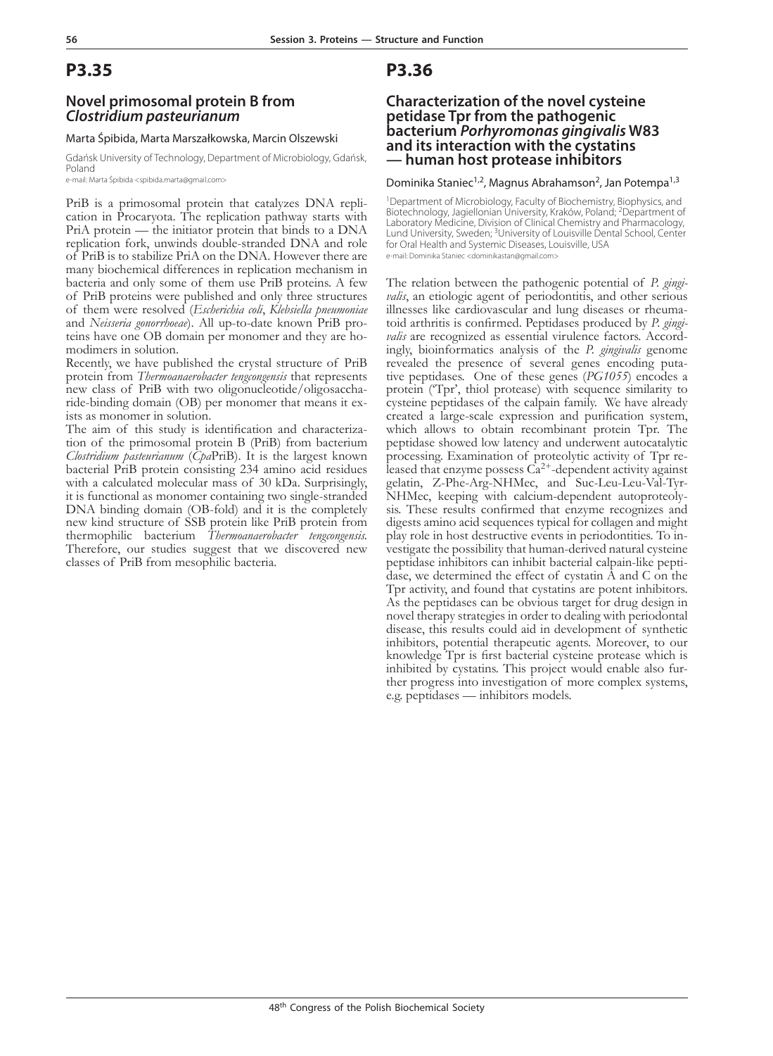## P3.35

### Novel primosomal protein B from *Clostridium pasteurianum*

Marta Śpibida, Marta Marszałkowska, Marcin Olszewski

Gdańsk University of Technology, Department of Microbiology, Gdańsk, Poland
e-mail: Marta Śpibida <spibida.marta@gmail.com>

PriB is a primosomal protein that catalyzes DNA replication in Procaryota. The replication pathway starts with PriA protein — the initiator protein that binds to a DNA replication fork, unwinds double-stranded DNA and role of PriB is to stabilize PriA on the DNA. However there are many biochemical differences in replication mechanism in bacteria and only some of them use PriB proteins. A few of PriB proteins were published and only three structures of them were resolved (*Escherichia coli*, *Klebsiella pneumoniae* and *Neisseria gonorrhoeae*). All up-to-date known PriB proteins have one OB domain per monomer and they are homodimers in solution.

Recently, we have published the crystal structure of PriB protein from *Thermoanaerobacter tengcongensis* that represents new class of PriB with two oligonucleotide/oligosaccharide-binding domain (OB) per monomer that means it exists as monomer in solution.

The aim of this study is identification and characterization of the primosomal protein B (PriB) from bacterium *Clostridium pasteurianum* (*Cpa*PriB). It is the largest known bacterial PriB protein consisting 234 amino acid residues with a calculated molecular mass of 30 kDa. Surprisingly, it is functional as monomer containing two single-stranded DNA binding domain (OB-fold) and it is the completely new kind structure of SSB protein like PriB protein from thermophilic bacterium *Thermoanaerobacter tengcongensis*. Therefore, our studies suggest that we discovered new classes of PriB from mesophilic bacteria.

## P3.36

### Characterization of the novel cysteine petidase Tpr from the pathogenic bacterium *Porhyromonas gingivalis* W83 and its interaction with the cystatins — human host protease inhibitors

Dominika Staniec[1,2], Magnus Abrahamson[2], Jan Potempa[1,3]

[1]Department of Microbiology, Faculty of Biochemistry, Biophysics, and Biotechnology, Jagiellonian University, Kraków, Poland; [2]Department of Laboratory Medicine, Division of Clinical Chemistry and Pharmacology, Lund University, Sweden; [3]University of Louisville Dental School, Center for Oral Health and Systemic Diseases, Louisville, USA
e-mail: Dominika Staniec <dominikastan@gmail.com>

The relation between the pathogenic potential of *P. gingivalis*, an etiologic agent of periodontitis, and other serious illnesses like cardiovascular and lung diseases or rheumatoid arthritis is confirmed. Peptidases produced by *P. gingivalis* are recognized as essential virulence factors. Accordingly, bioinformatics analysis of the *P. gingivalis* genome revealed the presence of several genes encoding putative peptidases. One of these genes (*PG1055*) encodes a protein ('Tpr', thiol protease) with sequence similarity to cysteine peptidases of the calpain family. We have already created a large-scale expression and purification system, which allows to obtain recombinant protein Tpr. The peptidase showed low latency and underwent autocatalytic processing. Examination of proteolytic activity of Tpr released that enzyme possess $Ca^{2+}$-dependent activity against gelatin, Z-Phe-Arg-NHMec, and Suc-Leu-Leu-Val-Tyr-NHMec, keeping with calcium-dependent autoproteolysis. These results confirmed that enzyme recognizes and digests amino acid sequences typical for collagen and might play role in host destructive events in periodontities. To investigate the possibility that human-derived natural cysteine peptidase inhibitors can inhibit bacterial calpain-like peptidase, we determined the effect of cystatin A and C on the Tpr activity, and found that cystatins are potent inhibitors. As the peptidases can be obvious target for drug design in novel therapy strategies in order to dealing with periodontal disease, this results could aid in development of synthetic inhibitors, potential therapeutic agents. Moreover, to our knowledge Tpr is first bacterial cysteine protease which is inhibited by cystatins. This project would enable also further progress into investigation of more complex systems, e.g. peptidases — inhibitors models.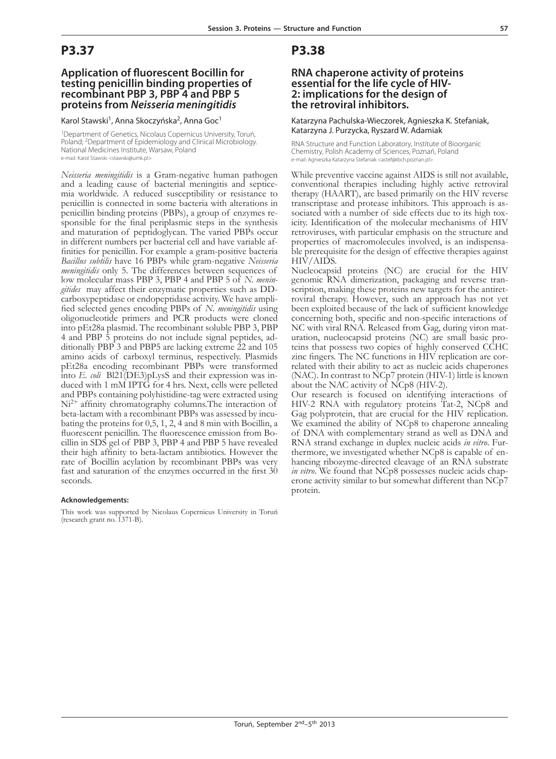# P3.37

## Application of fluorescent Bocillin for testing penicillin binding properties of recombinant PBP 3, PBP 4 and PBP 5 proteins from *Neisseria meningitidis*

Karol Stawski[1], Anna Skoczyńska[2], Anna Goc[1]

[1]Department of Genetics, Nicolaus Copernicus University, Toruń, Poland; [2]Department of Epidemiology and Clinical Microbiology. National Medicines Institute, Warsaw, Poland
e-mail: Karol Stawski <stawski@umk.pl>

*Neisseria meningitidis* is a Gram-negative human pathogen and a leading cause of bacterial meningitis and septicemia worldwide. A reduced susceptibility or resistance to penicillin is connected in some bacteria with alterations in penicillin binding proteins (PBPs), a group of enzymes responsible for the final periplasmic steps in the synthesis and maturation of peptidoglycan. The varied PBPs occur in different numbers per bacterial cell and have variable affinities for penicillin. For example a gram-positive bacteria *Bacillus subtilis* have 16 PBPs while gram-negative *Neisseria meningitidis* only 5. The differences between sequences of low molecular mass PBP 3, PBP 4 and PBP 5 of *N. meningitides* may affect their enzymatic properties such as DD-carboxypeptidase or endopeptidase activity. We have amplified selected genes encoding PBPs of *N. meningitidis* using oligonucleotide primers and PCR products were cloned into pEt28a plasmid. The recombinant soluble PBP 3, PBP 4 and PBP 5 proteins do not include signal peptides, additionally PBP 3 and PBP5 are lacking extreme 22 and 105 amino acids of carboxyl terminus, respectively. Plasmids pEt28a encoding recombinant PBPs were transformed into *E. coli* Bl21(DE3)pLysS and their expression was induced with 1 mM IPTG for 4 hrs. Next, cells were pelleted and PBPs containing polyhistidine-tag were extracted using $Ni^{2+}$ affinity chromatography columns.The interaction of beta-lactam with a recombinant PBPs was assessed by incubating the proteins for 0,5, 1, 2, 4 and 8 min with Bocillin, a fluorescent penicillin. The fluorescence emission from Bocillin in SDS gel of PBP 3, PBP 4 and PBP 5 have revealed their high affinity to beta-lactam antibiotics. However the rate of Bocillin acylation by recombinant PBPs was very fast and saturation of the enzymes occurred in the first 30 seconds.

#### Acknowledgements:

This work was supported by Nicolaus Copernicus University in Toruń (research grant no. 1371-B).

# P3.38

## RNA chaperone activity of proteins essential for the life cycle of HIV-2: implications for the design of the retroviral inhibitors.

Katarzyna Pachulska-Wieczorek, Agnieszka K. Stefaniak, Katarzyna J. Purzycka, Ryszard W. Adamiak

RNA Structure and Function Laboratory, Institute of Bioorganic Chemistry, Polish Academy of Sciences, Poznań, Poland
e-mail: Agnieszka Katarzyna Stefaniak <astef@ibch.poznan.pl>

While preventive vaccine against AIDS is still not available, conventional therapies including highly active retroviral therapy (HAART), are based primarily on the HIV reverse transcriptase and protease inhibitors. This approach is associated with a number of side effects due to its high toxicity. Identification of the molecular mechanisms of HIV retroviruses, with particular emphasis on the structure and properties of macromolecules involved, is an indispensable prerequisite for the design of effective therapies against HIV/AIDS.

Nucleocapsid proteins (NC) are crucial for the HIV genomic RNA dimerization, packaging and reverse transcription, making these proteins new targets for the antiretroviral therapy. However, such an approach has not yet been exploited because of the lack of sufficient knowledge concerning both, specific and non-specific interactions of NC with viral RNA. Released from Gag, during viron maturation, nucleocapsid proteins (NC) are small basic proteins that possess two copies of highly conserved CCHC zinc fingers. The NC functions in HIV replication are correlated with their ability to act as nucleic acids chaperones (NAC). In contrast to NCp7 protein (HIV-1) little is known about the NAC activity of NCp8 (HIV-2).

Our research is focused on identifying interactions of HIV-2 RNA with regulatory proteins Tat-2, NCp8 and Gag polyprotein, that are crucial for the HIV replication. We examined the ability of NCp8 to chaperone annealing of DNA with complementary strand as well as DNA and RNA strand exchange in duplex nucleic acids *in vitro*. Furthermore, we investigated whether NCp8 is capable of enhancing ribozyme-directed cleavage of an RNA substrate *in vitro*. We found that NCp8 possesses nucleic acids chaperone activity similar to but somewhat different than NCp7 protein.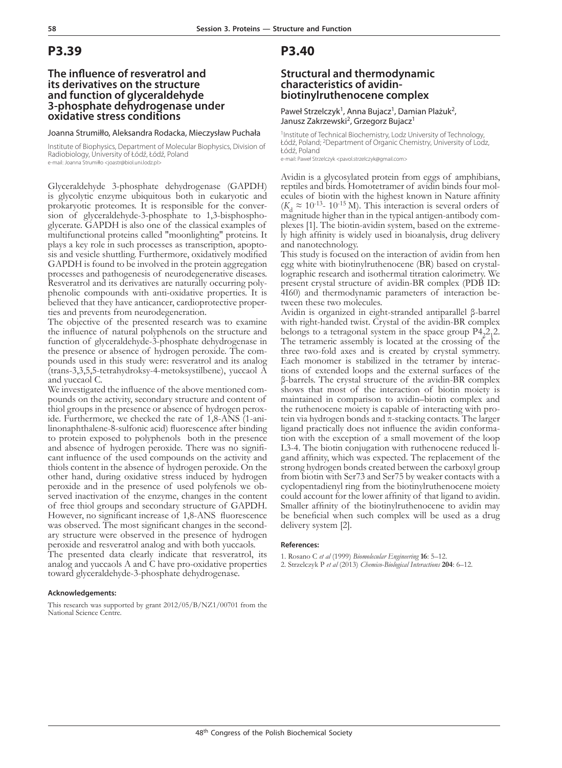# P3.39

## The influence of resveratrol and its derivatives on the structure and function of glyceraldehyde 3-phosphate dehydrogenase under oxidative stress conditions

Joanna Strumiłło, Aleksandra Rodacka, Mieczysław Puchała

Institute of Biophysics, Department of Molecular Biophysics, Division of Radiobiology, University of Łódź, Łódź, Poland
e-mail: Joanna Strumiłło <joastr@biol.uni.lodz.pl>

Glyceraldehyde 3-phosphate dehydrogenase (GAPDH) is glycolytic enzyme ubiquitous both in eukaryotic and prokaryotic proteomes. It is responsible for the conversion of glyceraldehyde-3-phosphate to 1,3-bisphosphoglycerate. GAPDH is also one of the classical examples of multifunctional proteins called "moonlighting" proteins. It plays a key role in such processes as transcription, apoptosis and vesicle shuttling. Furthermore, oxidatively modified GAPDH is found to be involved in the protein aggregation processes and pathogenesis of neurodegenerative diseases. Resveratrol and its derivatives are naturally occurring polyphenolic compounds with anti-oxidative properties. It is believed that they have anticancer, cardioprotective properties and prevents from neurodegeneration.

The objective of the presented research was to examine the influence of natural polyphenols on the structure and function of glyceraldehyde-3-phosphate dehydrogenase in the presence or absence of hydrogen peroxide. The compounds used in this study were: resveratrol and its analog (trans-3,3,5,5-tetrahydroksy-4-metoksystilbene), yuccaol A and yuccaol C.

We investigated the influence of the above mentioned compounds on the activity, secondary structure and content of thiol groups in the presence or absence of hydrogen peroxide. Furthermore, we checked the rate of 1,8-ANS (1-anilinonaphthalene-8-sulfonic acid) fluorescence after binding to protein exposed to polyphenols both in the presence and absence of hydrogen peroxide. There was no significant influence of the used compounds on the activity and thiols content in the absence of hydrogen peroxide. On the other hand, during oxidative stress induced by hydrogen peroxide and in the presence of used polyfenols we observed inactivation of the enzyme, changes in the content of free thiol groups and secondary structure of GAPDH. However, no significant increase of 1,8-ANS fluorescence was observed. The most significant changes in the secondary structure were observed in the presence of hydrogen peroxide and resveratrol analog and with both yuccaols.

The presented data clearly indicate that resveratrol, its analog and yuccaols A and C have pro-oxidative properties toward glyceraldehyde-3-phosphate dehydrogenase.

### Acknowledgements:

This research was supported by grant 2012/05/B/NZ1/00701 from the National Science Centre.

# P3.40

## Structural and thermodynamic characteristics of avidin-biotinylruthenocene complex

Paweł Strzelczyk[1], Anna Bujacz[1], Damian Plażuk[2], Janusz Zakrzewski[2], Grzegorz Bujacz[1]

[1]Institute of Technical Biochemistry, Lodz University of Technology, Łódź, Poland; [2]Department of Organic Chemistry, University of Lodz, Łódź, Poland
e-mail: Paweł Strzelczyk <pavol.strzelczyk@gmail.com>

Avidin is a glycosylated protein from eggs of amphibians, reptiles and birds. Homotetramer of avidin binds four molecules of biotin with the highest known in Nature affinity ($K_d \approx 10^{-13}$- $10^{-15}$ M). This interaction is several orders of magnitude higher than in the typical antigen-antibody complexes [1]. The biotin-avidin system, based on the extremely high affinity is widely used in bioanalysis, drug delivery and nanotechnology.

This study is focused on the interaction of avidin from hen egg white with biotinylruthenocene (BR) based on crystallographic research and isothermal titration calorimetry. We present crystal structure of avidin-BR complex (PDB ID: 4I60) and thermodynamic parameters of interaction between these two molecules.

Avidin is organized in eight-stranded antiparallel β-barrel with right-handed twist. Crystal of the avidin-BR complex belongs to a tetragonal system in the space group $P4_22_12$. The tetrameric assembly is located at the crossing of the three two-fold axes and is created by crystal symmetry. Each monomer is stabilized in the tetramer by interactions of extended loops and the external surfaces of the β-barrels. The crystal structure of the avidin-BR complex shows that most of the interaction of biotin moiety is maintained in comparison to avidin–biotin complex and the ruthenocene moiety is capable of interacting with protein via hydrogen bonds and π-stacking contacts. The larger ligand practically does not influence the avidin conformation with the exception of a small movement of the loop L3-4. The biotin conjugation with ruthenocene reduced ligand affinity, which was expected. The replacement of the strong hydrogen bonds created between the carboxyl group from biotin with Ser73 and Ser75 by weaker contacts with a cyclopentadienyl ring from the biotinylruthenocene moiety could account for the lower affinity of that ligand to avidin. Smaller affinity of the biotinylruthenocene to avidin may be beneficial when such complex will be used as a drug delivery system [2].

### References:

1. Rosano C *et al* (1999) *Biomolecular Engineering* **16**: 5–12.
2. Strzelczyk P *et al* (2013) *Chemico-Biological Interactions* **204**: 6–12.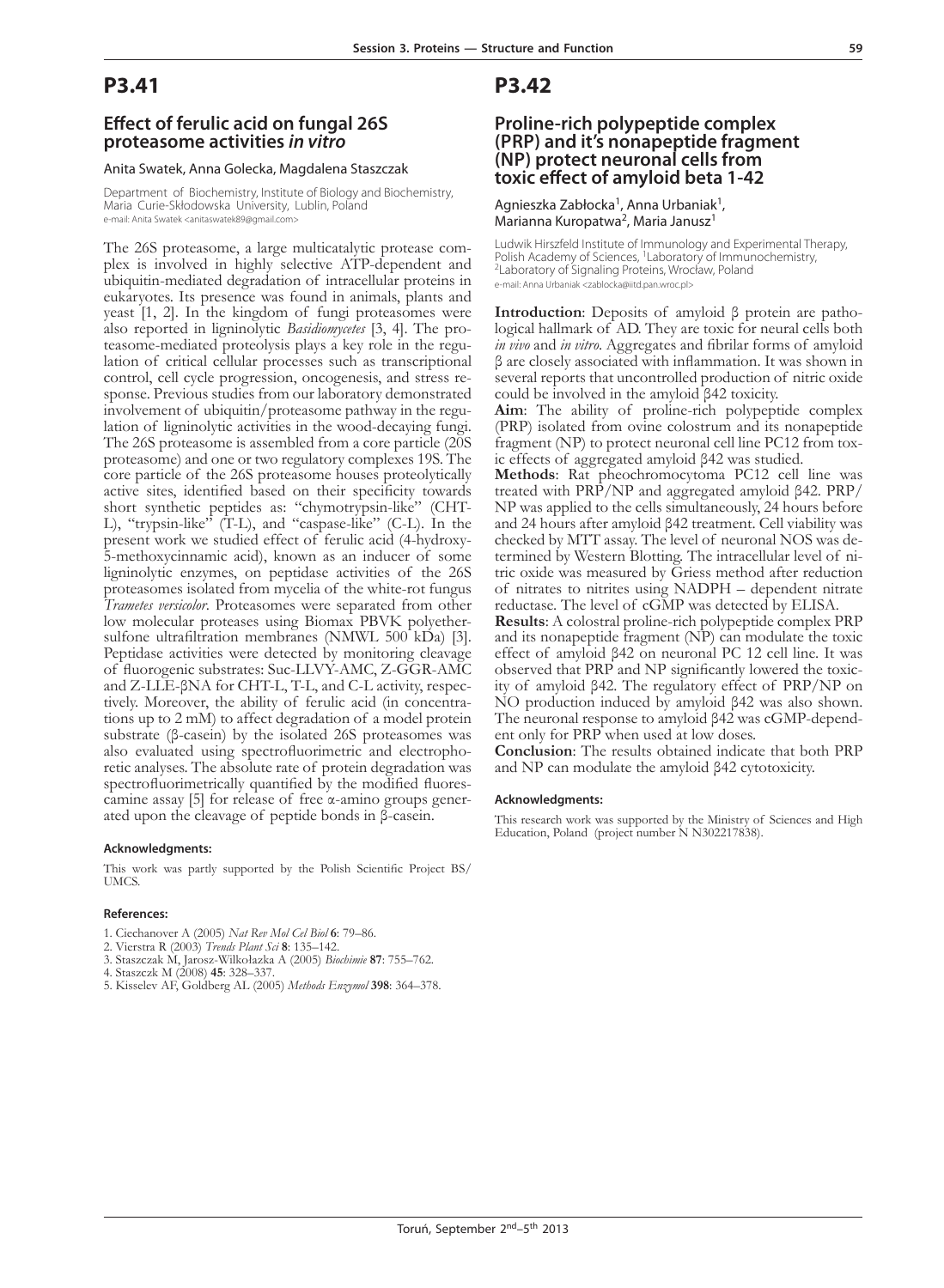# P3.41

## Effect of ferulic acid on fungal 26S proteasome activities *in vitro*

Anita Swatek, Anna Golecka, Magdalena Staszczak

Department of Biochemistry, Institute of Biology and Biochemistry, Maria Curie-Skłodowska University, Lublin, Poland
e-mail: Anita Swatek <anitaswatek89@gmail.com>

The 26S proteasome, a large multicatalytic protease complex is involved in highly selective ATP-dependent and ubiquitin-mediated degradation of intracellular proteins in eukaryotes. Its presence was found in animals, plants and yeast [1, 2]. In the kingdom of fungi proteasomes were also reported in ligninolytic *Basidiomycetes* [3, 4]. The proteasome-mediated proteolysis plays a key role in the regulation of critical cellular processes such as transcriptional control, cell cycle progression, oncogenesis, and stress response. Previous studies from our laboratory demonstrated involvement of ubiquitin/proteasome pathway in the regulation of ligninolytic activities in the wood-decaying fungi. The 26S proteasome is assembled from a core particle (20S proteasome) and one or two regulatory complexes 19S. The core particle of the 26S proteasome houses proteolytically active sites, identified based on their specificity towards short synthetic peptides as: "chymotrypsin-like" (CHT-L), "trypsin-like" (T-L), and "caspase-like" (C-L). In the present work we studied effect of ferulic acid (4-hydroxy-5-methoxycinnamic acid), known as an inducer of some ligninolytic enzymes, on peptidase activities of the 26S proteasomes isolated from mycelia of the white-rot fungus *Trametes versicolor*. Proteasomes were separated from other low molecular proteases using Biomax PBVK polyethersulfone ultrafiltration membranes (NMWL 500 kDa) [3]. Peptidase activities were detected by monitoring cleavage of fluorogenic substrates: Suc-LLVY-AMC, Z-GGR-AMC and Z-LLE-βNA for CHT-L, T-L, and C-L activity, respectively. Moreover, the ability of ferulic acid (in concentrations up to 2 mM) to affect degradation of a model protein substrate (β-casein) by the isolated 26S proteasomes was also evaluated using spectrofluorimetric and electrophoretic analyses. The absolute rate of protein degradation was spectrofluorimetrically quantified by the modified fluorescamine assay [5] for release of free α-amino groups generated upon the cleavage of peptide bonds in β-casein.

#### Acknowledgments:

This work was partly supported by the Polish Scientific Project BS/UMCS.

#### References:

1. Ciechanover A (2005) *Nat Rev Mol Cel Biol* **6**: 79–86.
2. Vierstra R (2003) *Trends Plant Sci* **8**: 135–142.
3. Staszczak M, Jarosz-Wilkołazka A (2005) *Biochimie* **87**: 755–762.
4. Staszczk M (2008) **45**: 328–337.
5. Kisselev AF, Goldberg AL (2005) *Methods Enzymol* **398**: 364–378.

# P3.42

## Proline-rich polypeptide complex (PRP) and it's nonapeptide fragment (NP) protect neuronal cells from toxic effect of amyloid beta 1-42

Agnieszka Zabłocka[1], Anna Urbaniak[1], Marianna Kuropatwa[2], Maria Janusz[1]

Ludwik Hirszfeld Institute of Immunology and Experimental Therapy, Polish Academy of Sciences, [1]Laboratory of Immunochemistry, [2]Laboratory of Signaling Proteins, Wrocław, Poland
e-mail: Anna Urbaniak <zablocka@iitd.pan.wroc.pl>

**Introduction**: Deposits of amyloid β protein are pathological hallmark of AD. They are toxic for neural cells both *in vivo* and *in vitro*. Aggregates and fibrilar forms of amyloid β are closely associated with inflammation. It was shown in several reports that uncontrolled production of nitric oxide could be involved in the amyloid β42 toxicity.

**Aim**: The ability of proline-rich polypeptide complex (PRP) isolated from ovine colostrum and its nonapeptide fragment (NP) to protect neuronal cell line PC12 from toxic effects of aggregated amyloid β42 was studied.

**Methods**: Rat pheochromocytoma PC12 cell line was treated with PRP/NP and aggregated amyloid β42. PRP/NP was applied to the cells simultaneously, 24 hours before and 24 hours after amyloid β42 treatment. Cell viability was checked by MTT assay. The level of neuronal NOS was determined by Western Blotting. The intracellular level of nitric oxide was measured by Griess method after reduction of nitrates to nitrites using NADPH – dependent nitrate reductase. The level of cGMP was detected by ELISA.

**Results**: A colostral proline-rich polypeptide complex PRP and its nonapeptide fragment (NP) can modulate the toxic effect of amyloid β42 on neuronal PC 12 cell line. It was observed that PRP and NP significantly lowered the toxicity of amyloid β42. The regulatory effect of PRP/NP on NO production induced by amyloid β42 was also shown. The neuronal response to amyloid β42 was cGMP-dependent only for PRP when used at low doses.

**Conclusion**: The results obtained indicate that both PRP and NP can modulate the amyloid β42 cytotoxicity.

#### Acknowledgments:

This research work was supported by the Ministry of Sciences and High Education, Poland (project number N N302217838).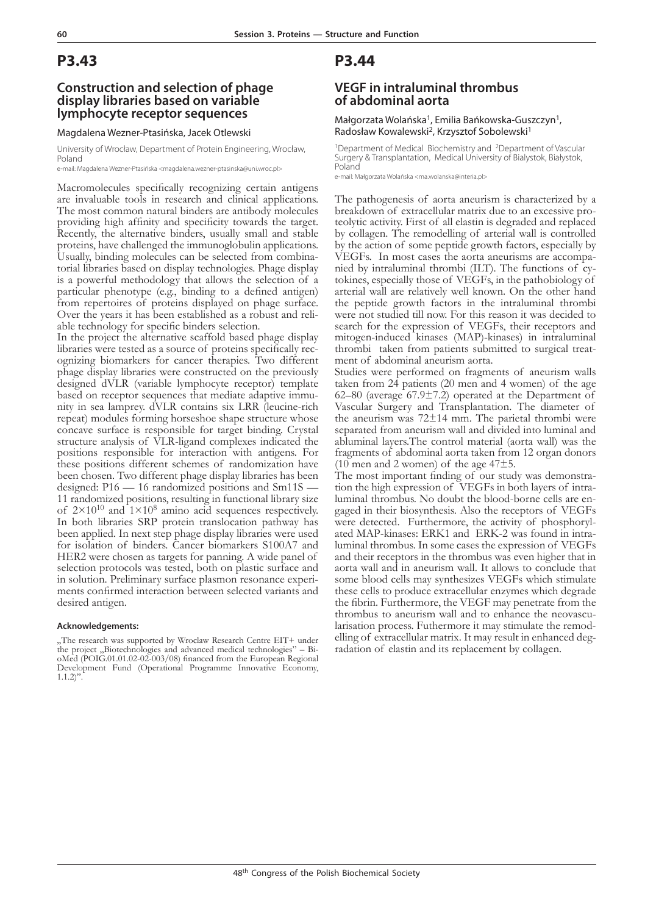# P3.43

## Construction and selection of phage display libraries based on variable lymphocyte receptor sequences

Magdalena Wezner-Ptasińska, Jacek Otlewski

University of Wrocław, Department of Protein Engineering, Wrocław, Poland
e-mail: Magdalena Wezner-Ptasińska <magdalena.wezner-ptasinska@uni.wroc.pl>

Macromolecules specifically recognizing certain antigens are invaluable tools in research and clinical applications. The most common natural binders are antibody molecules providing high affinity and specificity towards the target. Recently, the alternative binders, usually small and stable proteins, have challenged the immunoglobulin applications. Usually, binding molecules can be selected from combinatorial libraries based on display technologies. Phage display is a powerful methodology that allows the selection of a particular phenotype (e.g., binding to a defined antigen) from repertoires of proteins displayed on phage surface. Over the years it has been established as a robust and reliable technology for specific binders selection.

In the project the alternative scaffold based phage display libraries were tested as a source of proteins specifically recognizing biomarkers for cancer therapies. Two different phage display libraries were constructed on the previously designed dVLR (variable lymphocyte receptor) template based on receptor sequences that mediate adaptive immunity in sea lamprey. dVLR contains six LRR (leucine-rich repeat) modules forming horseshoe shape structure whose concave surface is responsible for target binding. Crystal structure analysis of VLR-ligand complexes indicated the positions responsible for interaction with antigens. For these positions different schemes of randomization have been chosen. Two different phage display libraries has been designed: P16 — 16 randomized positions and Sm11S — 11 randomized positions, resulting in functional library size of $2\times10^{10}$ and $1\times10^{8}$ amino acid sequences respectively. In both libraries SRP protein translocation pathway has been applied. In next step phage display libraries were used for isolation of binders. Cancer biomarkers S100A7 and HER2 were chosen as targets for panning. A wide panel of selection protocols was tested, both on plastic surface and in solution. Preliminary surface plasmon resonance experiments confirmed interaction between selected variants and desired antigen.

#### Acknowledgements:

„The research was supported by Wroclaw Research Centre EIT+ under the project „Biotechnologies and advanced medical technologies" – BioMed (POIG.01.01.02-02-003/08) financed from the European Regional Development Fund (Operational Programme Innovative Economy, 1.1.2)".

# P3.44

## VEGF in intraluminal thrombus of abdominal aorta

Małgorzata Wolańska[1], Emilia Bańkowska-Guszczyn[1], Radosław Kowalewski[2], Krzysztof Sobolewski[1]

[1]Department of Medical Biochemistry and [2]Department of Vascular Surgery & Transplantation, Medical University of Bialystok, Białystok, Poland
e-mail: Małgorzata Wolańska <ma.wolanska@interia.pl>

The pathogenesis of aorta aneurism is characterized by a breakdown of extracellular matrix due to an excessive proteolytic activity. First of all elastin is degraded and replaced by collagen. The remodelling of arterial wall is controlled by the action of some peptide growth factors, especially by VEGFs. In most cases the aorta aneurisms are accompanied by intraluminal thrombi (ILT). The functions of cytokines, especially those of VEGFs, in the pathobiology of arterial wall are relatively well known. On the other hand the peptide growth factors in the intraluminal thrombi were not studied till now. For this reason it was decided to search for the expression of VEGFs, their receptors and mitogen-induced kinases (MAP)-kinases) in intraluminal thrombi taken from patients submitted to surgical treatment of abdominal aneurism aorta.

Studies were performed on fragments of aneurism walls taken from 24 patients (20 men and 4 women) of the age 62–80 (average 67.9±7.2) operated at the Department of Vascular Surgery and Transplantation. The diameter of the aneurism was 72±14 mm. The parietal thrombi were separated from aneurism wall and divided into luminal and abluminal layers.The control material (aorta wall) was the fragments of abdominal aorta taken from 12 organ donors (10 men and 2 women) of the age 47±5.

The most important finding of our study was demonstration the high expression of VEGFs in both layers of intraluminal thrombus. No doubt the blood-borne cells are engaged in their biosynthesis. Also the receptors of VEGFs were detected. Furthermore, the activity of phosphorylated MAP-kinases: ERK1 and ERK-2 was found in intraluminal thrombus. In some cases the expression of VEGFs and their receptors in the thrombus was even higher that in aorta wall and in aneurism wall. It allows to conclude that some blood cells may synthesizes VEGFs which stimulate these cells to produce extracellular enzymes which degrade the fibrin. Furthermore, the VEGF may penetrate from the thrombus to aneurism wall and to enhance the neovascularisation process. Futhermore it may stimulate the remodelling of extracellular matrix. It may result in enhanced degradation of elastin and its replacement by collagen.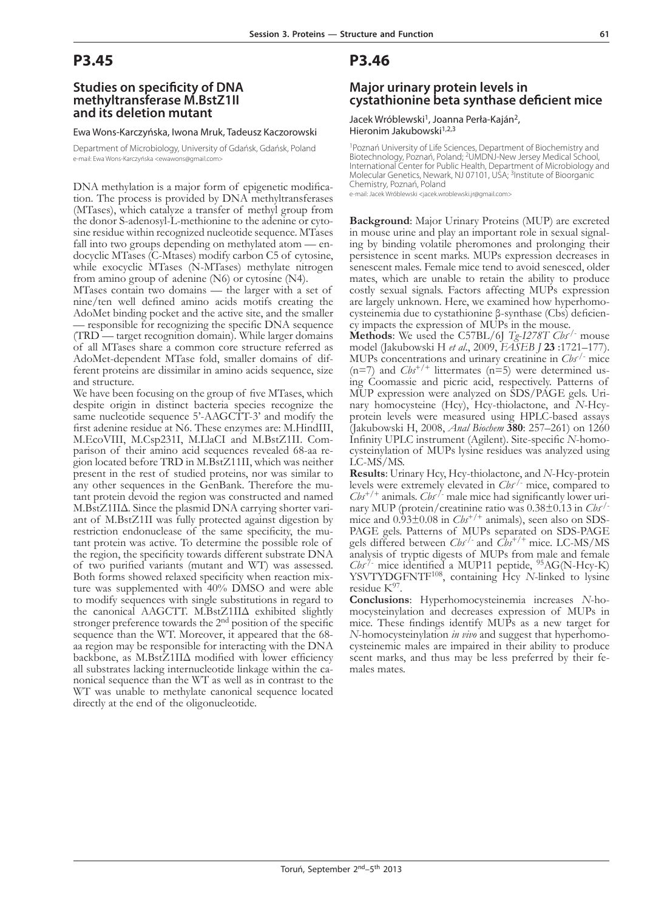# P3.45

## Studies on specificity of DNA methyltransferase M.BstZ1II and its deletion mutant

Ewa Wons-Karczyńska, Iwona Mruk, Tadeusz Kaczorowski

Department of Microbiology, University of Gdańsk, Gdańsk, Poland
e-mail: Ewa Wons-Karczyńska <ewawons@gmail.com>

DNA methylation is a major form of epigenetic modification. The process is provided by DNA methyltransferases (MTases), which catalyze a transfer of methyl group from the donor S-adenosyl-L-methionine to the adenine or cytosine residue within recognized nucleotide sequence. MTases fall into two groups depending on methylated atom — endocyclic MTases (C-Mtases) modify carbon C5 of cytosine, while exocyclic MTases (N-MTases) methylate nitrogen from amino group of adenine (N6) or cytosine (N4).

MTases contain two domains — the larger with a set of nine/ten well defined amino acids motifs creating the AdoMet binding pocket and the active site, and the smaller — responsible for recognizing the specific DNA sequence (TRD — target recognition domain). While larger domains of all MTases share a common core structure referred as AdoMet-dependent MTase fold, smaller domains of different proteins are dissimilar in amino acids sequence, size and structure.

We have been focusing on the group of five MTases, which despite origin in distinct bacteria species recognize the same nucleotide sequence 5'-AAGCTT-3' and modify the first adenine residue at N6. These enzymes are: M.HindIII, M.EcoVIII, M.Csp231I, M.LlaCI and M.BstZ1II. Comparison of their amino acid sequences revealed 68-aa region located before TRD in M.BstZ11II, which was neither present in the rest of studied proteins, nor was similar to any other sequences in the GenBank. Therefore the mutant protein devoid the region was constructed and named M.BstZ1IIΔ. Since the plasmid DNA carrying shorter variant of M.BstZ1II was fully protected against digestion by restriction endonuclease of the same specificity, the mutant protein was active. To determine the possible role of the region, the specificity towards different substrate DNA of two purified variants (mutant and WT) was assessed. Both forms showed relaxed specificity when reaction mixture was supplemented with 40% DMSO and were able to modify sequences with single substitutions in regard to the canonical AAGCTT. M.BstZ1IIΔ exhibited slightly stronger preference towards the 2[nd] position of the specific sequence than the WT. Moreover, it appeared that the 68-aa region may be responsible for interacting with the DNA backbone, as M.BstZ1IIΔ modified with lower efficiency all substrates lacking internucleotide linkage within the canonical sequence than the WT as well as in contrast to the WT was unable to methylate canonical sequence located directly at the end of the oligonucleotide.

# P3.46

## Major urinary protein levels in cystathionine beta synthase deficient mice

Jacek Wróblewski[1], Joanna Perła-Kaján[2], Hieronim Jakubowski[1,2,3]

[1]Poznań University of Life Sciences, Department of Biochemistry and Biotechnology, Poznań, Poland; [2]UMDNJ-New Jersey Medical School, International Center for Public Health, Department of Microbiology and Molecular Genetics, Newark, NJ 07101, USA; [3]Institute of Bioorganic Chemistry, Poznań, Poland
e-mail: Jacek Wróblewski <jacek.wroblewski.jr@gmail.com>

**Background**: Major Urinary Proteins (MUP) are excreted in mouse urine and play an important role in sexual signaling by binding volatile pheromones and prolonging their persistence in scent marks. MUPs expression decreases in senescent males. Female mice tend to avoid senesced, older mates, which are unable to retain the ability to produce costly sexual signals. Factors affecting MUPs expression are largely unknown. Here, we examined how hyperhomocysteinemia due to cystathionine β-synthase (Cbs) deficiency impacts the expression of MUPs in the mouse.

**Methods**: We used the C57BL/6J *Tg-I278T Cbs*$^{-/-}$ mouse model (Jakubowski H *et al*., 2009, *FASEB J* **23** :1721–177). MUPs concentrations and urinary creatinine in *Cbs*$^{-/-}$ mice (n=7) and *Cbs*$^{+/+}$ littermates (n=5) were determined using Coomassie and picric acid, respectively. Patterns of MUP expression were analyzed on SDS/PAGE gels. Urinary homocysteine (Hcy), Hcy-thiolactone, and *N*-Hcy-protein levels were measured using HPLC-based assays (Jakubowski H, 2008, *Anal Biochem* **380**: 257–261) on 1260 Infinity UPLC instrument (Agilent). Site-specific *N*-homocysteinylation of MUPs lysine residues was analyzed using LC-MS/MS.

**Results**: Urinary Hcy, Hcy-thiolactone, and *N*-Hcy-protein levels were extremely elevated in *Cbs*$^{-/-}$ mice, compared to *Cbs*$^{+/+}$ animals. *Cbs*$^{-/-}$ male mice had significantly lower urinary MUP (protein/creatinine ratio was 0.38±0.13 in *Cbs*$^{-/-}$ mice and 0.93±0.08 in *Cbs*$^{+/+}$ animals), seen also on SDS-PAGE gels. Patterns of MUPs separated on SDS-PAGE gels differed between *Cbs*$^{-/-}$ and *Cbs*$^{+/+}$ mice. LC-MS/MS analysis of tryptic digests of MUPs from male and female *Cbs*$^{-/-}$ mice identified a MUP11 peptide, $^{95}$AG(N-Hcy-K)YSVTYDGFNTF$^{108}$, containing Hcy *N*-linked to lysine residue K$^{97}$.

**Conclusions**: Hyperhomocysteinemia increases *N*-homocysteinylation and decreases expression of MUPs in mice. These findings identify MUPs as a new target for *N*-homocysteinylation *in vivo* and suggest that hyperhomocysteinemic males are impaired in their ability to produce scent marks, and thus may be less preferred by their females mates.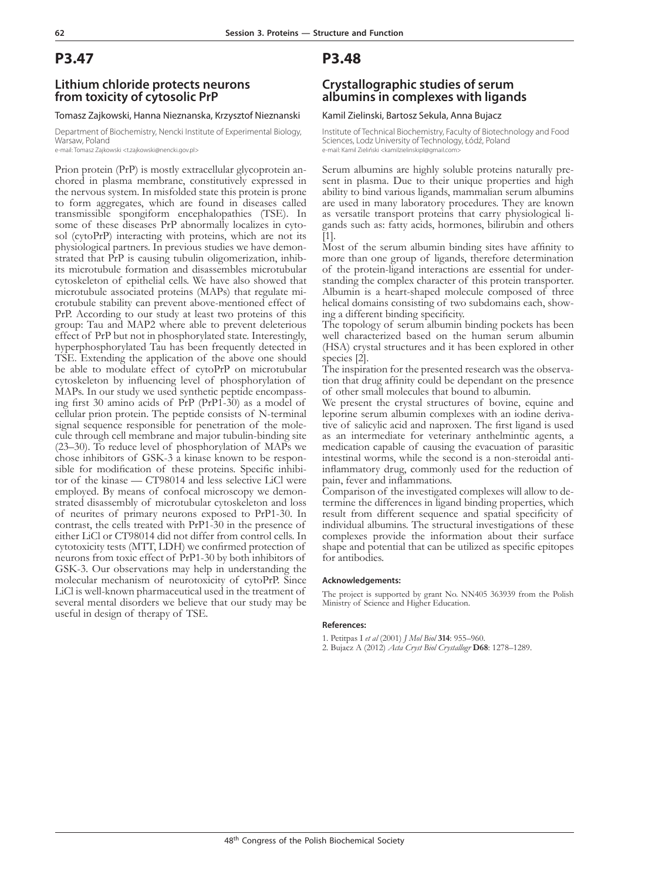# P3.47

## Lithium chloride protects neurons from toxicity of cytosolic PrP

Tomasz Zajkowski, Hanna Nieznanska, Krzysztof Nieznanski

Department of Biochemistry, Nencki Institute of Experimental Biology, Warsaw, Poland
e-mail: Tomasz Zajkowski <t.zajkowski@nencki.gov.pl>

Prion protein (PrP) is mostly extracellular glycoprotein anchored in plasma membrane, constitutively expressed in the nervous system. In misfolded state this protein is prone to form aggregates, which are found in diseases called transmissible spongiform encephalopathies (TSE). In some of these diseases PrP abnormally localizes in cytosol (cytoPrP) interacting with proteins, which are not its physiological partners. In previous studies we have demonstrated that PrP is causing tubulin oligomerization, inhibits microtubule formation and disassembles microtubular cytoskeleton of epithelial cells. We have also showed that microtubule associated proteins (MAPs) that regulate microtubule stability can prevent above-mentioned effect of PrP. According to our study at least two proteins of this group: Tau and MAP2 where able to prevent deleterious effect of PrP but not in phosphorylated state. Interestingly, hyperphosphorylated Tau has been frequently detected in TSE. Extending the application of the above one should be able to modulate effect of cytoPrP on microtubular cytoskeleton by influencing level of phosphorylation of MAPs. In our study we used synthetic peptide encompassing first 30 amino acids of PrP (PrP1-30) as a model of cellular prion protein. The peptide consists of N-terminal signal sequence responsible for penetration of the molecule through cell membrane and major tubulin-binding site (23–30). To reduce level of phosphorylation of MAPs we chose inhibitors of GSK-3 a kinase known to be responsible for modification of these proteins. Specific inhibitor of the kinase — CT98014 and less selective LiCl were employed. By means of confocal microscopy we demonstrated disassembly of microtubular cytoskeleton and loss of neurites of primary neurons exposed to PrP1-30. In contrast, the cells treated with PrP1-30 in the presence of either LiCl or CT98014 did not differ from control cells. In cytotoxicity tests (MTT, LDH) we confirmed protection of neurons from toxic effect of PrP1-30 by both inhibitors of GSK-3. Our observations may help in understanding the molecular mechanism of neurotoxicity of cytoPrP. Since LiCl is well-known pharmaceutical used in the treatment of several mental disorders we believe that our study may be useful in design of therapy of TSE.

# P3.48

## Crystallographic studies of serum albumins in complexes with ligands

Kamil Zielinski, Bartosz Sekula, Anna Bujacz

Institute of Technical Biochemistry, Faculty of Biotechnology and Food Sciences, Lodz University of Technology, Łódź, Poland
e-mail: Kamil Zieliński <kamilzielinskipl@gmail.com>

Serum albumins are highly soluble proteins naturally present in plasma. Due to their unique properties and high ability to bind various ligands, mammalian serum albumins are used in many laboratory procedures. They are known as versatile transport proteins that carry physiological ligands such as: fatty acids, hormones, bilirubin and others [1].

Most of the serum albumin binding sites have affinity to more than one group of ligands, therefore determination of the protein-ligand interactions are essential for understanding the complex character of this protein transporter. Albumin is a heart-shaped molecule composed of three helical domains consisting of two subdomains each, showing a different binding specificity.

The topology of serum albumin binding pockets has been well characterized based on the human serum albumin (HSA) crystal structures and it has been explored in other species [2].

The inspiration for the presented research was the observation that drug affinity could be dependant on the presence of other small molecules that bound to albumin.

We present the crystal structures of bovine, equine and leporine serum albumin complexes with an iodine derivative of salicylic acid and naproxen. The first ligand is used as an intermediate for veterinary anthelmintic agents, a medication capable of causing the evacuation of parasitic intestinal worms, while the second is a non-steroidal anti-inflammatory drug, commonly used for the reduction of pain, fever and inflammations.

Comparison of the investigated complexes will allow to determine the differences in ligand binding properties, which result from different sequence and spatial specificity of individual albumins. The structural investigations of these complexes provide the information about their surface shape and potential that can be utilized as specific epitopes for antibodies.

#### Acknowledgements:

The project is supported by grant No. NN405 363939 from the Polish Ministry of Science and Higher Education.

#### References:

1. Petitpas I *et al* (2001) *J Mol Biol* **314**: 955–960.
2. Bujacz A (2012) *Acta Cryst Biol Crystallogr* **D68**: 1278–1289.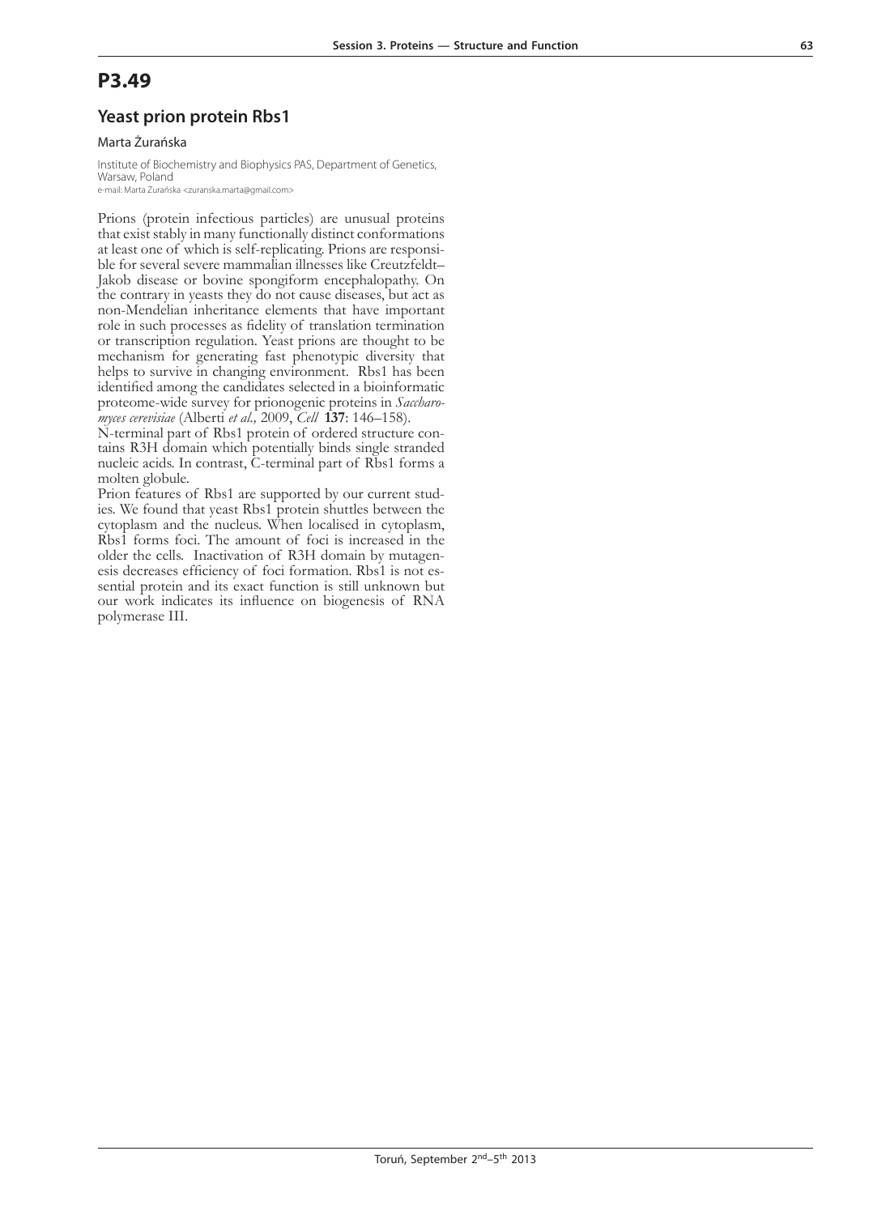# P3.49

## Yeast prion protein Rbs1

Marta Żurańska

Institute of Biochemistry and Biophysics PAS, Department of Genetics, Warsaw, Poland
e-mail: Marta Żurańska <zuranska.marta@gmail.com>

Prions (protein infectious particles) are unusual proteins that exist stably in many functionally distinct conformations at least one of which is self-replicating. Prions are responsible for several severe mammalian illnesses like Creutzfeldt–Jakob disease or bovine spongiform encephalopathy. On the contrary in yeasts they do not cause diseases, but act as non-Mendelian inheritance elements that have important role in such processes as fidelity of translation termination or transcription regulation. Yeast prions are thought to be mechanism for generating fast phenotypic diversity that helps to survive in changing environment. Rbs1 has been identified among the candidates selected in a bioinformatic proteome-wide survey for prionogenic proteins in *Saccharomyces cerevisiae* (Alberti *et al.,* 2009, *Cell* **137**: 146–158).

N-terminal part of Rbs1 protein of ordered structure contains R3H domain which potentially binds single stranded nucleic acids. In contrast, C-terminal part of Rbs1 forms a molten globule.

Prion features of Rbs1 are supported by our current studies. We found that yeast Rbs1 protein shuttles between the cytoplasm and the nucleus. When localised in cytoplasm, Rbs1 forms foci. The amount of foci is increased in the older the cells. Inactivation of R3H domain by mutagenesis decreases efficiency of foci formation. Rbs1 is not essential protein and its exact function is still unknown but our work indicates its influence on biogenesis of RNA polymerase III.